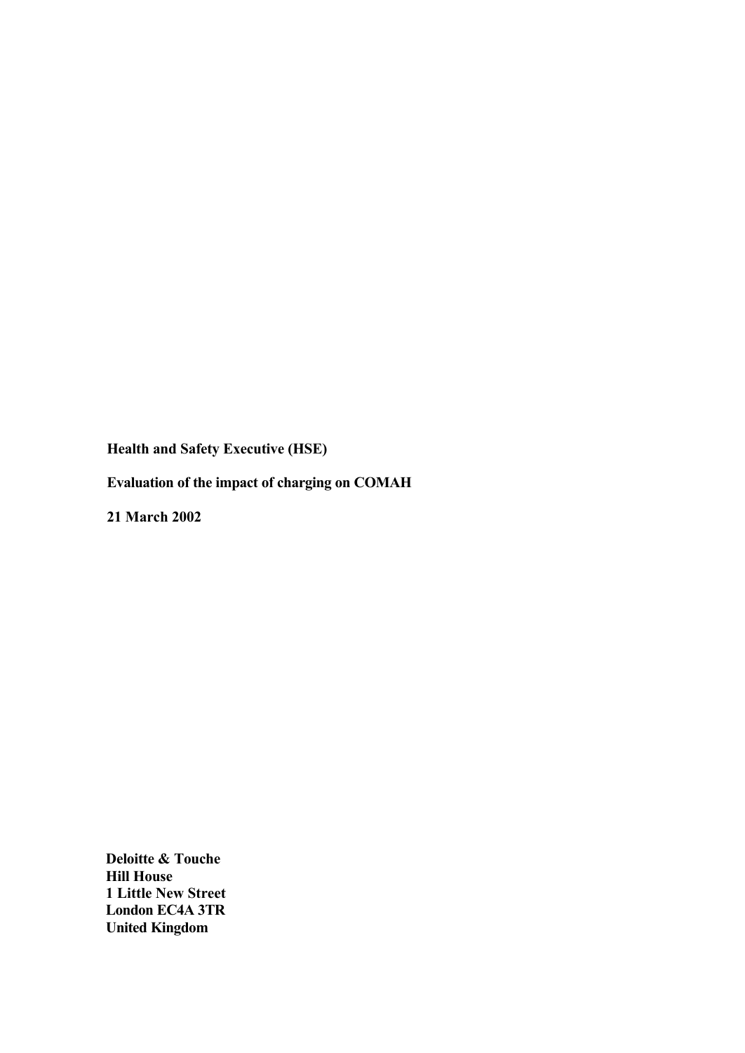**Health and Safety Executive (HSE)**

**Evaluation of the impact of charging on COMAH**

**21 March 2002**

**Deloitte & Touche**
**Hill House**
**1 Little New Street**
**London EC4A 3TR**
**United Kingdom**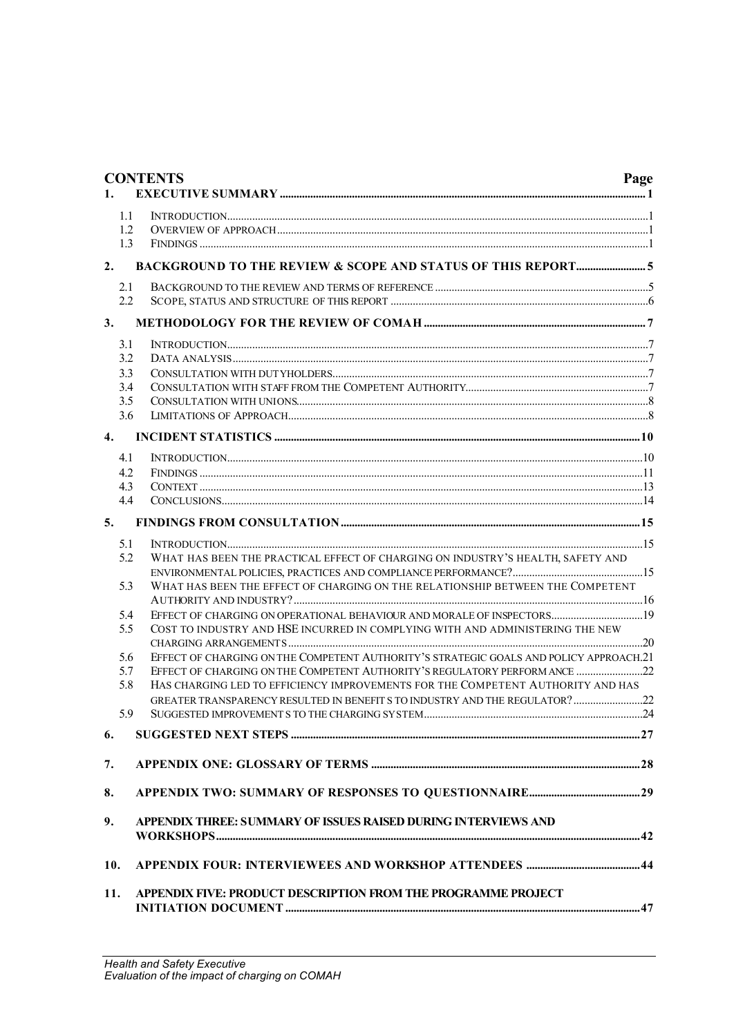## CONTENTS

| | | Page |
|---|---|---|
| **1.** | **EXECUTIVE SUMMARY** | **1** |
| 1.1 | INTRODUCTION | 1 |
| 1.2 | OVERVIEW OF APPROACH | 1 |
| 1.3 | FINDINGS | 1 |
| **2.** | **BACKGROUND TO THE REVIEW & SCOPE AND STATUS OF THIS REPORT** | **5** |
| 2.1 | BACKGROUND TO THE REVIEW AND TERMS OF REFERENCE | 5 |
| 2.2 | SCOPE, STATUS AND STRUCTURE OF THIS REPORT | 6 |
| **3.** | **METHODOLOGY FOR THE REVIEW OF COMAH** | **7** |
| 3.1 | INTRODUCTION | 7 |
| 3.2 | DATA ANALYSIS | 7 |
| 3.3 | CONSULTATION WITH DUTYHOLDERS | 7 |
| 3.4 | CONSULTATION WITH STAFF FROM THE COMPETENT AUTHORITY | 7 |
| 3.5 | CONSULTATION WITH UNIONS | 8 |
| 3.6 | LIMITATIONS OF APPROACH | 8 |
| **4.** | **INCIDENT STATISTICS** | **10** |
| 4.1 | INTRODUCTION | 10 |
| 4.2 | FINDINGS | 11 |
| 4.3 | CONTEXT | 13 |
| 4.4 | CONCLUSIONS | 14 |
| **5.** | **FINDINGS FROM CONSULTATION** | **15** |
| 5.1 | INTRODUCTION | 15 |
| 5.2 | WHAT HAS BEEN THE PRACTICAL EFFECT OF CHARGING ON INDUSTRY'S HEALTH, SAFETY AND ENVIRONMENTAL POLICIES, PRACTICES AND COMPLIANCE PERFORMANCE? | 15 |
| 5.3 | WHAT HAS BEEN THE EFFECT OF CHARGING ON THE RELATIONSHIP BETWEEN THE COMPETENT AUTHORITY AND INDUSTRY? | 16 |
| 5.4 | EFFECT OF CHARGING ON OPERATIONAL BEHAVIOUR AND MORALE OF INSPECTORS | 19 |
| 5.5 | COST TO INDUSTRY AND HSE INCURRED IN COMPLYING WITH AND ADMINISTERING THE NEW CHARGING ARRANGEMENTS | 20 |
| 5.6 | EFFECT OF CHARGING ON THE COMPETENT AUTHORITY'S STRATEGIC GOALS AND POLICY APPROACH | 21 |
| 5.7 | EFFECT OF CHARGING ON THE COMPETENT AUTHORITY'S REGULATORY PERFORMANCE | 22 |
| 5.8 | HAS CHARGING LED TO EFFICIENCY IMPROVEMENTS FOR THE COMPETENT AUTHORITY AND HAS GREATER TRANSPARENCY RESULTED IN BENEFITS TO INDUSTRY AND THE REGULATOR? | 22 |
| 5.9 | SUGGESTED IMPROVEMENTS TO THE CHARGING SYSTEM | 24 |
| **6.** | **SUGGESTED NEXT STEPS** | **27** |
| **7.** | **APPENDIX ONE: GLOSSARY OF TERMS** | **28** |
| **8.** | **APPENDIX TWO: SUMMARY OF RESPONSES TO QUESTIONNAIRE** | **29** |
| **9.** | **APPENDIX THREE: SUMMARY OF ISSUES RAISED DURING INTERVIEWS AND WORKSHOPS** | **42** |
| **10.** | **APPENDIX FOUR: INTERVIEWEES AND WORKSHOP ATTENDEES** | **44** |
| **11.** | **APPENDIX FIVE: PRODUCT DESCRIPTION FROM THE PROGRAMME PROJECT INITIATION DOCUMENT** | **47** |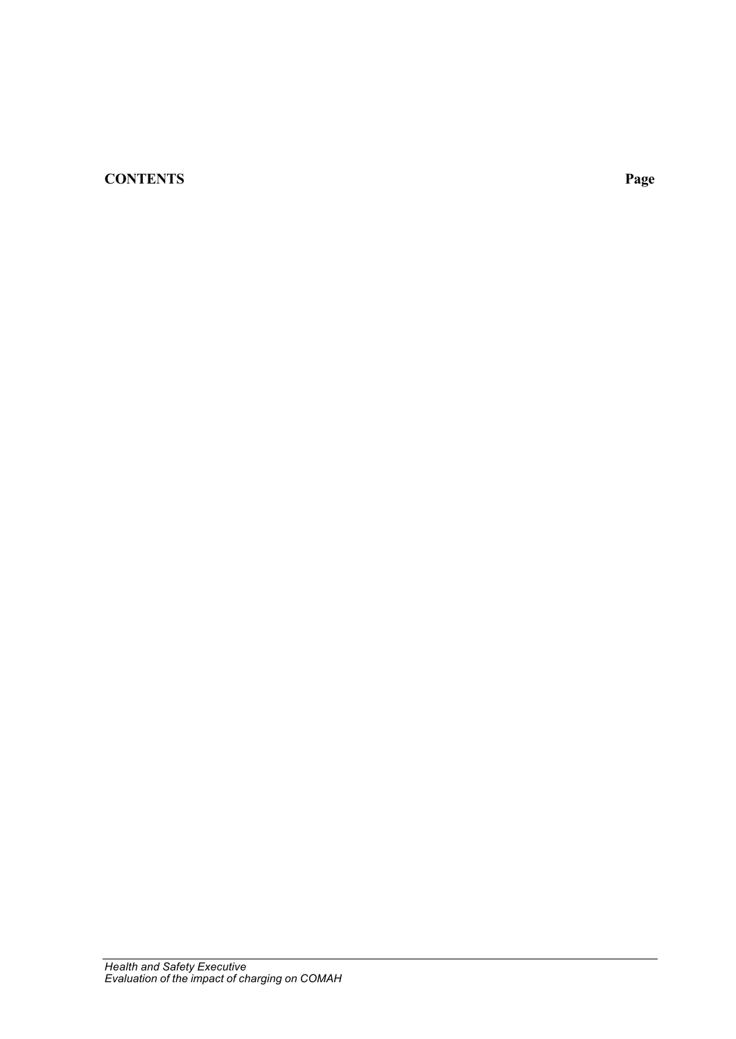**CONTENTS** **Page**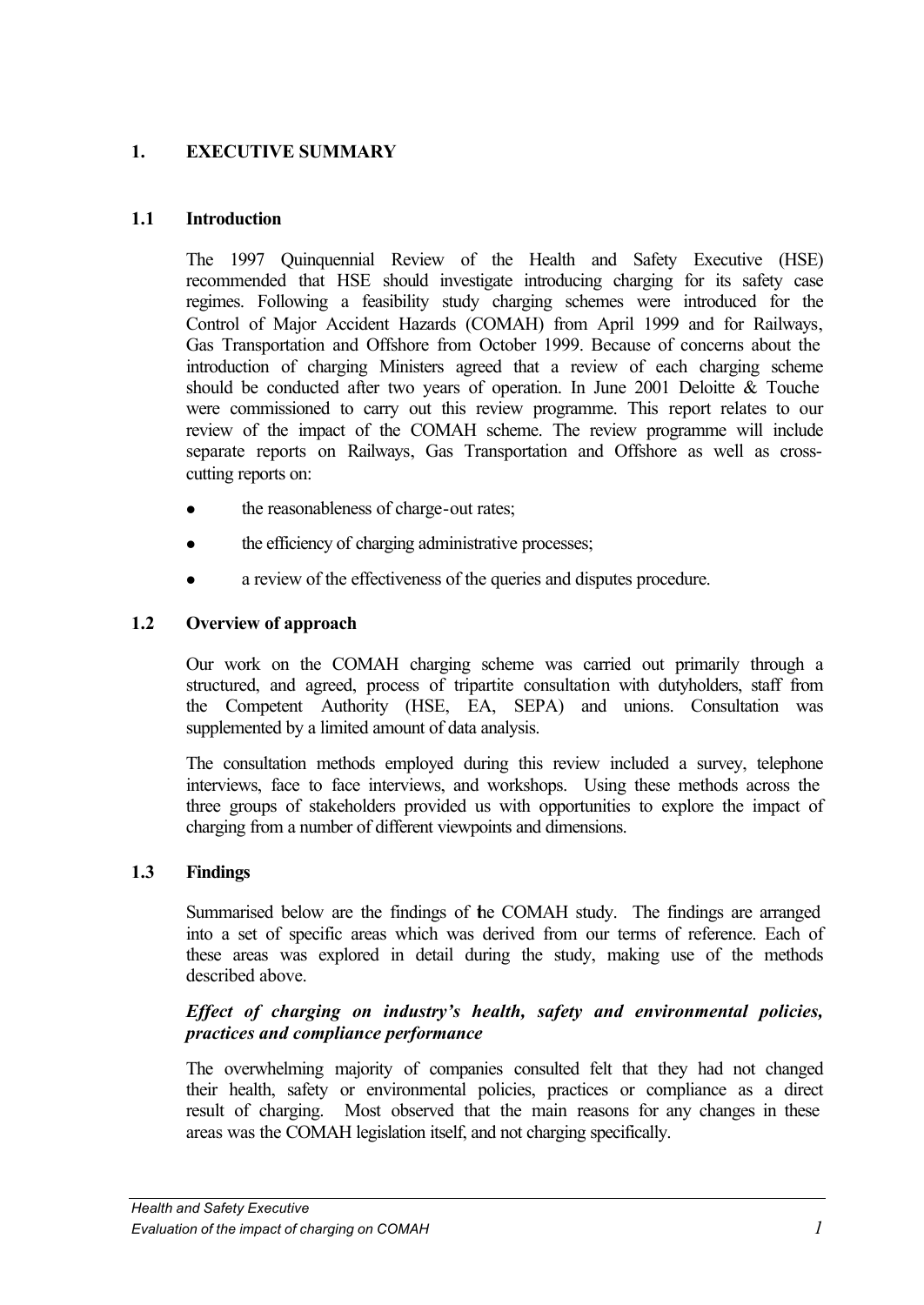## 1. EXECUTIVE SUMMARY

### 1.1 Introduction

The 1997 Quinquennial Review of the Health and Safety Executive (HSE) recommended that HSE should investigate introducing charging for its safety case regimes. Following a feasibility study charging schemes were introduced for the Control of Major Accident Hazards (COMAH) from April 1999 and for Railways, Gas Transportation and Offshore from October 1999. Because of concerns about the introduction of charging Ministers agreed that a review of each charging scheme should be conducted after two years of operation. In June 2001 Deloitte & Touche were commissioned to carry out this review programme. This report relates to our review of the impact of the COMAH scheme. The review programme will include separate reports on Railways, Gas Transportation and Offshore as well as cross-cutting reports on:

- the reasonableness of charge-out rates;
- the efficiency of charging administrative processes;
- a review of the effectiveness of the queries and disputes procedure.

### 1.2 Overview of approach

Our work on the COMAH charging scheme was carried out primarily through a structured, and agreed, process of tripartite consultation with dutyholders, staff from the Competent Authority (HSE, EA, SEPA) and unions. Consultation was supplemented by a limited amount of data analysis.

The consultation methods employed during this review included a survey, telephone interviews, face to face interviews, and workshops. Using these methods across the three groups of stakeholders provided us with opportunities to explore the impact of charging from a number of different viewpoints and dimensions.

### 1.3 Findings

Summarised below are the findings of the COMAH study. The findings are arranged into a set of specific areas which was derived from our terms of reference. Each of these areas was explored in detail during the study, making use of the methods described above.

***Effect of charging on industry's health, safety and environmental policies, practices and compliance performance***

The overwhelming majority of companies consulted felt that they had not changed their health, safety or environmental policies, practices or compliance as a direct result of charging. Most observed that the main reasons for any changes in these areas was the COMAH legislation itself, and not charging specifically.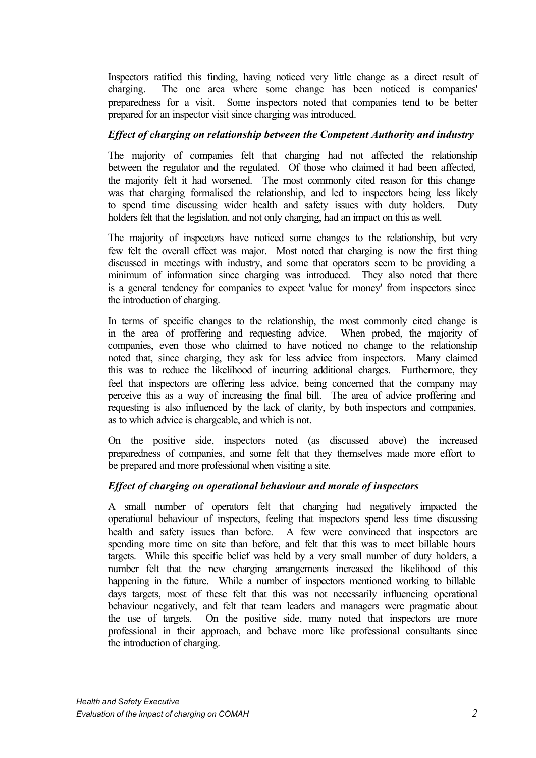Inspectors ratified this finding, having noticed very little change as a direct result of charging. The one area where some change has been noticed is companies' preparedness for a visit. Some inspectors noted that companies tend to be better prepared for an inspector visit since charging was introduced.

### *Effect of charging on relationship between the Competent Authority and industry*

The majority of companies felt that charging had not affected the relationship between the regulator and the regulated. Of those who claimed it had been affected, the majority felt it had worsened. The most commonly cited reason for this change was that charging formalised the relationship, and led to inspectors being less likely to spend time discussing wider health and safety issues with duty holders. Duty holders felt that the legislation, and not only charging, had an impact on this as well.

The majority of inspectors have noticed some changes to the relationship, but very few felt the overall effect was major. Most noted that charging is now the first thing discussed in meetings with industry, and some that operators seem to be providing a minimum of information since charging was introduced. They also noted that there is a general tendency for companies to expect 'value for money' from inspectors since the introduction of charging.

In terms of specific changes to the relationship, the most commonly cited change is in the area of proffering and requesting advice. When probed, the majority of companies, even those who claimed to have noticed no change to the relationship noted that, since charging, they ask for less advice from inspectors. Many claimed this was to reduce the likelihood of incurring additional charges. Furthermore, they feel that inspectors are offering less advice, being concerned that the company may perceive this as a way of increasing the final bill. The area of advice proffering and requesting is also influenced by the lack of clarity, by both inspectors and companies, as to which advice is chargeable, and which is not.

On the positive side, inspectors noted (as discussed above) the increased preparedness of companies, and some felt that they themselves made more effort to be prepared and more professional when visiting a site.

### *Effect of charging on operational behaviour and morale of inspectors*

A small number of operators felt that charging had negatively impacted the operational behaviour of inspectors, feeling that inspectors spend less time discussing health and safety issues than before. A few were convinced that inspectors are spending more time on site than before, and felt that this was to meet billable hours targets. While this specific belief was held by a very small number of duty holders, a number felt that the new charging arrangements increased the likelihood of this happening in the future. While a number of inspectors mentioned working to billable days targets, most of these felt that this was not necessarily influencing operational behaviour negatively, and felt that team leaders and managers were pragmatic about the use of targets. On the positive side, many noted that inspectors are more professional in their approach, and behave more like professional consultants since the introduction of charging.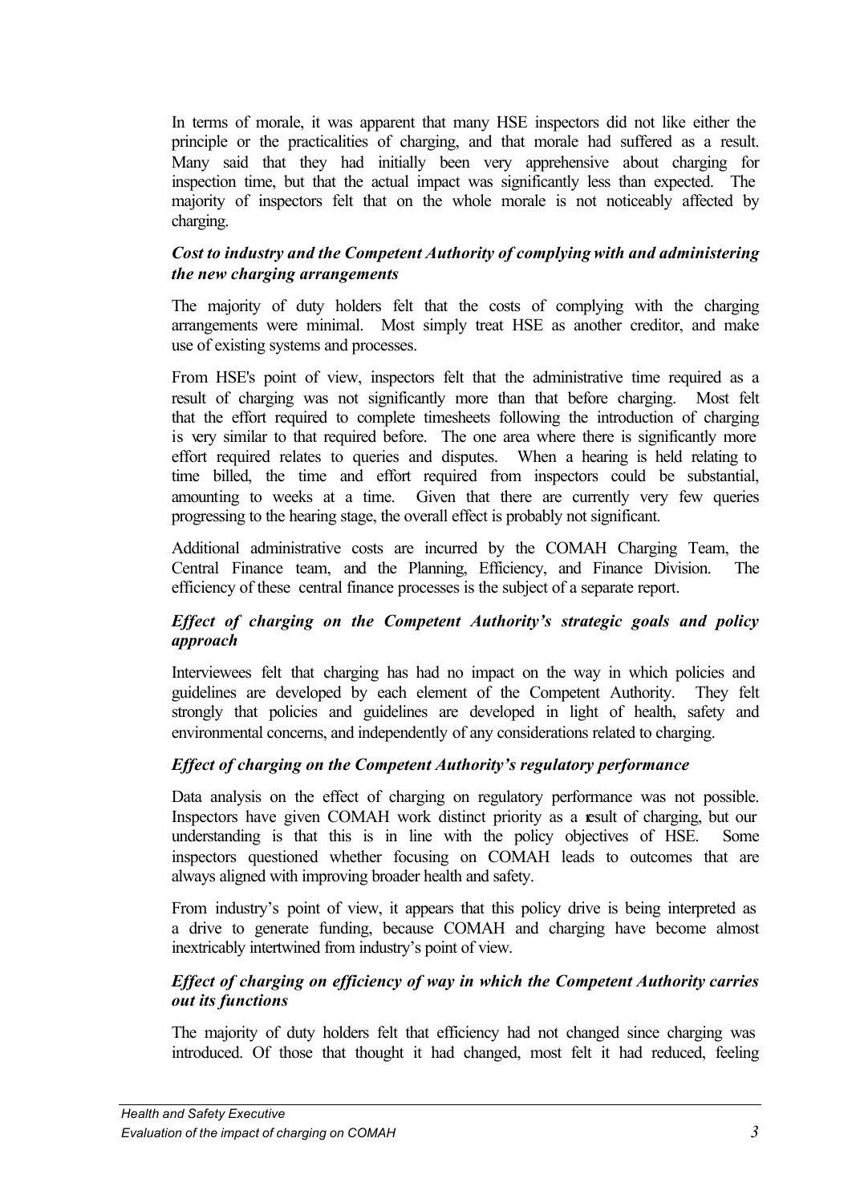In terms of morale, it was apparent that many HSE inspectors did not like either the principle or the practicalities of charging, and that morale had suffered as a result. Many said that they had initially been very apprehensive about charging for inspection time, but that the actual impact was significantly less than expected. The majority of inspectors felt that on the whole morale is not noticeably affected by charging.

***Cost to industry and the Competent Authority of complying with and administering the new charging arrangements***

The majority of duty holders felt that the costs of complying with the charging arrangements were minimal. Most simply treat HSE as another creditor, and make use of existing systems and processes.

From HSE's point of view, inspectors felt that the administrative time required as a result of charging was not significantly more than that before charging. Most felt that the effort required to complete timesheets following the introduction of charging is very similar to that required before. The one area where there is significantly more effort required relates to queries and disputes. When a hearing is held relating to time billed, the time and effort required from inspectors could be substantial, amounting to weeks at a time. Given that there are currently very few queries progressing to the hearing stage, the overall effect is probably not significant.

Additional administrative costs are incurred by the COMAH Charging Team, the Central Finance team, and the Planning, Efficiency, and Finance Division. The efficiency of these central finance processes is the subject of a separate report.

***Effect of charging on the Competent Authority's strategic goals and policy approach***

Interviewees felt that charging has had no impact on the way in which policies and guidelines are developed by each element of the Competent Authority. They felt strongly that policies and guidelines are developed in light of health, safety and environmental concerns, and independently of any considerations related to charging.

***Effect of charging on the Competent Authority's regulatory performance***

Data analysis on the effect of charging on regulatory performance was not possible. Inspectors have given COMAH work distinct priority as a result of charging, but our understanding is that this is in line with the policy objectives of HSE. Some inspectors questioned whether focusing on COMAH leads to outcomes that are always aligned with improving broader health and safety.

From industry's point of view, it appears that this policy drive is being interpreted as a drive to generate funding, because COMAH and charging have become almost inextricably intertwined from industry's point of view.

***Effect of charging on efficiency of way in which the Competent Authority carries out its functions***

The majority of duty holders felt that efficiency had not changed since charging was introduced. Of those that thought it had changed, most felt it had reduced, feeling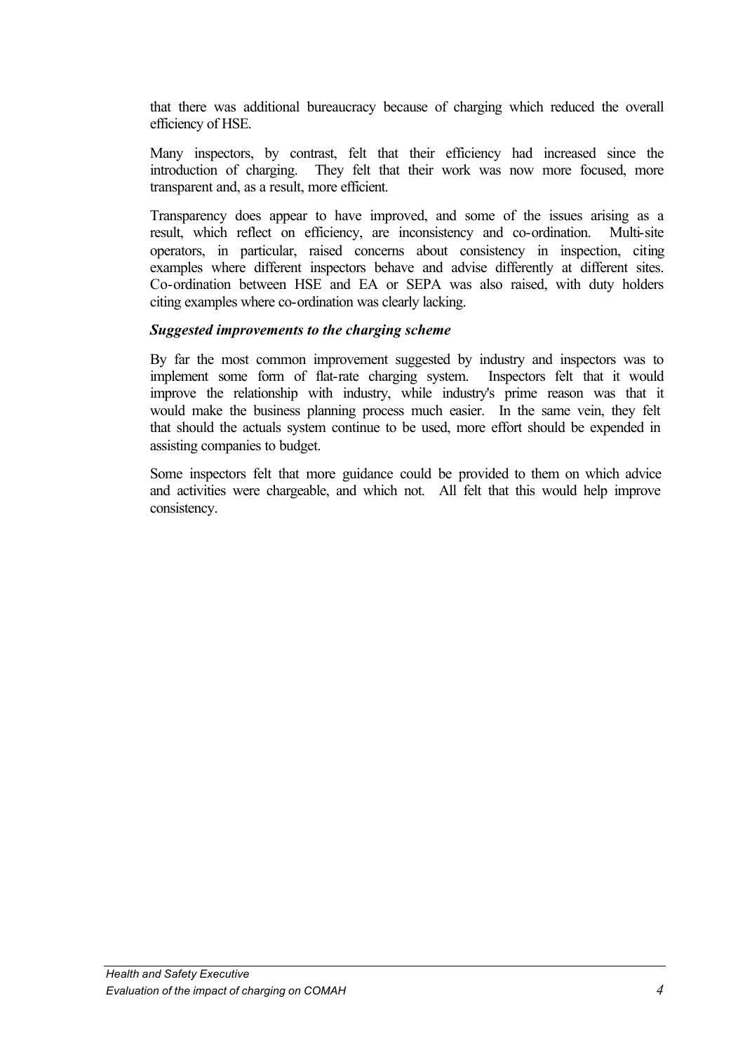that there was additional bureaucracy because of charging which reduced the overall efficiency of HSE.

Many inspectors, by contrast, felt that their efficiency had increased since the introduction of charging. They felt that their work was now more focused, more transparent and, as a result, more efficient.

Transparency does appear to have improved, and some of the issues arising as a result, which reflect on efficiency, are inconsistency and co-ordination. Multi-site operators, in particular, raised concerns about consistency in inspection, citing examples where different inspectors behave and advise differently at different sites. Co-ordination between HSE and EA or SEPA was also raised, with duty holders citing examples where co-ordination was clearly lacking.

***Suggested improvements to the charging scheme***

By far the most common improvement suggested by industry and inspectors was to implement some form of flat-rate charging system. Inspectors felt that it would improve the relationship with industry, while industry's prime reason was that it would make the business planning process much easier. In the same vein, they felt that should the actuals system continue to be used, more effort should be expended in assisting companies to budget.

Some inspectors felt that more guidance could be provided to them on which advice and activities were chargeable, and which not. All felt that this would help improve consistency.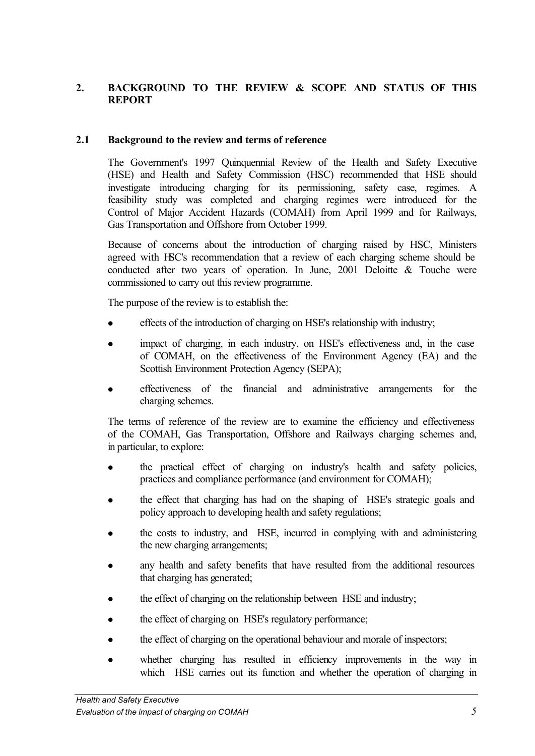## 2. BACKGROUND TO THE REVIEW & SCOPE AND STATUS OF THIS REPORT

### 2.1 Background to the review and terms of reference

The Government's 1997 Quinquennial Review of the Health and Safety Executive (HSE) and Health and Safety Commission (HSC) recommended that HSE should investigate introducing charging for its permissioning, safety case, regimes. A feasibility study was completed and charging regimes were introduced for the Control of Major Accident Hazards (COMAH) from April 1999 and for Railways, Gas Transportation and Offshore from October 1999.

Because of concerns about the introduction of charging raised by HSC, Ministers agreed with HSC's recommendation that a review of each charging scheme should be conducted after two years of operation. In June, 2001 Deloitte & Touche were commissioned to carry out this review programme.

The purpose of the review is to establish the:

- effects of the introduction of charging on HSE's relationship with industry;
- impact of charging, in each industry, on HSE's effectiveness and, in the case of COMAH, on the effectiveness of the Environment Agency (EA) and the Scottish Environment Protection Agency (SEPA);
- effectiveness of the financial and administrative arrangements for the charging schemes.

The terms of reference of the review are to examine the efficiency and effectiveness of the COMAH, Gas Transportation, Offshore and Railways charging schemes and, in particular, to explore:

- the practical effect of charging on industry's health and safety policies, practices and compliance performance (and environment for COMAH);
- the effect that charging has had on the shaping of HSE's strategic goals and policy approach to developing health and safety regulations;
- the costs to industry, and HSE, incurred in complying with and administering the new charging arrangements;
- any health and safety benefits that have resulted from the additional resources that charging has generated;
- the effect of charging on the relationship between HSE and industry;
- the effect of charging on HSE's regulatory performance;
- the effect of charging on the operational behaviour and morale of inspectors;
- whether charging has resulted in efficiency improvements in the way in which HSE carries out its function and whether the operation of charging in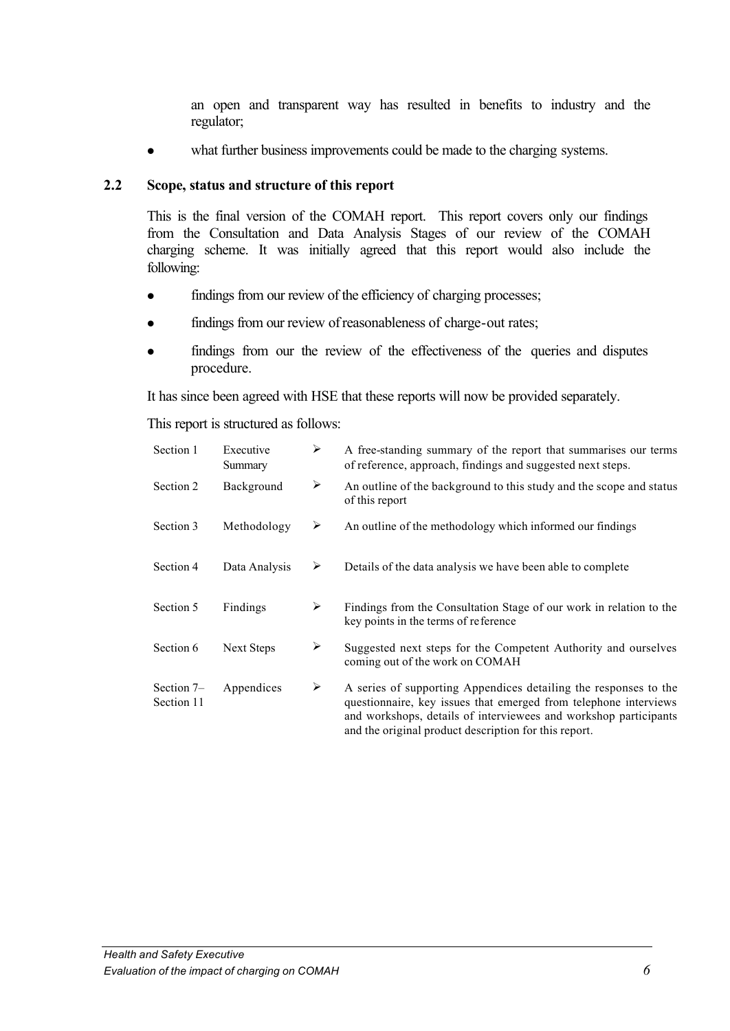an open and transparent way has resulted in benefits to industry and the regulator;

- what further business improvements could be made to the charging systems.

## 2.2 Scope, status and structure of this report

This is the final version of the COMAH report. This report covers only our findings from the Consultation and Data Analysis Stages of our review of the COMAH charging scheme. It was initially agreed that this report would also include the following:

- findings from our review of the efficiency of charging processes;
- findings from our review of reasonableness of charge-out rates;
- findings from our the review of the effectiveness of the queries and disputes procedure.

It has since been agreed with HSE that these reports will now be provided separately.

This report is structured as follows:

| | | | |
|---|---|---|---|
| Section 1 | Executive Summary | ➢ | A free-standing summary of the report that summarises our terms of reference, approach, findings and suggested next steps. |
| Section 2 | Background | ➢ | An outline of the background to this study and the scope and status of this report |
| Section 3 | Methodology | ➢ | An outline of the methodology which informed our findings |
| Section 4 | Data Analysis | ➢ | Details of the data analysis we have been able to complete |
| Section 5 | Findings | ➢ | Findings from the Consultation Stage of our work in relation to the key points in the terms of reference |
| Section 6 | Next Steps | ➢ | Suggested next steps for the Competent Authority and ourselves coming out of the work on COMAH |
| Section 7– Section 11 | Appendices | ➢ | A series of supporting Appendices detailing the responses to the questionnaire, key issues that emerged from telephone interviews and workshops, details of interviewees and workshop participants and the original product description for this report. |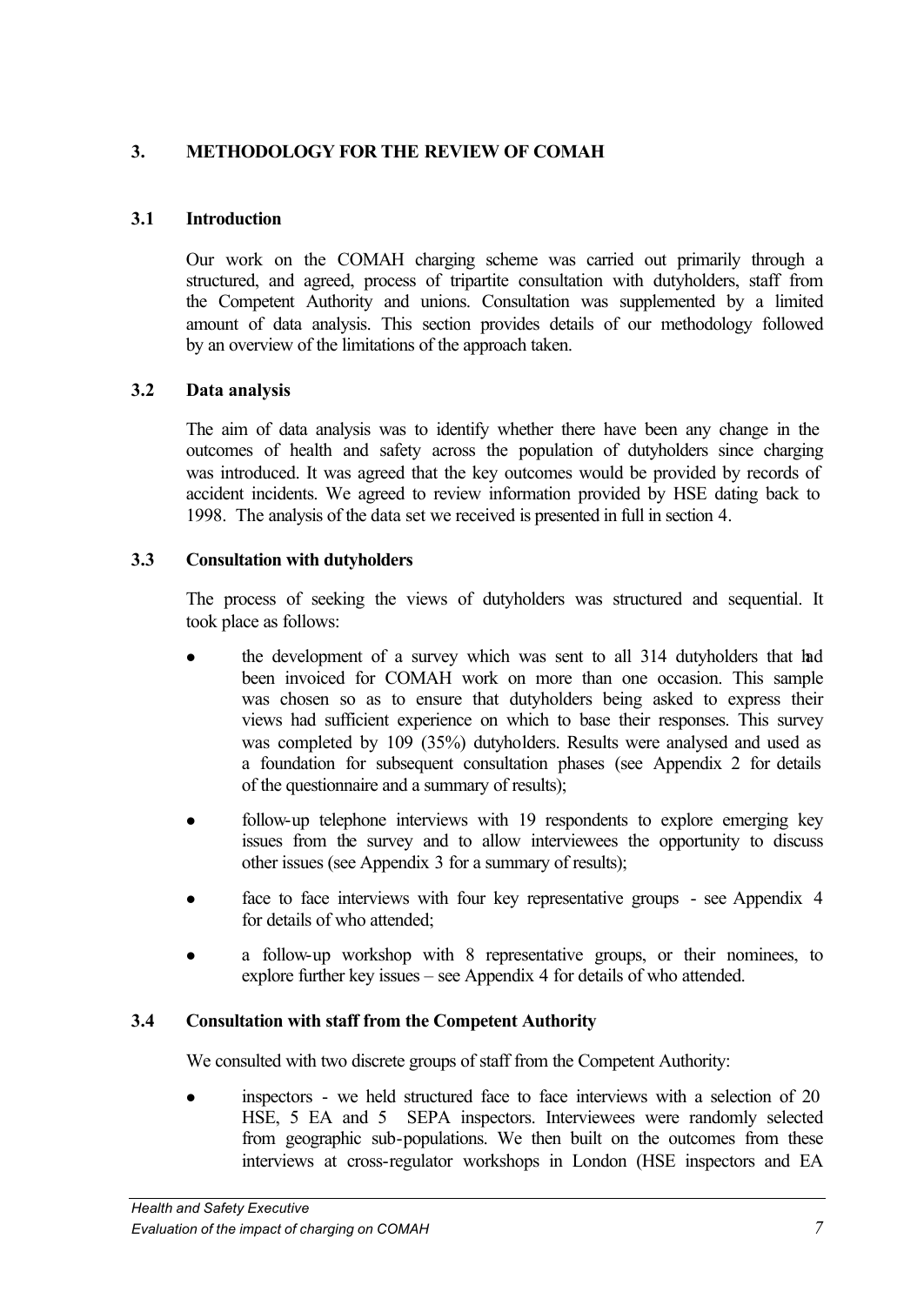## 3. METHODOLOGY FOR THE REVIEW OF COMAH

### 3.1 Introduction

Our work on the COMAH charging scheme was carried out primarily through a structured, and agreed, process of tripartite consultation with dutyholders, staff from the Competent Authority and unions. Consultation was supplemented by a limited amount of data analysis. This section provides details of our methodology followed by an overview of the limitations of the approach taken.

### 3.2 Data analysis

The aim of data analysis was to identify whether there have been any change in the outcomes of health and safety across the population of dutyholders since charging was introduced. It was agreed that the key outcomes would be provided by records of accident incidents. We agreed to review information provided by HSE dating back to 1998. The analysis of the data set we received is presented in full in section 4.

### 3.3 Consultation with dutyholders

The process of seeking the views of dutyholders was structured and sequential. It took place as follows:

- the development of a survey which was sent to all 314 dutyholders that had been invoiced for COMAH work on more than one occasion. This sample was chosen so as to ensure that dutyholders being asked to express their views had sufficient experience on which to base their responses. This survey was completed by 109 (35%) dutyholders. Results were analysed and used as a foundation for subsequent consultation phases (see Appendix 2 for details of the questionnaire and a summary of results);
- follow-up telephone interviews with 19 respondents to explore emerging key issues from the survey and to allow interviewees the opportunity to discuss other issues (see Appendix 3 for a summary of results);
- face to face interviews with four key representative groups - see Appendix 4 for details of who attended;
- a follow-up workshop with 8 representative groups, or their nominees, to explore further key issues – see Appendix 4 for details of who attended.

### 3.4 Consultation with staff from the Competent Authority

We consulted with two discrete groups of staff from the Competent Authority:

- inspectors - we held structured face to face interviews with a selection of 20 HSE, 5 EA and 5 SEPA inspectors. Interviewees were randomly selected from geographic sub-populations. We then built on the outcomes from these interviews at cross-regulator workshops in London (HSE inspectors and EA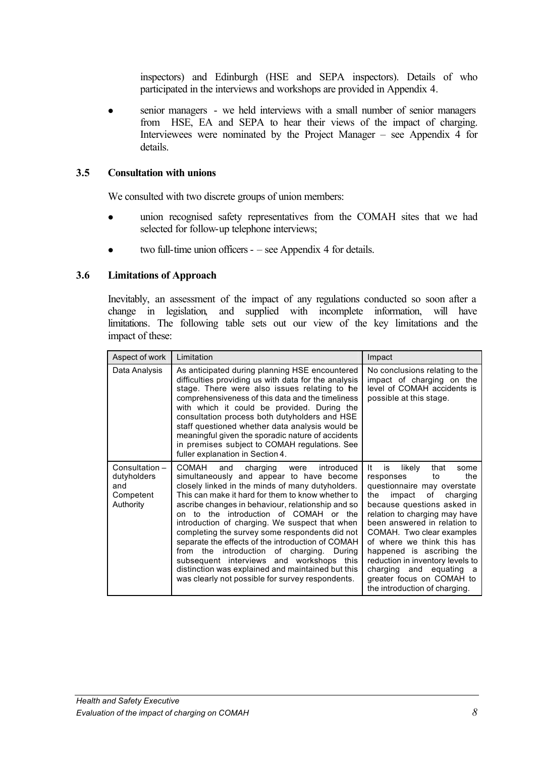inspectors) and Edinburgh (HSE and SEPA inspectors). Details of who participated in the interviews and workshops are provided in Appendix 4.

- senior managers - we held interviews with a small number of senior managers from HSE, EA and SEPA to hear their views of the impact of charging. Interviewees were nominated by the Project Manager – see Appendix 4 for details.

### 3.5 Consultation with unions

We consulted with two discrete groups of union members:

- union recognised safety representatives from the COMAH sites that we had selected for follow-up telephone interviews;
- two full-time union officers - – see Appendix 4 for details.

### 3.6 Limitations of Approach

Inevitably, an assessment of the impact of any regulations conducted so soon after a change in legislation, and supplied with incomplete information, will have limitations. The following table sets out our view of the key limitations and the impact of these:

| Aspect of work | Limitation | Impact |
|---|---|---|
| Data Analysis | As anticipated during planning HSE encountered difficulties providing us with data for the analysis stage. There were also issues relating to the comprehensiveness of this data and the timeliness with which it could be provided. During the consultation process both dutyholders and HSE staff questioned whether data analysis would be meaningful given the sporadic nature of accidents in premises subject to COMAH regulations. See fuller explanation in Section 4. | No conclusions relating to the impact of charging on the level of COMAH accidents is possible at this stage. |
| Consultation – dutyholders and Competent Authority | COMAH and charging were introduced simultaneously and appear to have become closely linked in the minds of many dutyholders. This can make it hard for them to know whether to ascribe changes in behaviour, relationship and so on to the introduction of COMAH or the introduction of charging. We suspect that when completing the survey some respondents did not separate the effects of the introduction of COMAH from the introduction of charging. During subsequent interviews and workshops this distinction was explained and maintained but this was clearly not possible for survey respondents. | It is likely that some responses to the questionnaire may overstate the impact of charging because questions asked in relation to charging may have been answered in relation to COMAH. Two clear examples of where we think this has happened is ascribing the reduction in inventory levels to charging and equating a greater focus on COMAH to the introduction of charging. |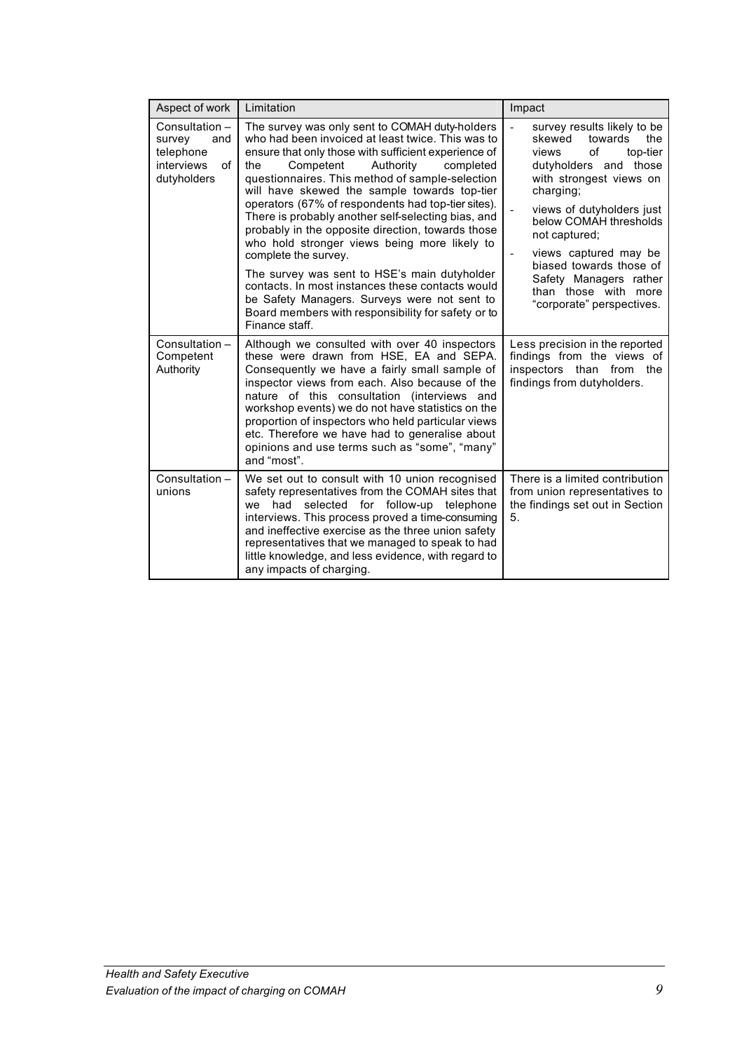| Aspect of work | Limitation | Impact |
|---|---|---|
| Consultation – survey and telephone interviews of dutyholders | The survey was only sent to COMAH duty-holders who had been invoiced at least twice. This was to ensure that only those with sufficient experience of the Competent Authority completed questionnaires. This method of sample-selection will have skewed the sample towards top-tier operators (67% of respondents had top-tier sites). There is probably another self-selecting bias, and probably in the opposite direction, towards those who hold stronger views being more likely to complete the survey.<br><br>The survey was sent to HSE's main dutyholder contacts. In most instances these contacts would be Safety Managers. Surveys were not sent to Board members with responsibility for safety or to Finance staff. | - survey results likely to be skewed towards the views of top-tier dutyholders and those with strongest views on charging;<br>- views of dutyholders just below COMAH thresholds not captured;<br>- views captured may be biased towards those of Safety Managers rather than those with more "corporate" perspectives. |
| Consultation – Competent Authority | Although we consulted with over 40 inspectors these were drawn from HSE, EA and SEPA. Consequently we have a fairly small sample of inspector views from each. Also because of the nature of this consultation (interviews and workshop events) we do not have statistics on the proportion of inspectors who held particular views etc. Therefore we have had to generalise about opinions and use terms such as "some", "many" and "most". | Less precision in the reported findings from the views of inspectors than from the findings from dutyholders. |
| Consultation – unions | We set out to consult with 10 union recognised safety representatives from the COMAH sites that we had selected for follow-up telephone interviews. This process proved a time-consuming and ineffective exercise as the three union safety representatives that we managed to speak to had little knowledge, and less evidence, with regard to any impacts of charging. | There is a limited contribution from union representatives to the findings set out in Section 5. |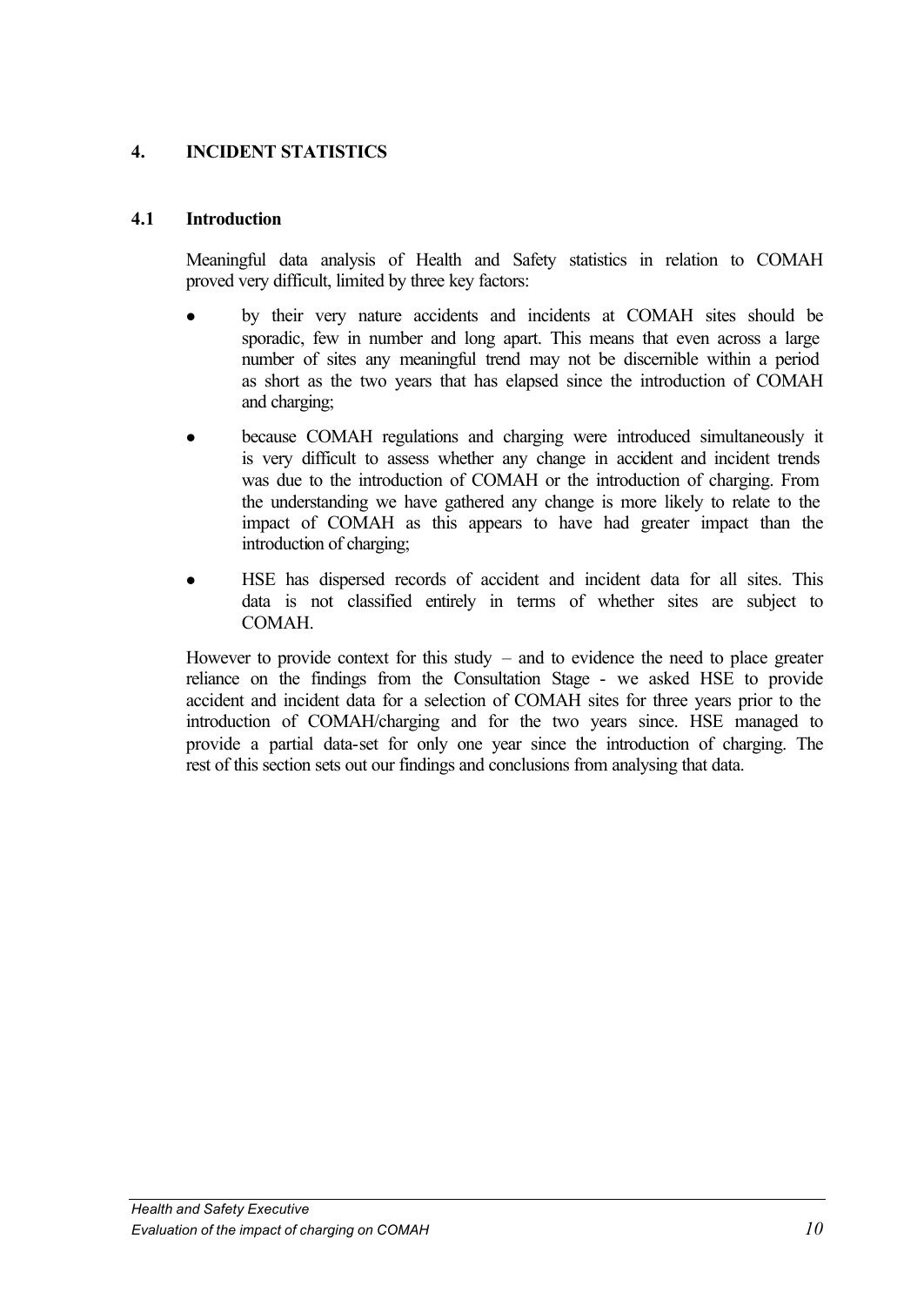## 4. INCIDENT STATISTICS

### 4.1 Introduction

Meaningful data analysis of Health and Safety statistics in relation to COMAH proved very difficult, limited by three key factors:

- by their very nature accidents and incidents at COMAH sites should be sporadic, few in number and long apart. This means that even across a large number of sites any meaningful trend may not be discernible within a period as short as the two years that has elapsed since the introduction of COMAH and charging;
- because COMAH regulations and charging were introduced simultaneously it is very difficult to assess whether any change in accident and incident trends was due to the introduction of COMAH or the introduction of charging. From the understanding we have gathered any change is more likely to relate to the impact of COMAH as this appears to have had greater impact than the introduction of charging;
- HSE has dispersed records of accident and incident data for all sites. This data is not classified entirely in terms of whether sites are subject to COMAH.

However to provide context for this study – and to evidence the need to place greater reliance on the findings from the Consultation Stage - we asked HSE to provide accident and incident data for a selection of COMAH sites for three years prior to the introduction of COMAH/charging and for the two years since. HSE managed to provide a partial data-set for only one year since the introduction of charging. The rest of this section sets out our findings and conclusions from analysing that data.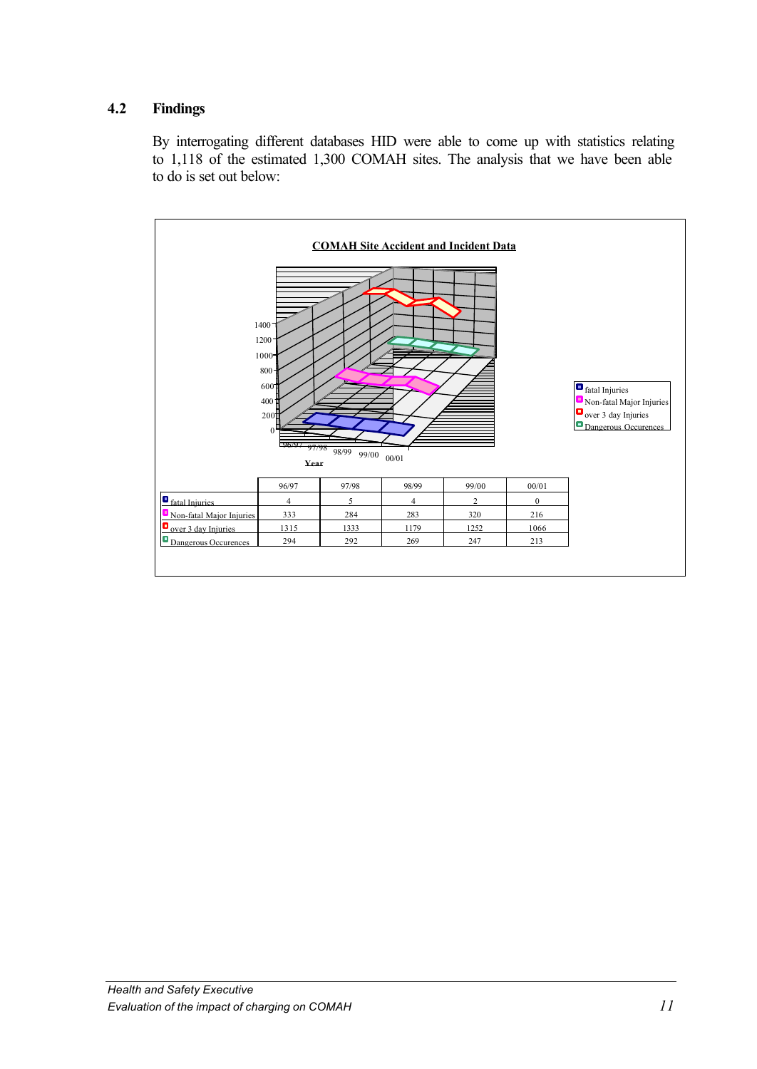## 4.2 Findings

By interrogating different databases HID were able to come up with statistics relating to 1,118 of the estimated 1,300 COMAH sites. The analysis that we have been able to do is set out below:

**COMAH Site Accident and Incident Data**

| | 96/97 | 97/98 | 98/99 | 99/00 | 00/01 |
|---|---|---|---|---|---|
| fatal Injuries | 4 | 5 | 4 | 2 | 0 |
| Non-fatal Major Injuries | 333 | 284 | 283 | 320 | 216 |
| over 3 day Injuries | 1315 | 1333 | 1179 | 1252 | 1066 |
| Dangerous Occurences | 294 | 292 | 269 | 247 | 213 |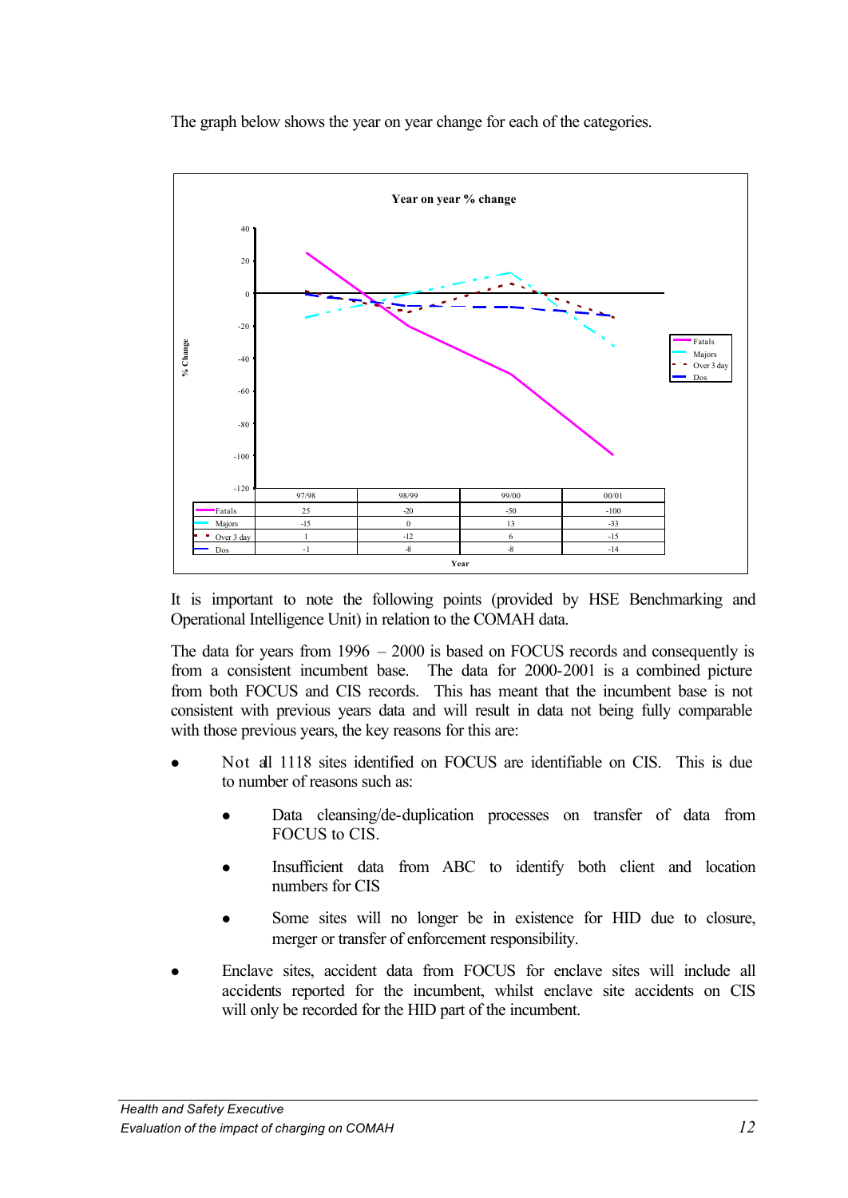The graph below shows the year on year change for each of the categories.

**Year on year % change**

| | 97/98 | 98/99 | 99/00 | 00/01 |
|---|---|---|---|---|
| Fatals | 25 | -20 | -50 | -100 |
| Majors | -15 | 0 | 13 | -33 |
| Over 3 day | 1 | -12 | 6 | -15 |
| Dos | -1 | -8 | -8 | -14 |

It is important to note the following points (provided by HSE Benchmarking and Operational Intelligence Unit) in relation to the COMAH data.

The data for years from 1996 – 2000 is based on FOCUS records and consequently is from a consistent incumbent base. The data for 2000-2001 is a combined picture from both FOCUS and CIS records. This has meant that the incumbent base is not consistent with previous years data and will result in data not being fully comparable with those previous years, the key reasons for this are:

- Not all 1118 sites identified on FOCUS are identifiable on CIS. This is due to number of reasons such as:
    - Data cleansing/de-duplication processes on transfer of data from FOCUS to CIS.
    - Insufficient data from ABC to identify both client and location numbers for CIS
    - Some sites will no longer be in existence for HID due to closure, merger or transfer of enforcement responsibility.
- Enclave sites, accident data from FOCUS for enclave sites will include all accidents reported for the incumbent, whilst enclave site accidents on CIS will only be recorded for the HID part of the incumbent.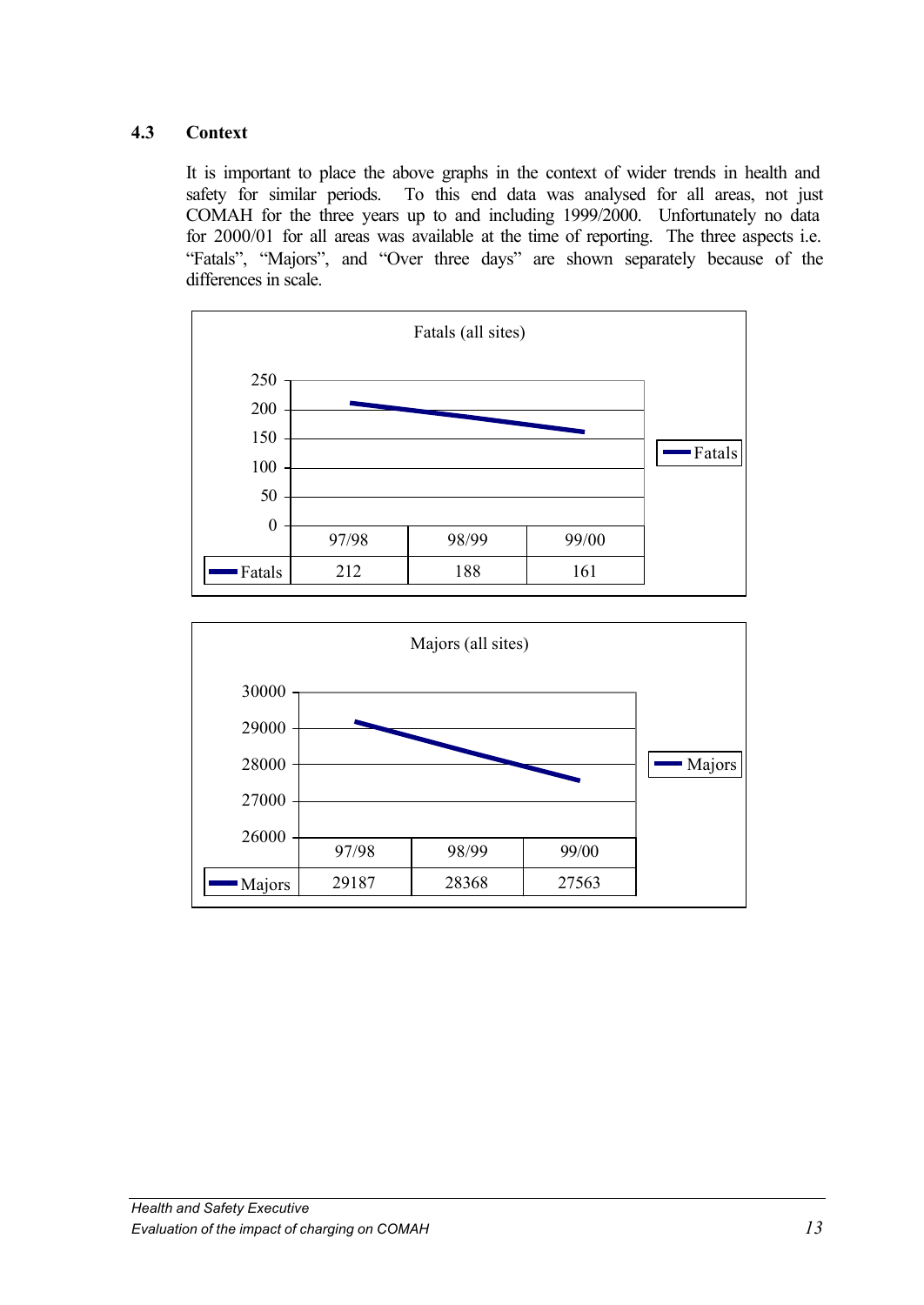## 4.3 Context

It is important to place the above graphs in the context of wider trends in health and safety for similar periods. To this end data was analysed for all areas, not just COMAH for the three years up to and including 1999/2000. Unfortunately no data for 2000/01 for all areas was available at the time of reporting. The three aspects i.e. "Fatals", "Majors", and "Over three days" are shown separately because of the differences in scale.

Fatals (all sites)

| | 97/98 | 98/99 | 99/00 |
|---|---|---|---|
| Fatals | 212 | 188 | 161 |

Majors (all sites)

| | 97/98 | 98/99 | 99/00 |
|---|---|---|---|
| Majors | 29187 | 28368 | 27563 |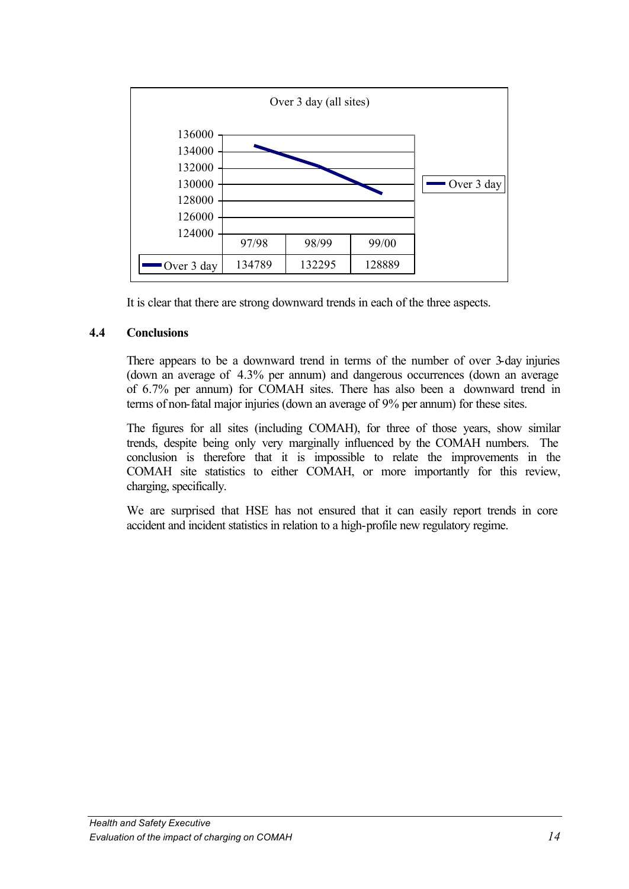**Over 3 day (all sites)**

| | 97/98 | 98/99 | 99/00 |
|---|---|---|---|
| Over 3 day | 134789 | 132295 | 128889 |

It is clear that there are strong downward trends in each of the three aspects.

## 4.4 Conclusions

There appears to be a downward trend in terms of the number of over 3-day injuries (down an average of 4.3% per annum) and dangerous occurrences (down an average of 6.7% per annum) for COMAH sites. There has also been a downward trend in terms of non-fatal major injuries (down an average of 9% per annum) for these sites.

The figures for all sites (including COMAH), for three of those years, show similar trends, despite being only very marginally influenced by the COMAH numbers. The conclusion is therefore that it is impossible to relate the improvements in the COMAH site statistics to either COMAH, or more importantly for this review, charging, specifically.

We are surprised that HSE has not ensured that it can easily report trends in core accident and incident statistics in relation to a high-profile new regulatory regime.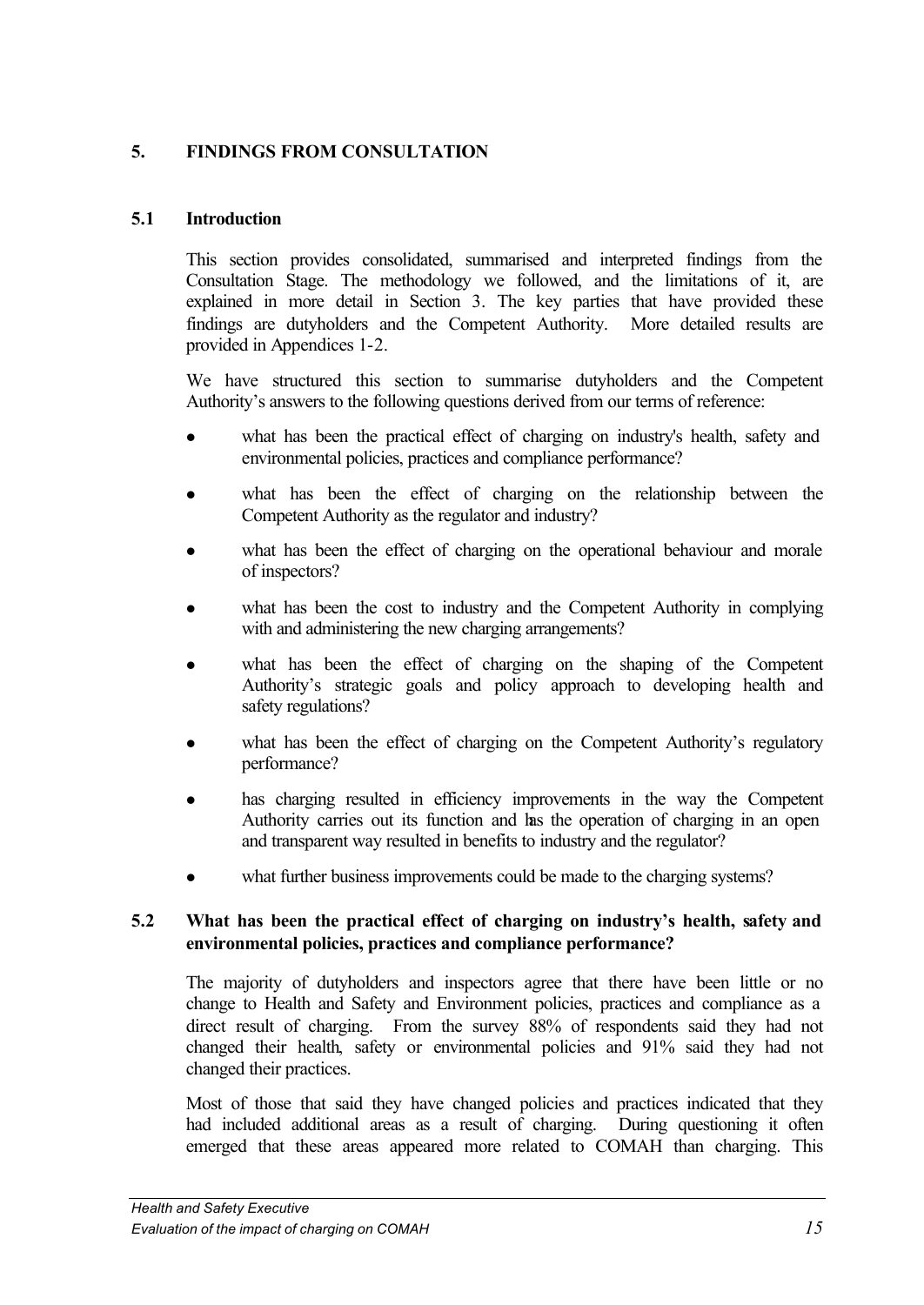## 5. FINDINGS FROM CONSULTATION

### 5.1 Introduction

This section provides consolidated, summarised and interpreted findings from the Consultation Stage. The methodology we followed, and the limitations of it, are explained in more detail in Section 3. The key parties that have provided these findings are dutyholders and the Competent Authority. More detailed results are provided in Appendices 1-2.

We have structured this section to summarise dutyholders and the Competent Authority's answers to the following questions derived from our terms of reference:

- what has been the practical effect of charging on industry's health, safety and environmental policies, practices and compliance performance?
- what has been the effect of charging on the relationship between the Competent Authority as the regulator and industry?
- what has been the effect of charging on the operational behaviour and morale of inspectors?
- what has been the cost to industry and the Competent Authority in complying with and administering the new charging arrangements?
- what has been the effect of charging on the shaping of the Competent Authority's strategic goals and policy approach to developing health and safety regulations?
- what has been the effect of charging on the Competent Authority's regulatory performance?
- has charging resulted in efficiency improvements in the way the Competent Authority carries out its function and has the operation of charging in an open and transparent way resulted in benefits to industry and the regulator?
- what further business improvements could be made to the charging systems?

### 5.2 What has been the practical effect of charging on industry's health, safety and environmental policies, practices and compliance performance?

The majority of dutyholders and inspectors agree that there have been little or no change to Health and Safety and Environment policies, practices and compliance as a direct result of charging. From the survey 88% of respondents said they had not changed their health, safety or environmental policies and 91% said they had not changed their practices.

Most of those that said they have changed policies and practices indicated that they had included additional areas as a result of charging. During questioning it often emerged that these areas appeared more related to COMAH than charging. This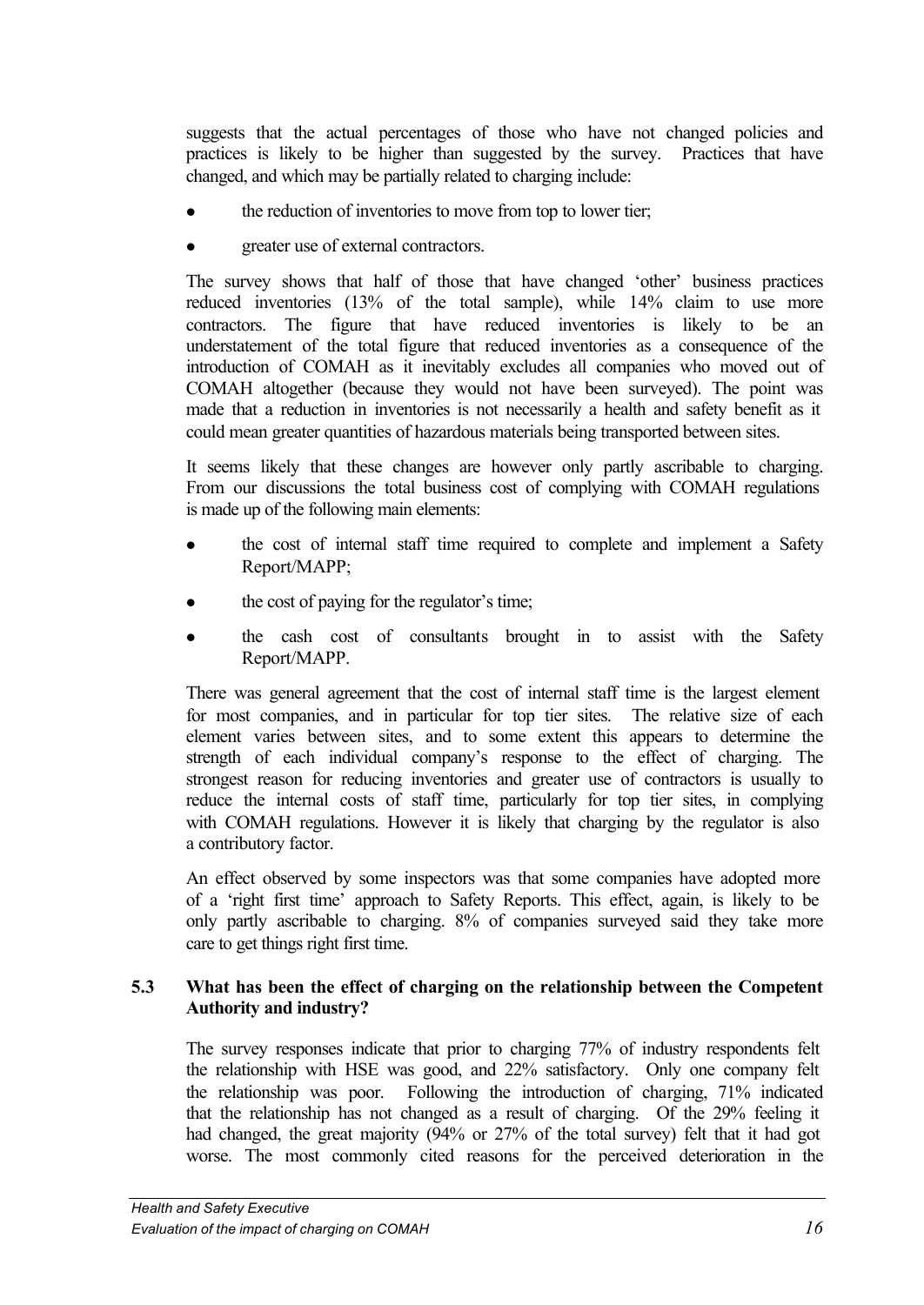suggests that the actual percentages of those who have not changed policies and practices is likely to be higher than suggested by the survey. Practices that have changed, and which may be partially related to charging include:

- the reduction of inventories to move from top to lower tier;
- greater use of external contractors.

The survey shows that half of those that have changed 'other' business practices reduced inventories (13% of the total sample), while 14% claim to use more contractors. The figure that have reduced inventories is likely to be an understatement of the total figure that reduced inventories as a consequence of the introduction of COMAH as it inevitably excludes all companies who moved out of COMAH altogether (because they would not have been surveyed). The point was made that a reduction in inventories is not necessarily a health and safety benefit as it could mean greater quantities of hazardous materials being transported between sites.

It seems likely that these changes are however only partly ascribable to charging. From our discussions the total business cost of complying with COMAH regulations is made up of the following main elements:

- the cost of internal staff time required to complete and implement a Safety Report/MAPP;
- the cost of paying for the regulator's time;
- the cash cost of consultants brought in to assist with the Safety Report/MAPP.

There was general agreement that the cost of internal staff time is the largest element for most companies, and in particular for top tier sites. The relative size of each element varies between sites, and to some extent this appears to determine the strength of each individual company's response to the effect of charging. The strongest reason for reducing inventories and greater use of contractors is usually to reduce the internal costs of staff time, particularly for top tier sites, in complying with COMAH regulations. However it is likely that charging by the regulator is also a contributory factor.

An effect observed by some inspectors was that some companies have adopted more of a 'right first time' approach to Safety Reports. This effect, again, is likely to be only partly ascribable to charging. 8% of companies surveyed said they take more care to get things right first time.

### 5.3 What has been the effect of charging on the relationship between the Competent Authority and industry?

The survey responses indicate that prior to charging 77% of industry respondents felt the relationship with HSE was good, and 22% satisfactory. Only one company felt the relationship was poor. Following the introduction of charging, 71% indicated that the relationship has not changed as a result of charging. Of the 29% feeling it had changed, the great majority (94% or 27% of the total survey) felt that it had got worse. The most commonly cited reasons for the perceived deterioration in the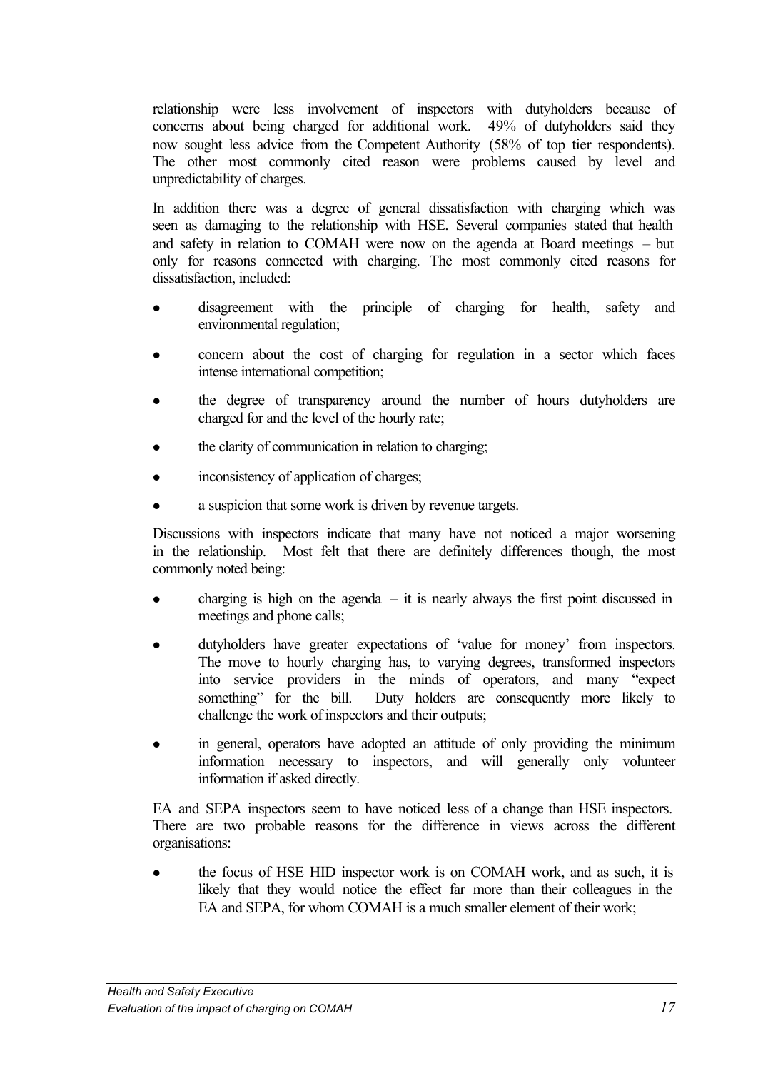relationship were less involvement of inspectors with dutyholders because of concerns about being charged for additional work. 49% of dutyholders said they now sought less advice from the Competent Authority (58% of top tier respondents). The other most commonly cited reason were problems caused by level and unpredictability of charges.

In addition there was a degree of general dissatisfaction with charging which was seen as damaging to the relationship with HSE. Several companies stated that health and safety in relation to COMAH were now on the agenda at Board meetings – but only for reasons connected with charging. The most commonly cited reasons for dissatisfaction, included:

- disagreement with the principle of charging for health, safety and environmental regulation;
- concern about the cost of charging for regulation in a sector which faces intense international competition;
- the degree of transparency around the number of hours dutyholders are charged for and the level of the hourly rate;
- the clarity of communication in relation to charging;
- inconsistency of application of charges;
- a suspicion that some work is driven by revenue targets.

Discussions with inspectors indicate that many have not noticed a major worsening in the relationship. Most felt that there are definitely differences though, the most commonly noted being:

- charging is high on the agenda – it is nearly always the first point discussed in meetings and phone calls;
- dutyholders have greater expectations of 'value for money' from inspectors. The move to hourly charging has, to varying degrees, transformed inspectors into service providers in the minds of operators, and many "expect something" for the bill. Duty holders are consequently more likely to challenge the work of inspectors and their outputs;
- in general, operators have adopted an attitude of only providing the minimum information necessary to inspectors, and will generally only volunteer information if asked directly.

EA and SEPA inspectors seem to have noticed less of a change than HSE inspectors. There are two probable reasons for the difference in views across the different organisations:

- the focus of HSE HID inspector work is on COMAH work, and as such, it is likely that they would notice the effect far more than their colleagues in the EA and SEPA, for whom COMAH is a much smaller element of their work;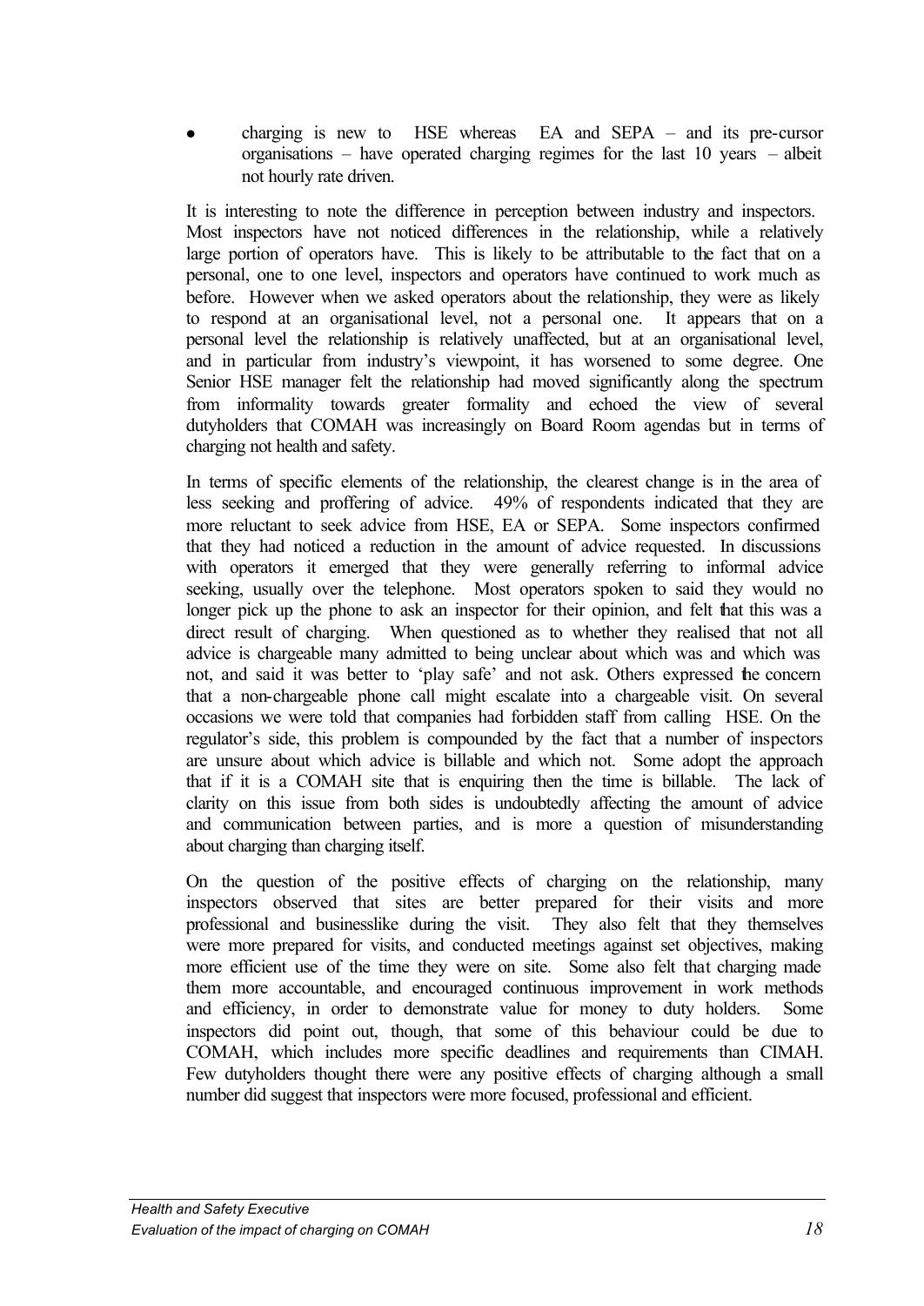- charging is new to HSE whereas EA and SEPA – and its pre-cursor organisations – have operated charging regimes for the last 10 years – albeit not hourly rate driven.

It is interesting to note the difference in perception between industry and inspectors. Most inspectors have not noticed differences in the relationship, while a relatively large portion of operators have. This is likely to be attributable to the fact that on a personal, one to one level, inspectors and operators have continued to work much as before. However when we asked operators about the relationship, they were as likely to respond at an organisational level, not a personal one. It appears that on a personal level the relationship is relatively unaffected, but at an organisational level, and in particular from industry's viewpoint, it has worsened to some degree. One Senior HSE manager felt the relationship had moved significantly along the spectrum from informality towards greater formality and echoed the view of several dutyholders that COMAH was increasingly on Board Room agendas but in terms of charging not health and safety.

In terms of specific elements of the relationship, the clearest change is in the area of less seeking and proffering of advice. 49% of respondents indicated that they are more reluctant to seek advice from HSE, EA or SEPA. Some inspectors confirmed that they had noticed a reduction in the amount of advice requested. In discussions with operators it emerged that they were generally referring to informal advice seeking, usually over the telephone. Most operators spoken to said they would no longer pick up the phone to ask an inspector for their opinion, and felt that this was a direct result of charging. When questioned as to whether they realised that not all advice is chargeable many admitted to being unclear about which was and which was not, and said it was better to 'play safe' and not ask. Others expressed the concern that a non-chargeable phone call might escalate into a chargeable visit. On several occasions we were told that companies had forbidden staff from calling HSE. On the regulator's side, this problem is compounded by the fact that a number of inspectors are unsure about which advice is billable and which not. Some adopt the approach that if it is a COMAH site that is enquiring then the time is billable. The lack of clarity on this issue from both sides is undoubtedly affecting the amount of advice and communication between parties, and is more a question of misunderstanding about charging than charging itself.

On the question of the positive effects of charging on the relationship, many inspectors observed that sites are better prepared for their visits and more professional and businesslike during the visit. They also felt that they themselves were more prepared for visits, and conducted meetings against set objectives, making more efficient use of the time they were on site. Some also felt that charging made them more accountable, and encouraged continuous improvement in work methods and efficiency, in order to demonstrate value for money to duty holders. Some inspectors did point out, though, that some of this behaviour could be due to COMAH, which includes more specific deadlines and requirements than CIMAH. Few dutyholders thought there were any positive effects of charging although a small number did suggest that inspectors were more focused, professional and efficient.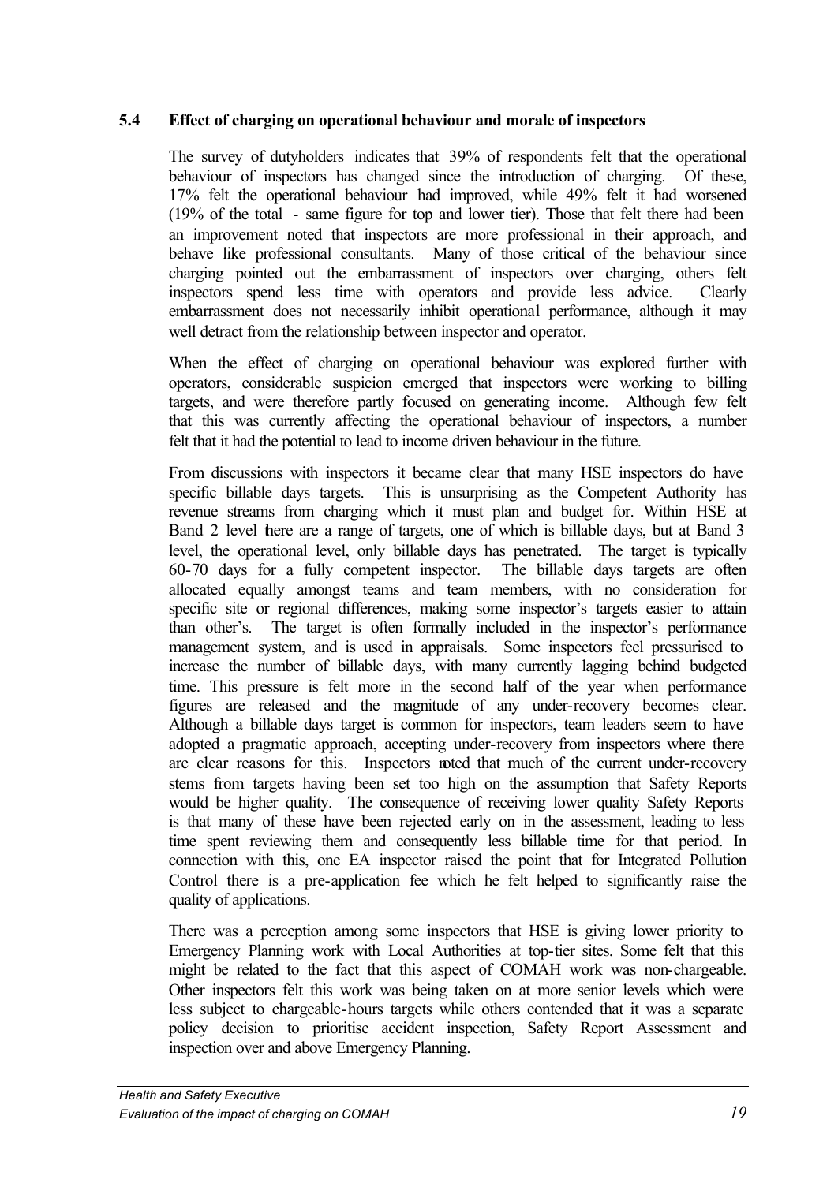## 5.4 Effect of charging on operational behaviour and morale of inspectors

The survey of dutyholders indicates that 39% of respondents felt that the operational behaviour of inspectors has changed since the introduction of charging. Of these, 17% felt the operational behaviour had improved, while 49% felt it had worsened (19% of the total - same figure for top and lower tier). Those that felt there had been an improvement noted that inspectors are more professional in their approach, and behave like professional consultants. Many of those critical of the behaviour since charging pointed out the embarrassment of inspectors over charging, others felt inspectors spend less time with operators and provide less advice. Clearly embarrassment does not necessarily inhibit operational performance, although it may well detract from the relationship between inspector and operator.

When the effect of charging on operational behaviour was explored further with operators, considerable suspicion emerged that inspectors were working to billing targets, and were therefore partly focused on generating income. Although few felt that this was currently affecting the operational behaviour of inspectors, a number felt that it had the potential to lead to income driven behaviour in the future.

From discussions with inspectors it became clear that many HSE inspectors do have specific billable days targets. This is unsurprising as the Competent Authority has revenue streams from charging which it must plan and budget for. Within HSE at Band 2 level there are a range of targets, one of which is billable days, but at Band 3 level, the operational level, only billable days has penetrated. The target is typically 60-70 days for a fully competent inspector. The billable days targets are often allocated equally amongst teams and team members, with no consideration for specific site or regional differences, making some inspector's targets easier to attain than other's. The target is often formally included in the inspector's performance management system, and is used in appraisals. Some inspectors feel pressurised to increase the number of billable days, with many currently lagging behind budgeted time. This pressure is felt more in the second half of the year when performance figures are released and the magnitude of any under-recovery becomes clear. Although a billable days target is common for inspectors, team leaders seem to have adopted a pragmatic approach, accepting under-recovery from inspectors where there are clear reasons for this. Inspectors noted that much of the current under-recovery stems from targets having been set too high on the assumption that Safety Reports would be higher quality. The consequence of receiving lower quality Safety Reports is that many of these have been rejected early on in the assessment, leading to less time spent reviewing them and consequently less billable time for that period. In connection with this, one EA inspector raised the point that for Integrated Pollution Control there is a pre-application fee which he felt helped to significantly raise the quality of applications.

There was a perception among some inspectors that HSE is giving lower priority to Emergency Planning work with Local Authorities at top-tier sites. Some felt that this might be related to the fact that this aspect of COMAH work was non-chargeable. Other inspectors felt this work was being taken on at more senior levels which were less subject to chargeable-hours targets while others contended that it was a separate policy decision to prioritise accident inspection, Safety Report Assessment and inspection over and above Emergency Planning.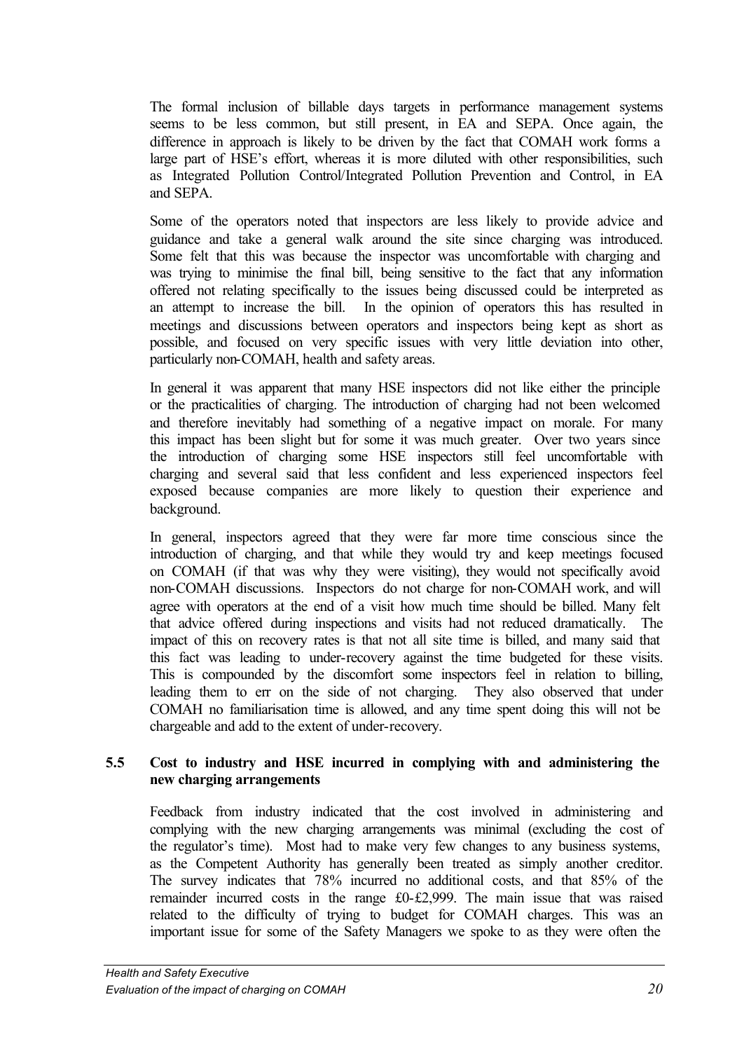The formal inclusion of billable days targets in performance management systems seems to be less common, but still present, in EA and SEPA. Once again, the difference in approach is likely to be driven by the fact that COMAH work forms a large part of HSE's effort, whereas it is more diluted with other responsibilities, such as Integrated Pollution Control/Integrated Pollution Prevention and Control, in EA and SEPA.

Some of the operators noted that inspectors are less likely to provide advice and guidance and take a general walk around the site since charging was introduced. Some felt that this was because the inspector was uncomfortable with charging and was trying to minimise the final bill, being sensitive to the fact that any information offered not relating specifically to the issues being discussed could be interpreted as an attempt to increase the bill. In the opinion of operators this has resulted in meetings and discussions between operators and inspectors being kept as short as possible, and focused on very specific issues with very little deviation into other, particularly non-COMAH, health and safety areas.

In general it was apparent that many HSE inspectors did not like either the principle or the practicalities of charging. The introduction of charging had not been welcomed and therefore inevitably had something of a negative impact on morale. For many this impact has been slight but for some it was much greater. Over two years since the introduction of charging some HSE inspectors still feel uncomfortable with charging and several said that less confident and less experienced inspectors feel exposed because companies are more likely to question their experience and background.

In general, inspectors agreed that they were far more time conscious since the introduction of charging, and that while they would try and keep meetings focused on COMAH (if that was why they were visiting), they would not specifically avoid non-COMAH discussions. Inspectors do not charge for non-COMAH work, and will agree with operators at the end of a visit how much time should be billed. Many felt that advice offered during inspections and visits had not reduced dramatically. The impact of this on recovery rates is that not all site time is billed, and many said that this fact was leading to under-recovery against the time budgeted for these visits. This is compounded by the discomfort some inspectors feel in relation to billing, leading them to err on the side of not charging. They also observed that under COMAH no familiarisation time is allowed, and any time spent doing this will not be chargeable and add to the extent of under-recovery.

### 5.5 Cost to industry and HSE incurred in complying with and administering the new charging arrangements

Feedback from industry indicated that the cost involved in administering and complying with the new charging arrangements was minimal (excluding the cost of the regulator's time). Most had to make very few changes to any business systems, as the Competent Authority has generally been treated as simply another creditor. The survey indicates that 78% incurred no additional costs, and that 85% of the remainder incurred costs in the range £0-£2,999. The main issue that was raised related to the difficulty of trying to budget for COMAH charges. This was an important issue for some of the Safety Managers we spoke to as they were often the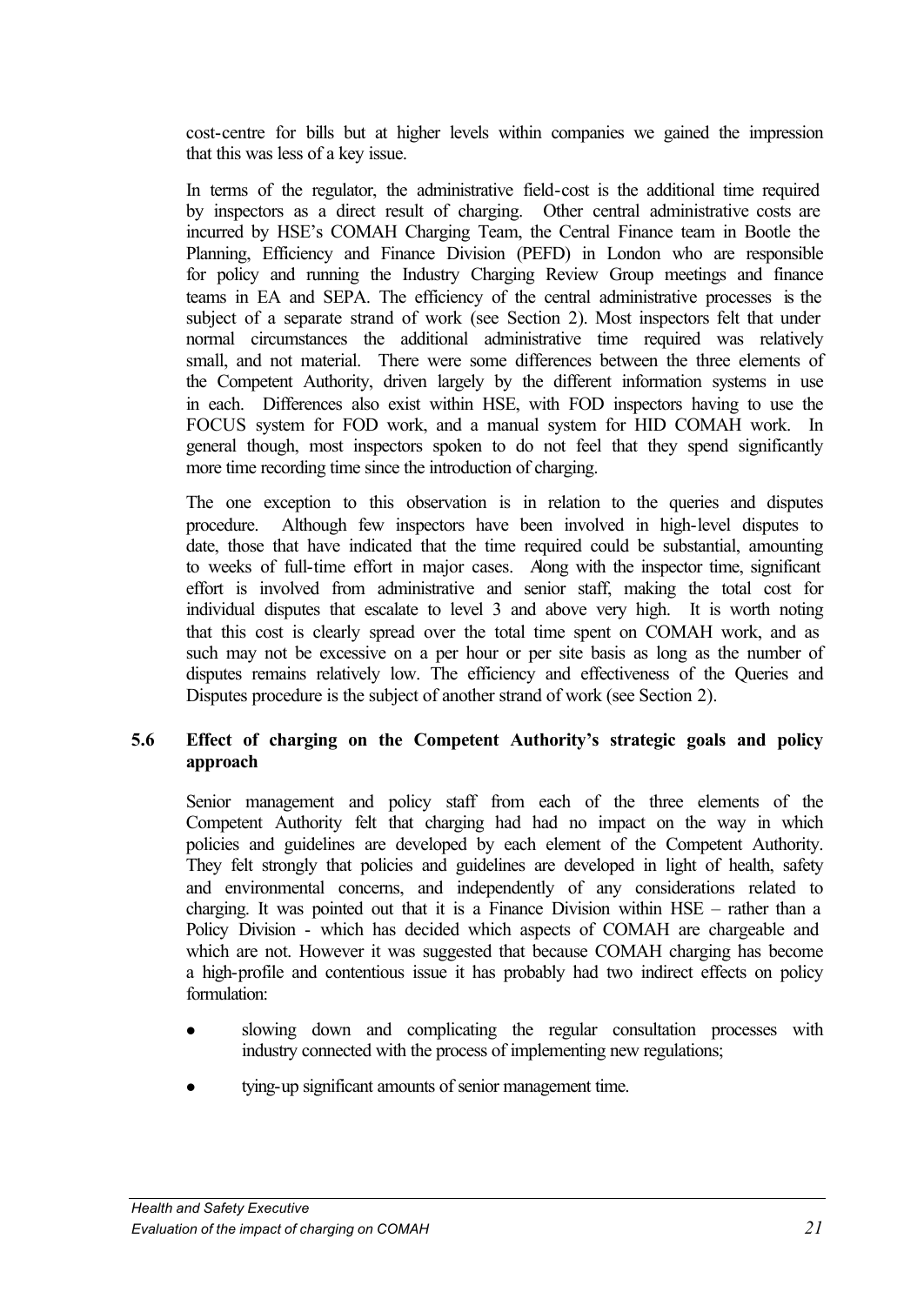cost-centre for bills but at higher levels within companies we gained the impression that this was less of a key issue.

In terms of the regulator, the administrative field-cost is the additional time required by inspectors as a direct result of charging. Other central administrative costs are incurred by HSE's COMAH Charging Team, the Central Finance team in Bootle the Planning, Efficiency and Finance Division (PEFD) in London who are responsible for policy and running the Industry Charging Review Group meetings and finance teams in EA and SEPA. The efficiency of the central administrative processes is the subject of a separate strand of work (see Section 2). Most inspectors felt that under normal circumstances the additional administrative time required was relatively small, and not material. There were some differences between the three elements of the Competent Authority, driven largely by the different information systems in use in each. Differences also exist within HSE, with FOD inspectors having to use the FOCUS system for FOD work, and a manual system for HID COMAH work. In general though, most inspectors spoken to do not feel that they spend significantly more time recording time since the introduction of charging.

The one exception to this observation is in relation to the queries and disputes procedure. Although few inspectors have been involved in high-level disputes to date, those that have indicated that the time required could be substantial, amounting to weeks of full-time effort in major cases. Along with the inspector time, significant effort is involved from administrative and senior staff, making the total cost for individual disputes that escalate to level 3 and above very high. It is worth noting that this cost is clearly spread over the total time spent on COMAH work, and as such may not be excessive on a per hour or per site basis as long as the number of disputes remains relatively low. The efficiency and effectiveness of the Queries and Disputes procedure is the subject of another strand of work (see Section 2).

## 5.6 Effect of charging on the Competent Authority's strategic goals and policy approach

Senior management and policy staff from each of the three elements of the Competent Authority felt that charging had had no impact on the way in which policies and guidelines are developed by each element of the Competent Authority. They felt strongly that policies and guidelines are developed in light of health, safety and environmental concerns, and independently of any considerations related to charging. It was pointed out that it is a Finance Division within HSE – rather than a Policy Division - which has decided which aspects of COMAH are chargeable and which are not. However it was suggested that because COMAH charging has become a high-profile and contentious issue it has probably had two indirect effects on policy formulation:

- slowing down and complicating the regular consultation processes with industry connected with the process of implementing new regulations;
- tying-up significant amounts of senior management time.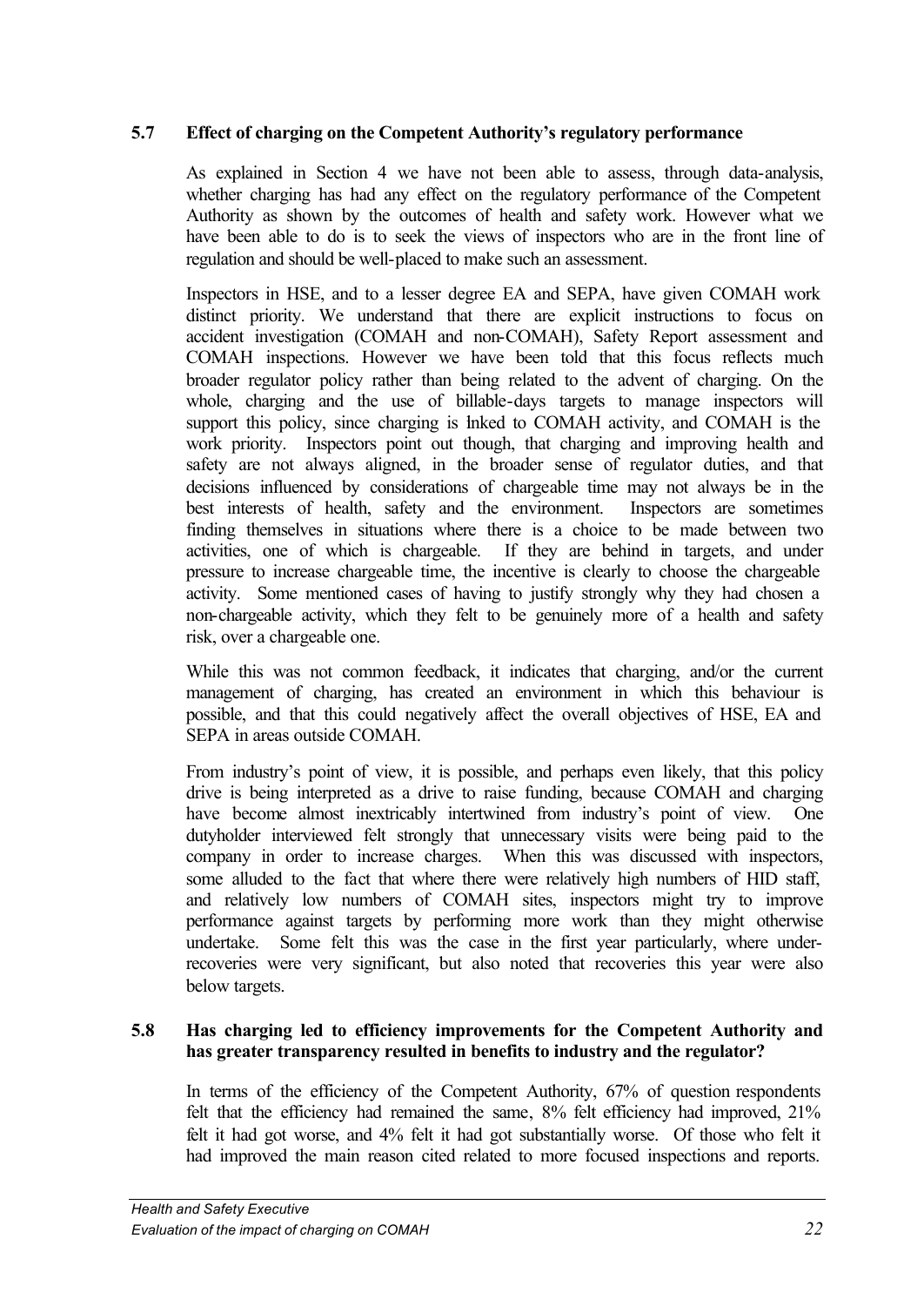### 5.7 Effect of charging on the Competent Authority's regulatory performance

As explained in Section 4 we have not been able to assess, through data-analysis, whether charging has had any effect on the regulatory performance of the Competent Authority as shown by the outcomes of health and safety work. However what we have been able to do is to seek the views of inspectors who are in the front line of regulation and should be well-placed to make such an assessment.

Inspectors in HSE, and to a lesser degree EA and SEPA, have given COMAH work distinct priority. We understand that there are explicit instructions to focus on accident investigation (COMAH and non-COMAH), Safety Report assessment and COMAH inspections. However we have been told that this focus reflects much broader regulator policy rather than being related to the advent of charging. On the whole, charging and the use of billable-days targets to manage inspectors will support this policy, since charging is linked to COMAH activity, and COMAH is the work priority. Inspectors point out though, that charging and improving health and safety are not always aligned, in the broader sense of regulator duties, and that decisions influenced by considerations of chargeable time may not always be in the best interests of health, safety and the environment. Inspectors are sometimes finding themselves in situations where there is a choice to be made between two activities, one of which is chargeable. If they are behind in targets, and under pressure to increase chargeable time, the incentive is clearly to choose the chargeable activity. Some mentioned cases of having to justify strongly why they had chosen a non-chargeable activity, which they felt to be genuinely more of a health and safety risk, over a chargeable one.

While this was not common feedback, it indicates that charging, and/or the current management of charging, has created an environment in which this behaviour is possible, and that this could negatively affect the overall objectives of HSE, EA and SEPA in areas outside COMAH.

From industry's point of view, it is possible, and perhaps even likely, that this policy drive is being interpreted as a drive to raise funding, because COMAH and charging have become almost inextricably intertwined from industry's point of view. One dutyholder interviewed felt strongly that unnecessary visits were being paid to the company in order to increase charges. When this was discussed with inspectors, some alluded to the fact that where there were relatively high numbers of HID staff, and relatively low numbers of COMAH sites, inspectors might try to improve performance against targets by performing more work than they might otherwise undertake. Some felt this was the case in the first year particularly, where under-recoveries were very significant, but also noted that recoveries this year were also below targets.

### 5.8 Has charging led to efficiency improvements for the Competent Authority and has greater transparency resulted in benefits to industry and the regulator?

In terms of the efficiency of the Competent Authority, 67% of question respondents felt that the efficiency had remained the same, 8% felt efficiency had improved, 21% felt it had got worse, and 4% felt it had got substantially worse. Of those who felt it had improved the main reason cited related to more focused inspections and reports.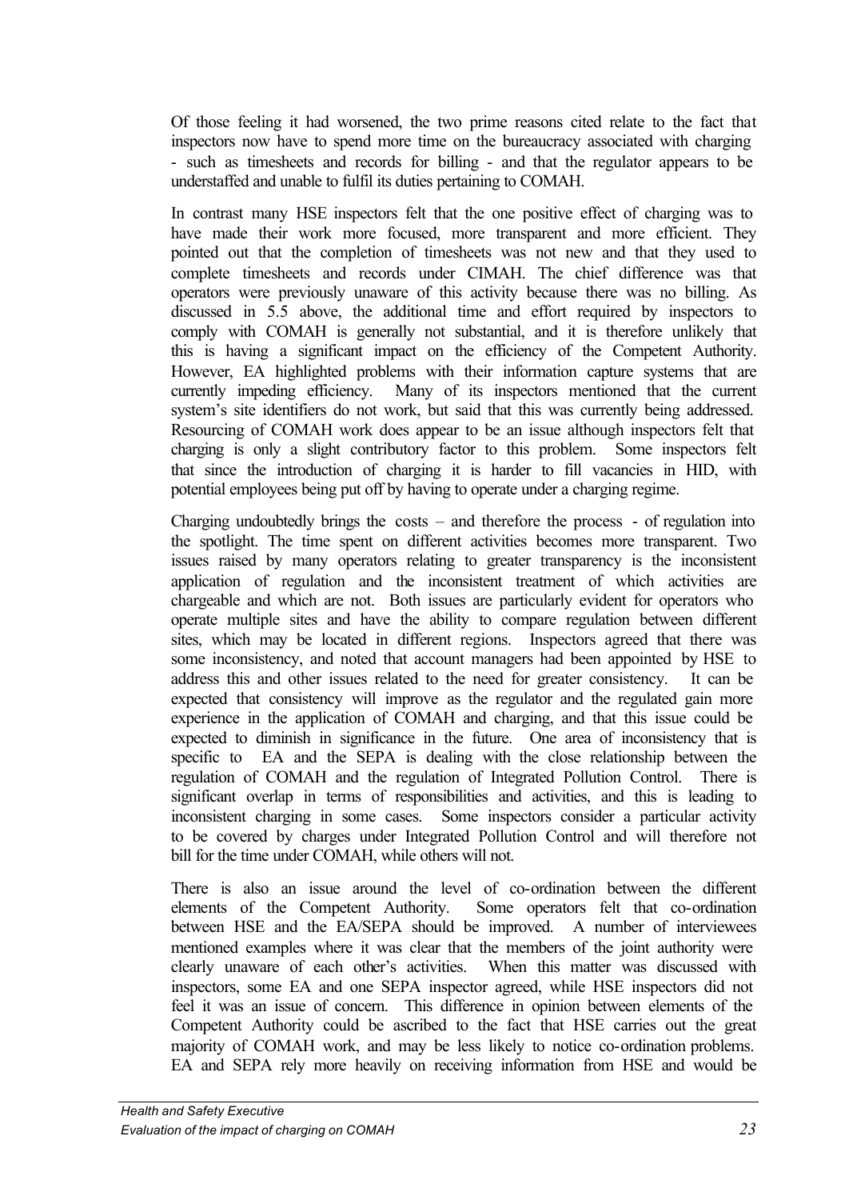Of those feeling it had worsened, the two prime reasons cited relate to the fact that inspectors now have to spend more time on the bureaucracy associated with charging - such as timesheets and records for billing - and that the regulator appears to be understaffed and unable to fulfil its duties pertaining to COMAH.

In contrast many HSE inspectors felt that the one positive effect of charging was to have made their work more focused, more transparent and more efficient. They pointed out that the completion of timesheets was not new and that they used to complete timesheets and records under CIMAH. The chief difference was that operators were previously unaware of this activity because there was no billing. As discussed in 5.5 above, the additional time and effort required by inspectors to comply with COMAH is generally not substantial, and it is therefore unlikely that this is having a significant impact on the efficiency of the Competent Authority. However, EA highlighted problems with their information capture systems that are currently impeding efficiency. Many of its inspectors mentioned that the current system's site identifiers do not work, but said that this was currently being addressed. Resourcing of COMAH work does appear to be an issue although inspectors felt that charging is only a slight contributory factor to this problem. Some inspectors felt that since the introduction of charging it is harder to fill vacancies in HID, with potential employees being put off by having to operate under a charging regime.

Charging undoubtedly brings the costs – and therefore the process - of regulation into the spotlight. The time spent on different activities becomes more transparent. Two issues raised by many operators relating to greater transparency is the inconsistent application of regulation and the inconsistent treatment of which activities are chargeable and which are not. Both issues are particularly evident for operators who operate multiple sites and have the ability to compare regulation between different sites, which may be located in different regions. Inspectors agreed that there was some inconsistency, and noted that account managers had been appointed by HSE to address this and other issues related to the need for greater consistency. It can be expected that consistency will improve as the regulator and the regulated gain more experience in the application of COMAH and charging, and that this issue could be expected to diminish in significance in the future. One area of inconsistency that is specific to EA and the SEPA is dealing with the close relationship between the regulation of COMAH and the regulation of Integrated Pollution Control. There is significant overlap in terms of responsibilities and activities, and this is leading to inconsistent charging in some cases. Some inspectors consider a particular activity to be covered by charges under Integrated Pollution Control and will therefore not bill for the time under COMAH, while others will not.

There is also an issue around the level of co-ordination between the different elements of the Competent Authority. Some operators felt that co-ordination between HSE and the EA/SEPA should be improved. A number of interviewees mentioned examples where it was clear that the members of the joint authority were clearly unaware of each other's activities. When this matter was discussed with inspectors, some EA and one SEPA inspector agreed, while HSE inspectors did not feel it was an issue of concern. This difference in opinion between elements of the Competent Authority could be ascribed to the fact that HSE carries out the great majority of COMAH work, and may be less likely to notice co-ordination problems. EA and SEPA rely more heavily on receiving information from HSE and would be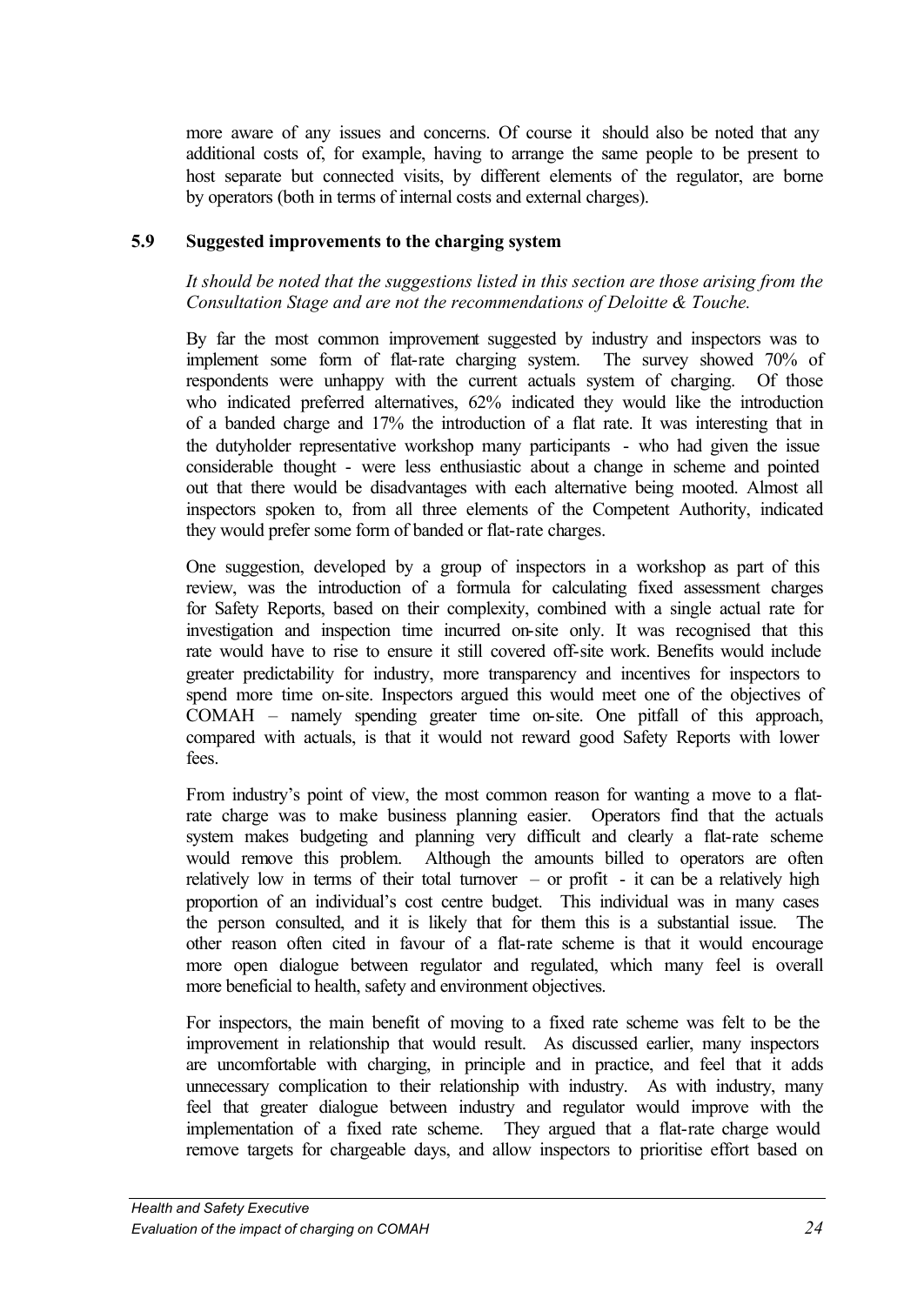more aware of any issues and concerns. Of course it should also be noted that any additional costs of, for example, having to arrange the same people to be present to host separate but connected visits, by different elements of the regulator, are borne by operators (both in terms of internal costs and external charges).

### 5.9 Suggested improvements to the charging system

*It should be noted that the suggestions listed in this section are those arising from the Consultation Stage and are not the recommendations of Deloitte & Touche.*

By far the most common improvement suggested by industry and inspectors was to implement some form of flat-rate charging system. The survey showed 70% of respondents were unhappy with the current actuals system of charging. Of those who indicated preferred alternatives, 62% indicated they would like the introduction of a banded charge and 17% the introduction of a flat rate. It was interesting that in the dutyholder representative workshop many participants - who had given the issue considerable thought - were less enthusiastic about a change in scheme and pointed out that there would be disadvantages with each alternative being mooted. Almost all inspectors spoken to, from all three elements of the Competent Authority, indicated they would prefer some form of banded or flat-rate charges.

One suggestion, developed by a group of inspectors in a workshop as part of this review, was the introduction of a formula for calculating fixed assessment charges for Safety Reports, based on their complexity, combined with a single actual rate for investigation and inspection time incurred on-site only. It was recognised that this rate would have to rise to ensure it still covered off-site work. Benefits would include greater predictability for industry, more transparency and incentives for inspectors to spend more time on-site. Inspectors argued this would meet one of the objectives of COMAH – namely spending greater time on-site. One pitfall of this approach, compared with actuals, is that it would not reward good Safety Reports with lower fees.

From industry's point of view, the most common reason for wanting a move to a flat-rate charge was to make business planning easier. Operators find that the actuals system makes budgeting and planning very difficult and clearly a flat-rate scheme would remove this problem. Although the amounts billed to operators are often relatively low in terms of their total turnover – or profit - it can be a relatively high proportion of an individual's cost centre budget. This individual was in many cases the person consulted, and it is likely that for them this is a substantial issue. The other reason often cited in favour of a flat-rate scheme is that it would encourage more open dialogue between regulator and regulated, which many feel is overall more beneficial to health, safety and environment objectives.

For inspectors, the main benefit of moving to a fixed rate scheme was felt to be the improvement in relationship that would result. As discussed earlier, many inspectors are uncomfortable with charging, in principle and in practice, and feel that it adds unnecessary complication to their relationship with industry. As with industry, many feel that greater dialogue between industry and regulator would improve with the implementation of a fixed rate scheme. They argued that a flat-rate charge would remove targets for chargeable days, and allow inspectors to prioritise effort based on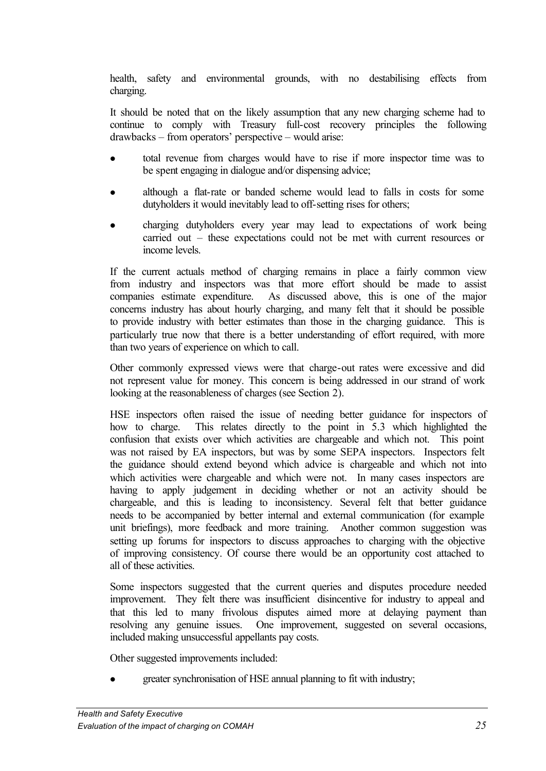health, safety and environmental grounds, with no destabilising effects from charging.

It should be noted that on the likely assumption that any new charging scheme had to continue to comply with Treasury full-cost recovery principles the following drawbacks – from operators' perspective – would arise:

- total revenue from charges would have to rise if more inspector time was to be spent engaging in dialogue and/or dispensing advice;
- although a flat-rate or banded scheme would lead to falls in costs for some dutyholders it would inevitably lead to off-setting rises for others;
- charging dutyholders every year may lead to expectations of work being carried out – these expectations could not be met with current resources or income levels.

If the current actuals method of charging remains in place a fairly common view from industry and inspectors was that more effort should be made to assist companies estimate expenditure. As discussed above, this is one of the major concerns industry has about hourly charging, and many felt that it should be possible to provide industry with better estimates than those in the charging guidance. This is particularly true now that there is a better understanding of effort required, with more than two years of experience on which to call.

Other commonly expressed views were that charge-out rates were excessive and did not represent value for money. This concern is being addressed in our strand of work looking at the reasonableness of charges (see Section 2).

HSE inspectors often raised the issue of needing better guidance for inspectors of how to charge. This relates directly to the point in 5.3 which highlighted the confusion that exists over which activities are chargeable and which not. This point was not raised by EA inspectors, but was by some SEPA inspectors. Inspectors felt the guidance should extend beyond which advice is chargeable and which not into which activities were chargeable and which were not. In many cases inspectors are having to apply judgement in deciding whether or not an activity should be chargeable, and this is leading to inconsistency. Several felt that better guidance needs to be accompanied by better internal and external communication (for example unit briefings), more feedback and more training. Another common suggestion was setting up forums for inspectors to discuss approaches to charging with the objective of improving consistency. Of course there would be an opportunity cost attached to all of these activities.

Some inspectors suggested that the current queries and disputes procedure needed improvement. They felt there was insufficient disincentive for industry to appeal and that this led to many frivolous disputes aimed more at delaying payment than resolving any genuine issues. One improvement, suggested on several occasions, included making unsuccessful appellants pay costs.

Other suggested improvements included:

- greater synchronisation of HSE annual planning to fit with industry;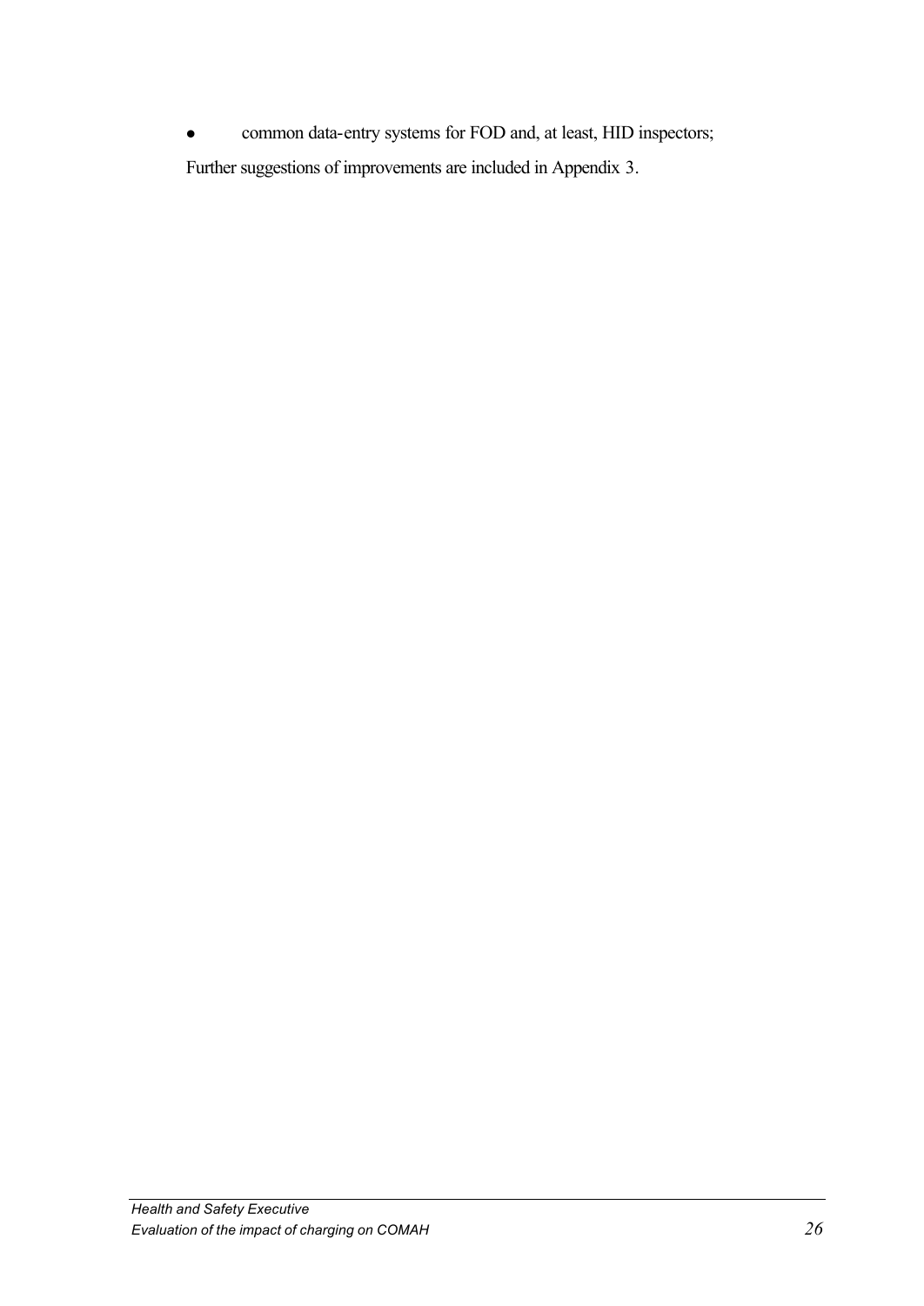- common data-entry systems for FOD and, at least, HID inspectors;

Further suggestions of improvements are included in Appendix 3.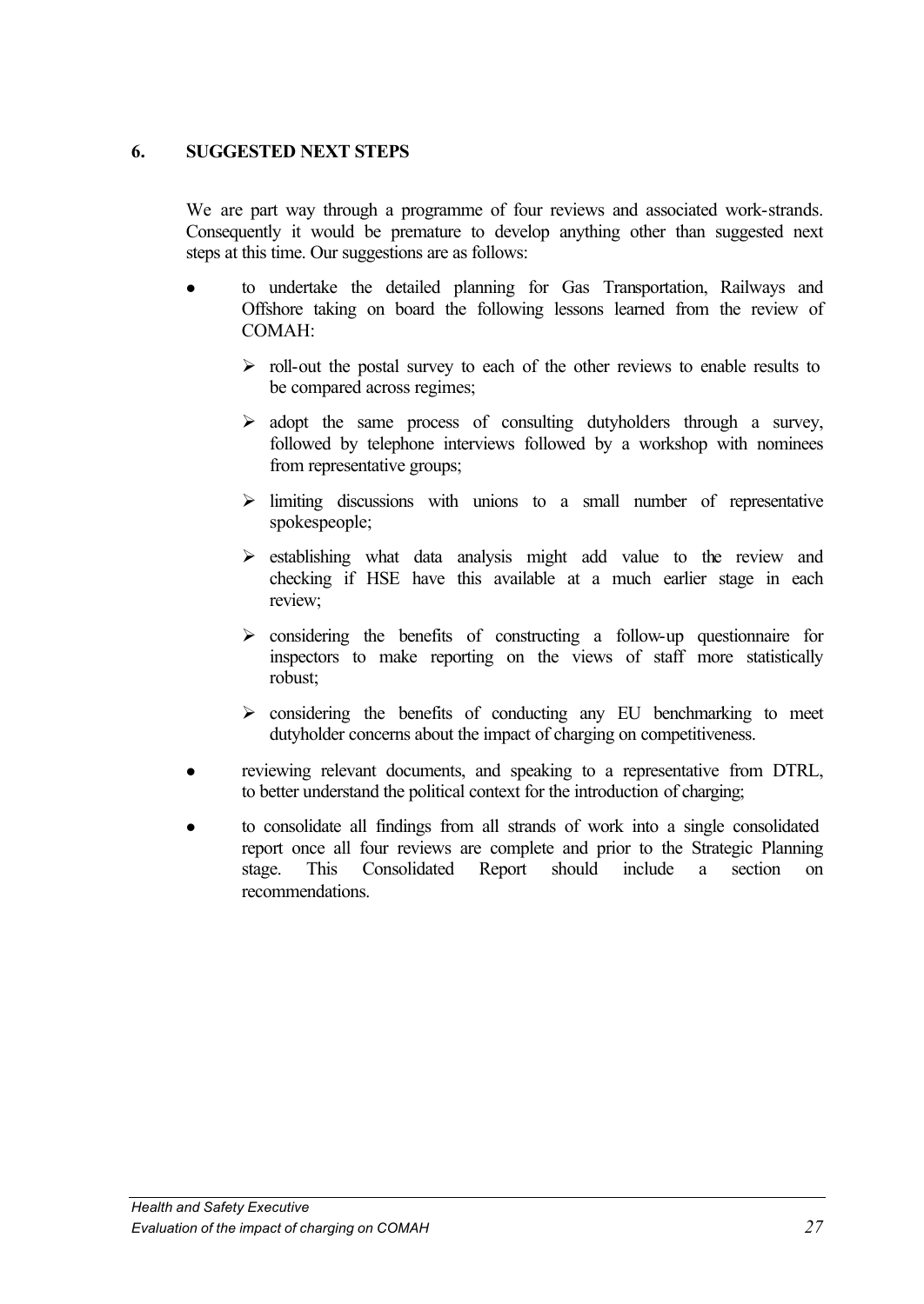## 6. SUGGESTED NEXT STEPS

We are part way through a programme of four reviews and associated work-strands. Consequently it would be premature to develop anything other than suggested next steps at this time. Our suggestions are as follows:

- to undertake the detailed planning for Gas Transportation, Railways and Offshore taking on board the following lessons learned from the review of COMAH:
  - roll-out the postal survey to each of the other reviews to enable results to be compared across regimes;
  - adopt the same process of consulting dutyholders through a survey, followed by telephone interviews followed by a workshop with nominees from representative groups;
  - limiting discussions with unions to a small number of representative spokespeople;
  - establishing what data analysis might add value to the review and checking if HSE have this available at a much earlier stage in each review;
  - considering the benefits of constructing a follow-up questionnaire for inspectors to make reporting on the views of staff more statistically robust;
  - considering the benefits of conducting any EU benchmarking to meet dutyholder concerns about the impact of charging on competitiveness.
- reviewing relevant documents, and speaking to a representative from DTRL, to better understand the political context for the introduction of charging;
- to consolidate all findings from all strands of work into a single consolidated report once all four reviews are complete and prior to the Strategic Planning stage. This Consolidated Report should include a section on recommendations.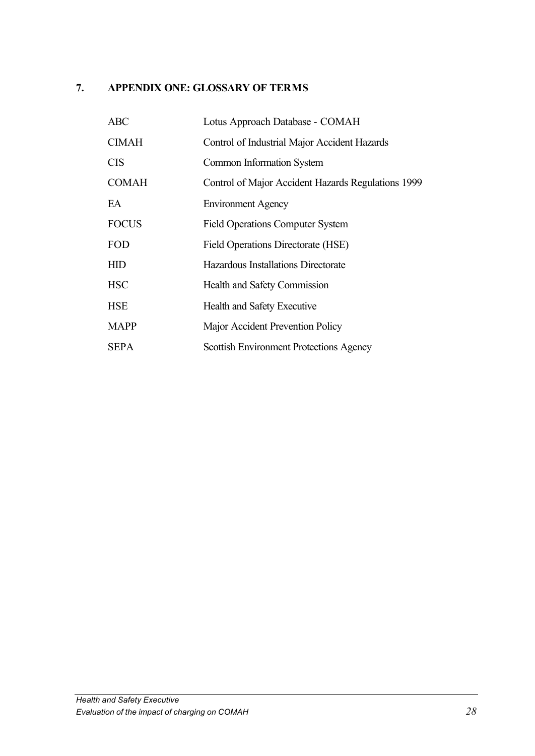# 7. APPENDIX ONE: GLOSSARY OF TERMS

| | |
|---|---|
| ABC | Lotus Approach Database - COMAH |
| CIMAH | Control of Industrial Major Accident Hazards |
| CIS | Common Information System |
| COMAH | Control of Major Accident Hazards Regulations 1999 |
| EA | Environment Agency |
| FOCUS | Field Operations Computer System |
| FOD | Field Operations Directorate (HSE) |
| HID | Hazardous Installations Directorate |
| HSC | Health and Safety Commission |
| HSE | Health and Safety Executive |
| MAPP | Major Accident Prevention Policy |
| SEPA | Scottish Environment Protections Agency |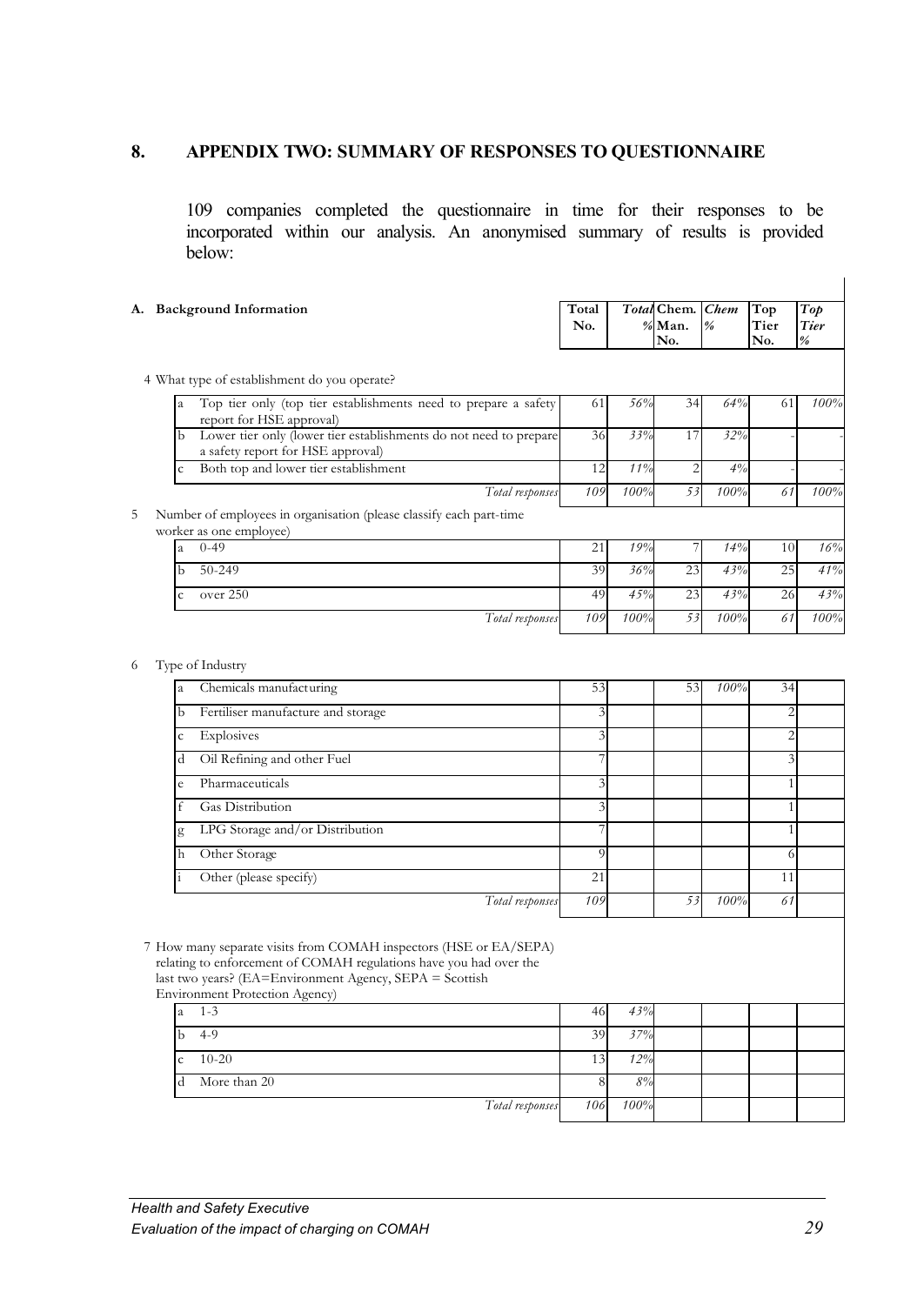## 8. APPENDIX TWO: SUMMARY OF RESPONSES TO QUESTIONNAIRE

109 companies completed the questionnaire in time for their responses to be incorporated within our analysis. An anonymised summary of results is provided below:

| A. Background Information | | Total No. | *Total %* | Chem. Man. No. | *Chem %* | Top Tier No. | *Top Tier %* |
|---|---|---|---|---|---|---|---|
| 4 What type of establishment do you operate? | | | | | | | |
| a | Top tier only (top tier establishments need to prepare a safety report for HSE approval) | 61 | *56%* | 34 | *64%* | 61 | *100%* |
| b | Lower tier only (lower tier establishments do not need to prepare a safety report for HSE approval) | 36 | *33%* | 17 | *32%* | - | - |
| c | Both top and lower tier establishment | 12 | *11%* | 2 | *4%* | - | - |
| | *Total responses* | *109* | *100%* | *53* | *100%* | *61* | *100%* |
| 5 Number of employees in organisation (please classify each part-time worker as one employee) | | | | | | | |
| a | 0-49 | 21 | *19%* | 7 | *14%* | 10 | *16%* |
| b | 50-249 | 39 | *36%* | 23 | *43%* | 25 | *41%* |
| c | over 250 | 49 | *45%* | 23 | *43%* | 26 | *43%* |
| | *Total responses* | *109* | *100%* | *53* | *100%* | *61* | *100%* |
| 6 Type of Industry | | | | | | | |
| a | Chemicals manufacturing | 53 | | 53 | *100%* | 34 | |
| b | Fertiliser manufacture and storage | 3 | | | | 2 | |
| c | Explosives | 3 | | | | 2 | |
| d | Oil Refining and other Fuel | 7 | | | | 3 | |
| e | Pharmaceuticals | 3 | | | | 1 | |
| f | Gas Distribution | 3 | | | | 1 | |
| g | LPG Storage and/or Distribution | 7 | | | | 1 | |
| h | Other Storage | 9 | | | | 6 | |
| i | Other (please specify) | 21 | | | | 11 | |
| | *Total responses* | *109* | | *53* | *100%* | *61* | |
| 7 How many separate visits from COMAH inspectors (HSE or EA/SEPA) relating to enforcement of COMAH regulations have you had over the last two years? (EA=Environment Agency, SEPA = Scottish Environment Protection Agency) | | | | | | | |
| a | 1-3 | 46 | *43%* | | | | |
| b | 4-9 | 39 | *37%* | | | | |
| c | 10-20 | 13 | *12%* | | | | |
| d | More than 20 | 8 | *8%* | | | | |
| | *Total responses* | *106* | *100%* | | | | |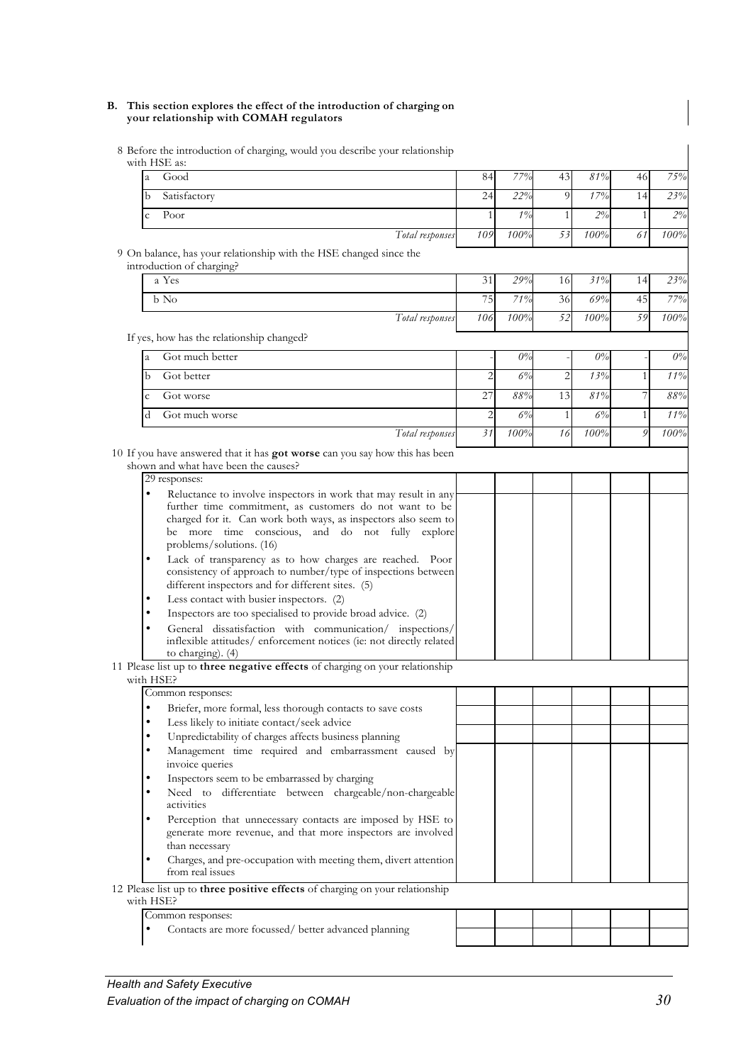**B. This section explores the effect of the introduction of charging on your relationship with COMAH regulators**

8 Before the introduction of charging, would you describe your relationship with HSE as:

| | | | | | | |
|---|---|---|---|---|---|---|
| a Good | 84 | *77%* | 43 | *81%* | 46 | *75%* |
| b Satisfactory | 24 | *22%* | 9 | *17%* | 14 | *23%* |
| c Poor | 1 | *1%* | 1 | *2%* | 1 | *2%* |
| *Total responses* | *109* | *100%* | *53* | *100%* | *61* | *100%* |

9 On balance, has your relationship with the HSE changed since the introduction of charging?

| | | | | | | |
|---|---|---|---|---|---|---|
| a Yes | 31 | *29%* | 16 | *31%* | 14 | *23%* |
| b No | 75 | *71%* | 36 | *69%* | 45 | *77%* |
| *Total responses* | *106* | *100%* | *52* | *100%* | *59* | *100%* |

If yes, how has the relationship changed?

| | | | | | | |
|---|---|---|---|---|---|---|
| a Got much better | - | *0%* | - | *0%* | - | *0%* |
| b Got better | 2 | *6%* | 2 | *13%* | 1 | *11%* |
| c Got worse | 27 | *88%* | 13 | *81%* | 7 | *88%* |
| d Got much worse | 2 | *6%* | 1 | *6%* | 1 | *11%* |
| *Total responses* | *31* | *100%* | *16* | *100%* | *9* | *100%* |

10 If you have answered that it has **got worse** can you say how this has been shown and what have been the causes?

29 responses:

- Reluctance to involve inspectors in work that may result in any further time commitment, as customers do not want to be charged for it. Can work both ways, as inspectors also seem to be more time conscious, and do not fully explore problems/solutions. (16)
- Lack of transparency as to how charges are reached. Poor consistency of approach to number/type of inspections between different inspectors and for different sites. (5)
- Less contact with busier inspectors. (2)
- Inspectors are too specialised to provide broad advice. (2)
- General dissatisfaction with communication/ inspections/ inflexible attitudes/ enforcement notices (ie: not directly related to charging). (4)

11 Please list up to **three negative effects** of charging on your relationship with HSE?

Common responses:

- Briefer, more formal, less thorough contacts to save costs
- Less likely to initiate contact/seek advice
- Unpredictability of charges affects business planning
- Management time required and embarrassment caused by invoice queries
- Inspectors seem to be embarrassed by charging
- Need to differentiate between chargeable/non-chargeable activities
- Perception that unnecessary contacts are imposed by HSE to generate more revenue, and that more inspectors are involved than necessary
- Charges, and pre-occupation with meeting them, divert attention from real issues

12 Please list up to **three positive effects** of charging on your relationship with HSE?

Common responses:

- Contacts are more focussed/ better advanced planning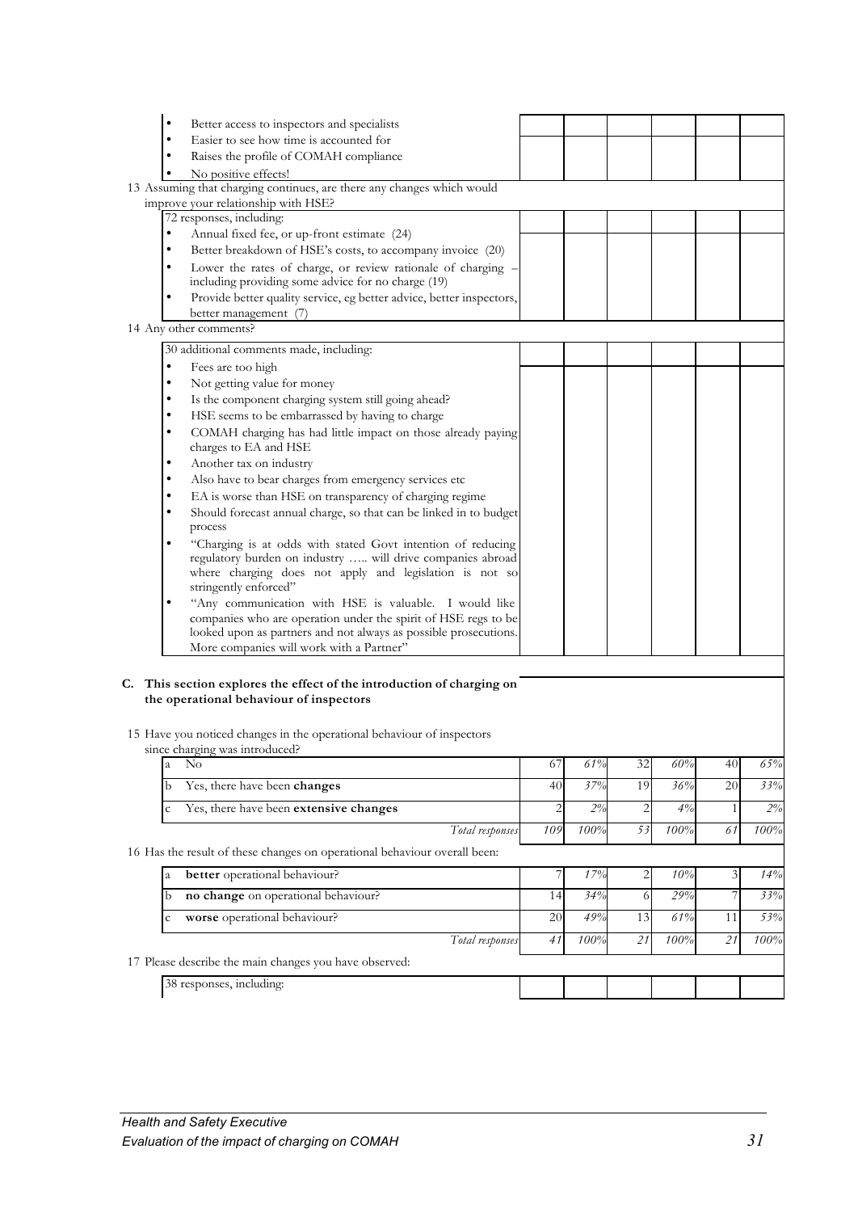- Better access to inspectors and specialists
- Easier to see how time is accounted for
- Raises the profile of COMAH compliance
- No positive effects!

13 Assuming that charging continues, are there any changes which would improve your relationship with HSE?

72 responses, including:

- Annual fixed fee, or up-front estimate (24)
- Better breakdown of HSE's costs, to accompany invoice (20)
- Lower the rates of charge, or review rationale of charging – including providing some advice for no charge (19)
- Provide better quality service, eg better advice, better inspectors, better management (7)

14 Any other comments?

30 additional comments made, including:

- Fees are too high
- Not getting value for money
- Is the component charging system still going ahead?
- HSE seems to be embarrassed by having to charge
- COMAH charging has had little impact on those already paying charges to EA and HSE
- Another tax on industry
- Also have to bear charges from emergency services etc
- EA is worse than HSE on transparency of charging regime
- Should forecast annual charge, so that can be linked in to budget process
- "Charging is at odds with stated Govt intention of reducing regulatory burden on industry ….. will drive companies abroad where charging does not apply and legislation is not so stringently enforced"
- "Any communication with HSE is valuable. I would like companies who are operation under the spirit of HSE regs to be looked upon as partners and not always as possible prosecutions. More companies will work with a Partner"

## C. This section explores the effect of the introduction of charging on the operational behaviour of inspectors

15 Have you noticed changes in the operational behaviour of inspectors since charging was introduced?

| | | | | | | |
|---|---|---|---|---|---|---|
| a No | 67 | *61%* | 32 | *60%* | 40 | *65%* |
| b Yes, there have been **changes** | 40 | *37%* | 19 | *36%* | 20 | *33%* |
| c Yes, there have been **extensive changes** | 2 | *2%* | 2 | *4%* | 1 | *2%* |
| *Total responses* | *109* | *100%* | *53* | *100%* | *61* | *100%* |

16 Has the result of these changes on operational behaviour overall been:

| | | | | | | |
|---|---|---|---|---|---|---|
| a **better** operational behaviour? | 7 | *17%* | 2 | *10%* | 3 | *14%* |
| b **no change** on operational behaviour? | 14 | *34%* | 6 | *29%* | 7 | *33%* |
| c **worse** operational behaviour? | 20 | *49%* | 13 | *61%* | 11 | *53%* |
| *Total responses* | *41* | *100%* | *21* | *100%* | *21* | *100%* |

17 Please describe the main changes you have observed:

38 responses, including: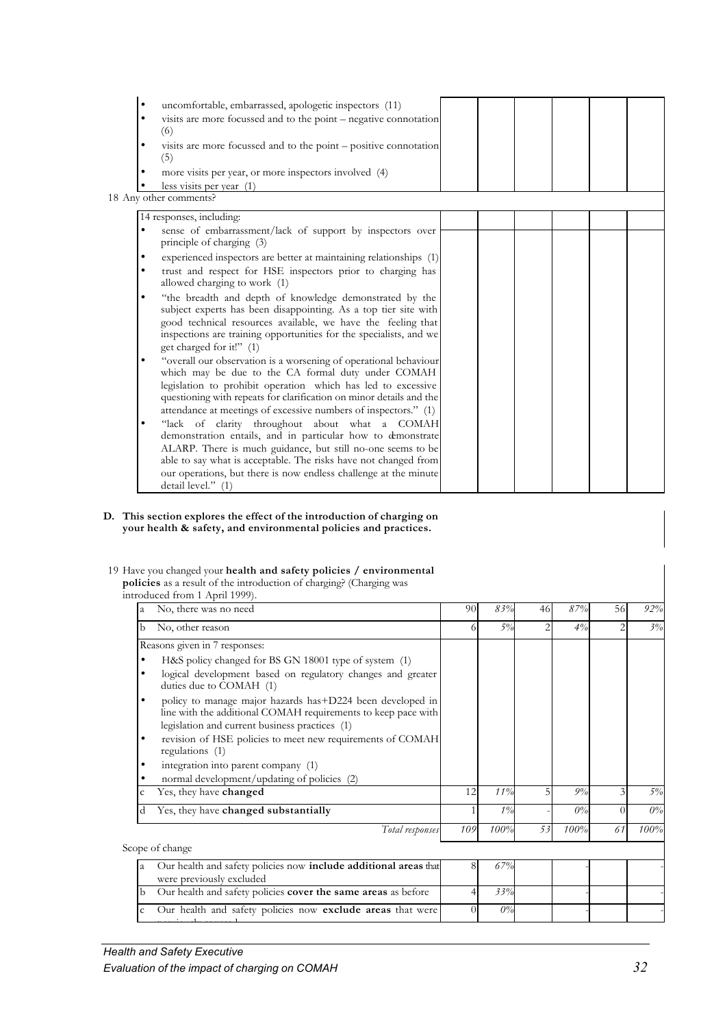- uncomfortable, embarrassed, apologetic inspectors (11)
- visits are more focussed and to the point – negative connotation (6)
- visits are more focussed and to the point – positive connotation (5)
- more visits per year, or more inspectors involved (4)
- less visits per year (1)

18 Any other comments?

14 responses, including:

- sense of embarrassment/lack of support by inspectors over principle of charging (3)
- experienced inspectors are better at maintaining relationships (1)
- trust and respect for HSE inspectors prior to charging has allowed charging to work (1)
- "the breadth and depth of knowledge demonstrated by the subject experts has been disappointing. As a top tier site with good technical resources available, we have the feeling that inspections are training opportunities for the specialists, and we get charged for it!" (1)
- "overall our observation is a worsening of operational behaviour which may be due to the CA formal duty under COMAH legislation to prohibit operation which has led to excessive questioning with repeats for clarification on minor details and the attendance at meetings of excessive numbers of inspectors." (1)
- "lack of clarity throughout about what a COMAH demonstration entails, and in particular how to demonstrate ALARP. There is much guidance, but still no-one seems to be able to say what is acceptable. The risks have not changed from our operations, but there is now endless challenge at the minute detail level." (1)

## D. This section explores the effect of the introduction of charging on your health & safety, and environmental policies and practices.

19 Have you changed your **health and safety policies / environmental policies** as a result of the introduction of charging? (Charging was introduced from 1 April 1999).

| | | | | | | | |
|---|---|---|---|---|---|---|---|
| a | No, there was no need | 90 | *83%* | 46 | *87%* | 56 | *92%* |
| b | No, other reason | 6 | *5%* | 2 | *4%* | 2 | *3%* |
| | Reasons given in 7 responses:<br>• H&S policy changed for BS GN 18001 type of system (1)<br>• logical development based on regulatory changes and greater duties due to COMAH (1)<br>• policy to manage major hazards has+D224 been developed in line with the additional COMAH requirements to keep pace with legislation and current business practices (1)<br>• revision of HSE policies to meet new requirements of COMAH regulations (1)<br>• integration into parent company (1)<br>• normal development/updating of policies (2) | | | | | | |
| c | Yes, they have **changed** | 12 | *11%* | 5 | *9%* | 3 | *5%* |
| d | Yes, they have **changed substantially** | 1 | *1%* | - | *0%* | 0 | *0%* |
| | *Total responses* | 109 | *100%* | 53 | *100%* | 61 | *100%* |

Scope of change

| | | | | | | | |
|---|---|---|---|---|---|---|---|
| a | Our health and safety policies now **include additional areas** that were previously excluded | 8 | *67%* | | - | | - |
| b | Our health and safety policies **cover the same areas** as before | 4 | *33%* | | - | | - |
| c | Our health and safety policies now **exclude areas** that were previously covered | 0 | *0%* | | - | | - |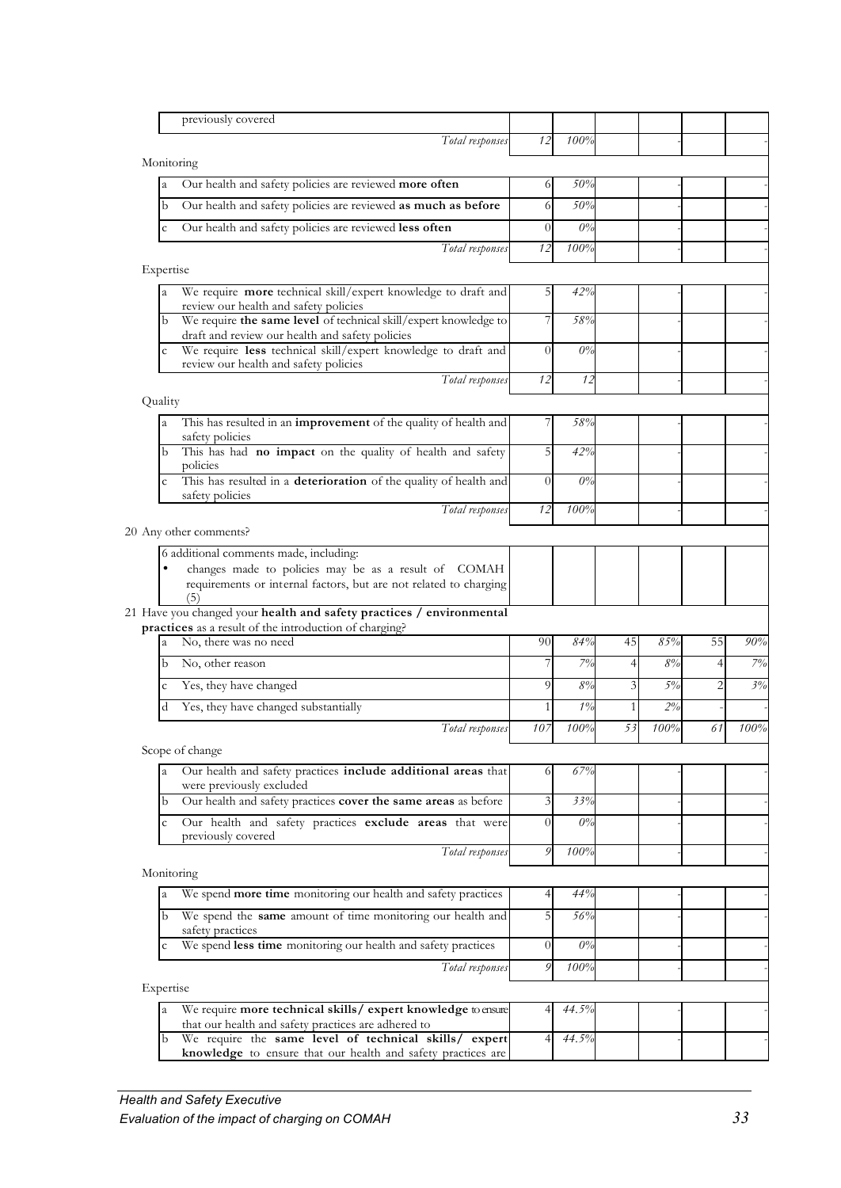| | | | | | | |
|---|---|---|---|---|---|---|
| previously covered | | | | | | |
| *Total responses* | 12 | *100%* | | - | | - |
| **Monitoring** | | | | | | |
| a Our health and safety policies are reviewed **more often** | 6 | *50%* | | - | | - |
| b Our health and safety policies are reviewed **as much as before** | 6 | *50%* | | - | | - |
| c Our health and safety policies are reviewed **less often** | 0 | *0%* | | - | | - |
| *Total responses* | 12 | *100%* | | - | | - |
| **Expertise** | | | | | | |
| a We require **more** technical skill/expert knowledge to draft and review our health and safety policies | 5 | *42%* | | - | | - |
| b We require **the same level** of technical skill/expert knowledge to draft and review our health and safety policies | 7 | *58%* | | - | | - |
| c We require **less** technical skill/expert knowledge to draft and review our health and safety policies | 0 | *0%* | | - | | - |
| *Total responses* | 12 | *12* | | - | | - |
| **Quality** | | | | | | |
| a This has resulted in an **improvement** of the quality of health and safety policies | 7 | *58%* | | - | | - |
| b This has had **no impact** on the quality of health and safety policies | 5 | *42%* | | - | | - |
| c This has resulted in a **deterioration** of the quality of health and safety policies | 0 | *0%* | | - | | - |
| *Total responses* | 12 | *100%* | | - | | - |
| **20 Any other comments?** | | | | | | |
| 6 additional comments made, including: • changes made to policies may be as a result of COMAH requirements or internal factors, but are not related to charging (5) | | | | | | |
| **21 Have you changed your health and safety practices / environmental practices as a result of the introduction of charging?** | | | | | | |
| a No, there was no need | 90 | *84%* | 45 | *85%* | 55 | *90%* |
| b No, other reason | 7 | *7%* | 4 | *8%* | 4 | *7%* |
| c Yes, they have changed | 9 | *8%* | 3 | *5%* | 2 | *3%* |
| d Yes, they have changed substantially | 1 | *1%* | 1 | *2%* | | - |
| *Total responses* | 107 | *100%* | 53 | *100%* | 61 | *100%* |
| **Scope of change** | | | | | | |
| a Our health and safety practices **include additional areas** that were previously excluded | 6 | *67%* | | - | | - |
| b Our health and safety practices **cover the same areas** as before | 3 | *33%* | | - | | - |
| c Our health and safety practices **exclude areas** that were previously covered | 0 | *0%* | | - | | - |
| *Total responses* | 9 | *100%* | | - | | - |
| **Monitoring** | | | | | | |
| a We spend **more time** monitoring our health and safety practices | 4 | *44%* | | - | | - |
| b We spend the **same** amount of time monitoring our health and safety practices | 5 | *56%* | | - | | - |
| c We spend **less time** monitoring our health and safety practices | 0 | *0%* | | - | | - |
| *Total responses* | 9 | *100%* | | - | | - |
| **Expertise** | | | | | | |
| a We require **more technical skills/ expert knowledge** to ensure that our health and safety practices are adhered to | 4 | *44.5%* | | - | | - |
| b We require the **same level of technical skills/ expert knowledge** to ensure that our health and safety practices are | 4 | *44.5%* | | - | | - |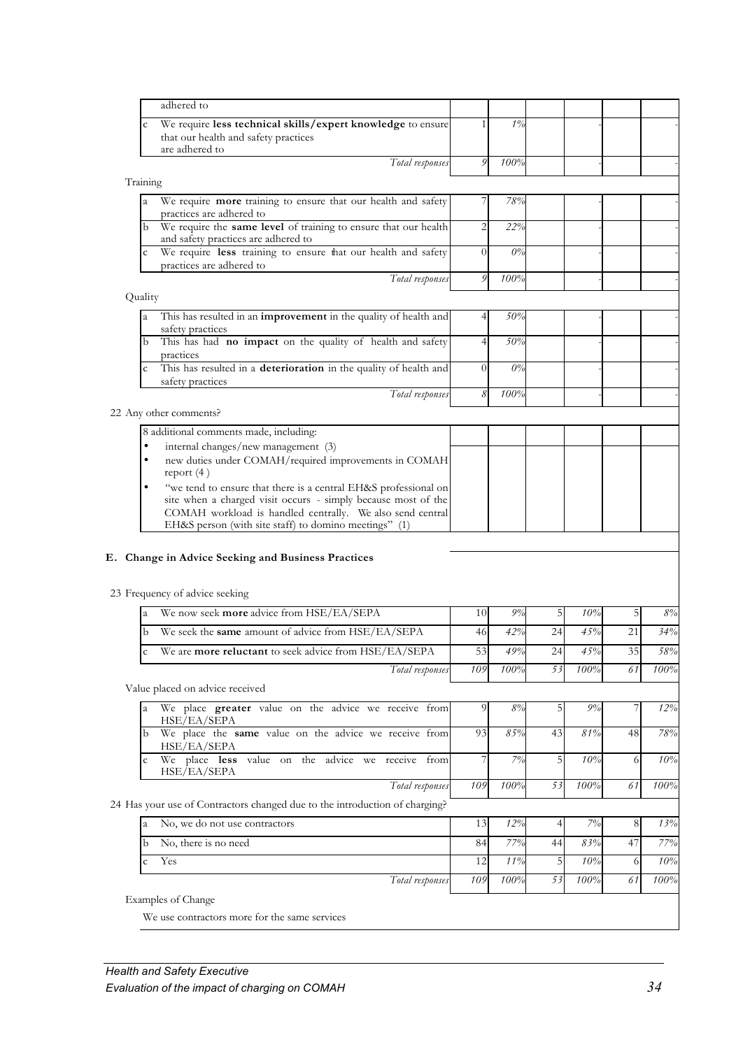| | | | | | | | |
|---|---|---|---|---|---|---|---|
| | adhered to | | | | | | |
| c | We require **less technical skills/expert knowledge** to ensure that our health and safety practices are adhered to | 1 | *1%* | | - | | - |
| | *Total responses* | *9* | *100%* | | - | | - |

Training

| | | | | | | | |
|---|---|---|---|---|---|---|---|
| a | We require **more** training to ensure that our health and safety practices are adhered to | 7 | *78%* | | - | | - |
| b | We require the **same level** of training to ensure that our health and safety practices are adhered to | 2 | *22%* | | - | | - |
| c | We require **less** training to ensure that our health and safety practices are adhered to | 0 | *0%* | | - | | - |
| | *Total responses* | *9* | *100%* | | - | | - |

Quality

| | | | | | | | |
|---|---|---|---|---|---|---|---|
| a | This has resulted in an **improvement** in the quality of health and safety practices | 4 | *50%* | | - | | - |
| b | This has had **no impact** on the quality of health and safety practices | 4 | *50%* | | - | | - |
| c | This has resulted in a **deterioration** in the quality of health and safety practices | 0 | *0%* | | - | | - |
| | *Total responses* | *8* | *100%* | | - | | - |

22 Any other comments?

8 additional comments made, including:

- internal changes/new management (3)
- new duties under COMAH/required improvements in COMAH report (4)
- "we tend to ensure that there is a central EH&S professional on site when a charged visit occurs - simply because most of the COMAH workload is handled centrally. We also send central EH&S person (with site staff) to domino meetings" (1)

## E. Change in Advice Seeking and Business Practices

23 Frequency of advice seeking

| | | | | | | | |
|---|---|---|---|---|---|---|---|
| a | We now seek **more** advice from HSE/EA/SEPA | 10 | *9%* | 5 | *10%* | 5 | *8%* |
| b | We seek the **same** amount of advice from HSE/EA/SEPA | 46 | *42%* | 24 | *45%* | 21 | *34%* |
| c | We are **more reluctant** to seek advice from HSE/EA/SEPA | 53 | *49%* | 24 | *45%* | 35 | *58%* |
| | *Total responses* | *109* | *100%* | *53* | *100%* | *61* | *100%* |

Value placed on advice received

| | | | | | | | |
|---|---|---|---|---|---|---|---|
| a | We place **greater** value on the advice we receive from HSE/EA/SEPA | 9 | *8%* | 5 | *9%* | 7 | *12%* |
| b | We place the **same** value on the advice we receive from HSE/EA/SEPA | 93 | *85%* | 43 | *81%* | 48 | *78%* |
| c | We place **less** value on the advice we receive from HSE/EA/SEPA | 7 | *7%* | 5 | *10%* | 6 | *10%* |
| | *Total responses* | *109* | *100%* | *53* | *100%* | *61* | *100%* |

24 Has your use of Contractors changed due to the introduction of charging?

| | | | | | | | |
|---|---|---|---|---|---|---|---|
| a | No, we do not use contractors | 13 | *12%* | 4 | *7%* | 8 | *13%* |
| b | No, there is no need | 84 | *77%* | 44 | *83%* | 47 | *77%* |
| c | Yes | 12 | *11%* | 5 | *10%* | 6 | *10%* |
| | *Total responses* | *109* | *100%* | *53* | *100%* | *61* | *100%* |

Examples of Change

We use contractors more for the same services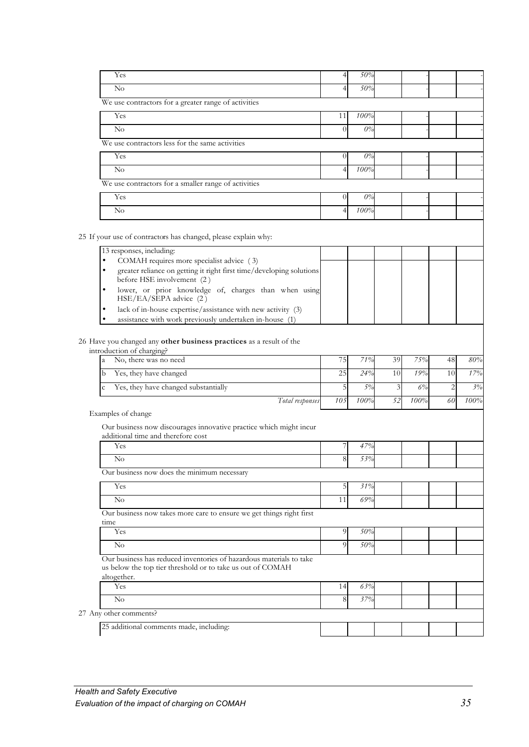| | | | | | | |
|---|---|---|---|---|---|---|
| Yes | 4 | 50% | | - | | - |
| No | 4 | 50% | | - | | - |
| We use contractors for a greater range of activities | | | | | | |
| Yes | 11 | 100% | | - | | - |
| No | 0 | 0% | | - | | - |
| We use contractors less for the same activities | | | | | | |
| Yes | 0 | 0% | | - | | - |
| No | 4 | 100% | | - | | - |
| We use contractors for a smaller range of activities | | | | | | |
| Yes | 0 | 0% | | - | | - |
| No | 4 | 100% | | - | | - |

25 If your use of contractors has changed, please explain why:

13 responses, including:

- COMAH requires more specialist advice (3)
- greater reliance on getting it right first time/developing solutions before HSE involvement (2)
- lower, or prior knowledge of, charges than when using HSE/EA/SEPA advice (2)
- lack of in-house expertise/assistance with new activity (3)
- assistance with work previously undertaken in-house (1)

26 Have you changed any **other business practices** as a result of the introduction of charging?

| | | | | | | |
|---|---|---|---|---|---|---|
| a No, there was no need | 75 | 71% | 39 | 75% | 48 | 80% |
| b Yes, they have changed | 25 | 24% | 10 | 19% | 10 | 17% |
| c Yes, they have changed substantially | 5 | 5% | 3 | 6% | 2 | 3% |
| *Total responses* | 105 | 100% | 52 | 100% | 60 | 100% |

Examples of change

| | | | | | | |
|---|---|---|---|---|---|---|
| Our business now discourages innovative practice which might incur additional time and therefore cost | | | | | | |
| Yes | 7 | 47% | | | | |
| No | 8 | 53% | | | | |
| Our business now does the minimum necessary | | | | | | |
| Yes | 5 | 31% | | | | |
| No | 11 | 69% | | | | |
| Our business now takes more care to ensure we get things right first time | | | | | | |
| Yes | 9 | 50% | | | | |
| No | 9 | 50% | | | | |
| Our business has reduced inventories of hazardous materials to take us below the top tier threshold or to take us out of COMAH altogether. | | | | | | |
| Yes | 14 | 63% | | | | |
| No | 8 | 37% | | | | |

27 Any other comments?

25 additional comments made, including: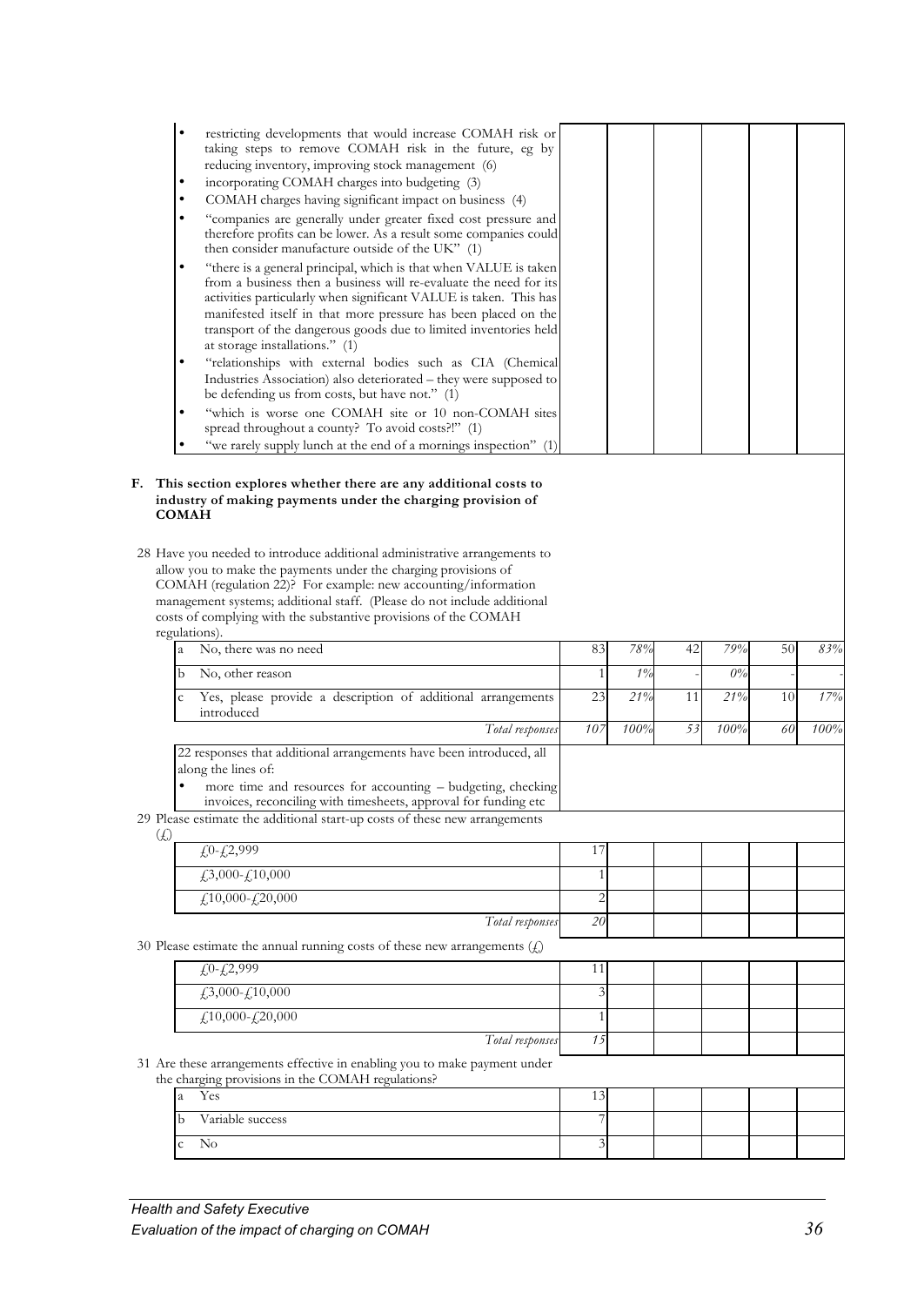- restricting developments that would increase COMAH risk or taking steps to remove COMAH risk in the future, eg by reducing inventory, improving stock management (6)
- incorporating COMAH charges into budgeting (3)
- COMAH charges having significant impact on business (4)
- "companies are generally under greater fixed cost pressure and therefore profits can be lower. As a result some companies could then consider manufacture outside of the UK" (1)
- "there is a general principal, which is that when VALUE is taken from a business then a business will re-evaluate the need for its activities particularly when significant VALUE is taken. This has manifested itself in that more pressure has been placed on the transport of the dangerous goods due to limited inventories held at storage installations." (1)
- "relationships with external bodies such as CIA (Chemical Industries Association) also deteriorated – they were supposed to be defending us from costs, but have not." (1)
- "which is worse one COMAH site or 10 non-COMAH sites spread throughout a county? To avoid costs?!" (1)
- "we rarely supply lunch at the end of a mornings inspection" (1)

**F. This section explores whether there are any additional costs to industry of making payments under the charging provision of COMAH**

28 Have you needed to introduce additional administrative arrangements to allow you to make the payments under the charging provisions of COMAH (regulation 22)? For example: new accounting/information management systems; additional staff. (Please do not include additional costs of complying with the substantive provisions of the COMAH regulations).

| | | | | | | |
|---|---|---|---|---|---|---|
| a No, there was no need | 83 | *78%* | 42 | *79%* | 50 | *83%* |
| b No, other reason | 1 | *1%* | - | *0%* | - | - |
| c Yes, please provide a description of additional arrangements introduced | 23 | *21%* | 11 | *21%* | 10 | *17%* |
| *Total responses* | *107* | *100%* | *53* | *100%* | *60* | *100%* |

22 responses that additional arrangements have been introduced, all along the lines of:

- more time and resources for accounting – budgeting, checking invoices, reconciling with timesheets, approval for funding etc

29 Please estimate the additional start-up costs of these new arrangements (£)

| | |
|---|---|
| £0-£2,999 | 17 |
| £3,000-£10,000 | 1 |
| £10,000-£20,000 | 2 |
| *Total responses* | *20* |

30 Please estimate the annual running costs of these new arrangements (£)

| | |
|---|---|
| £0-£2,999 | 11 |
| £3,000-£10,000 | 3 |
| £10,000-£20,000 | 1 |
| *Total responses* | *15* |

31 Are these arrangements effective in enabling you to make payment under the charging provisions in the COMAH regulations?

| | |
|---|---|
| a Yes | 13 |
| b Variable success | 7 |
| c No | 3 |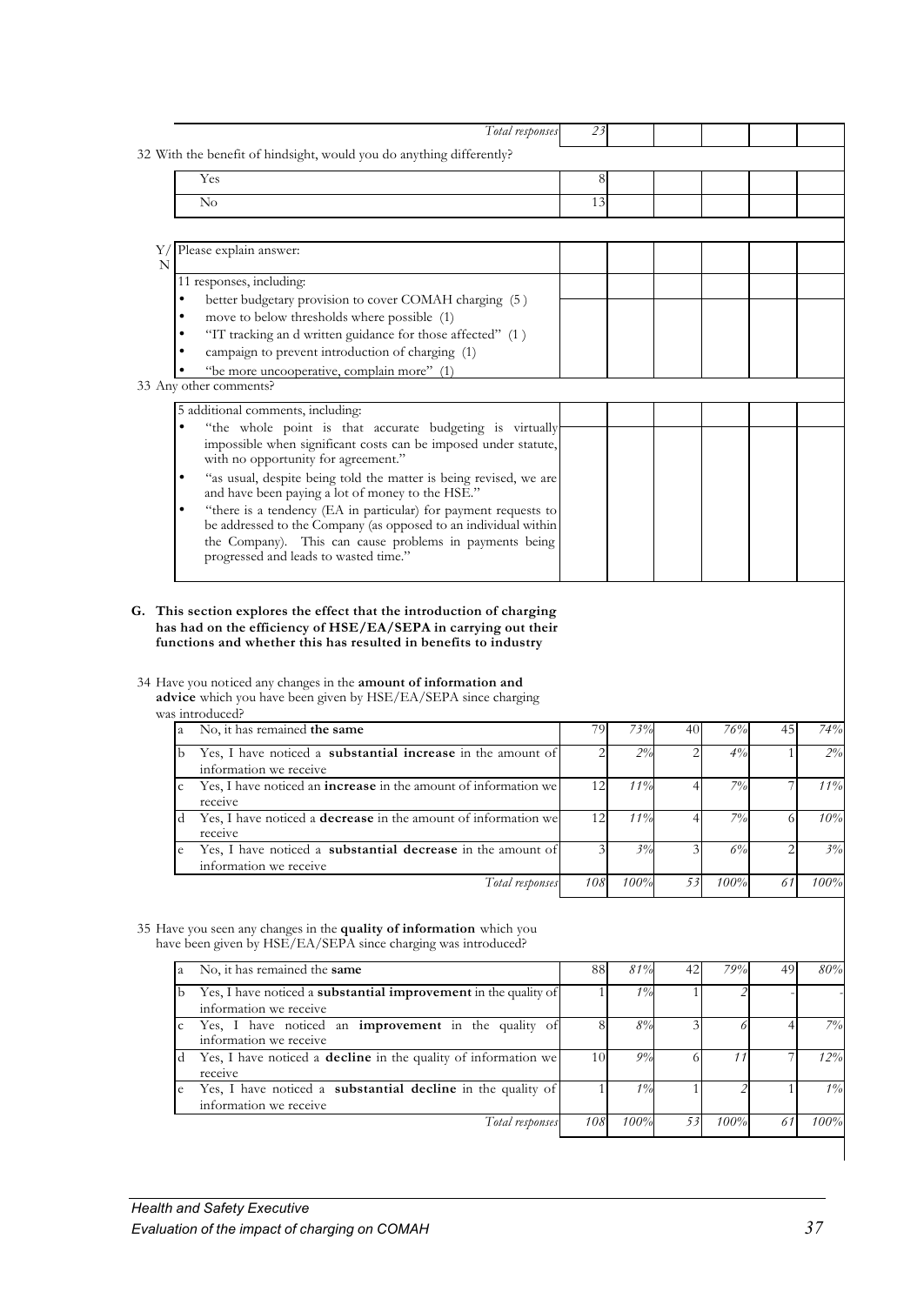| | Total responses | 23 | | | | | |
|---|---|---|---|---|---|---|---|

32 With the benefit of hindsight, would you do anything differently?

| | | | | | | | |
|---|---|---|---|---|---|---|---|
| | Yes | 8 | | | | | |
| | No | 13 | | | | | |

Y/N Please explain answer:

11 responses, including:

- better budgetary provision to cover COMAH charging (5)
- move to below thresholds where possible (1)
- "IT tracking an d written guidance for those affected" (1)
- campaign to prevent introduction of charging (1)
- "be more uncooperative, complain more" (1)

33 Any other comments?

5 additional comments, including:

- "the whole point is that accurate budgeting is virtually impossible when significant costs can be imposed under statute, with no opportunity for agreement."
- "as usual, despite being told the matter is being revised, we are and have been paying a lot of money to the HSE."
- "there is a tendency (EA in particular) for payment requests to be addressed to the Company (as opposed to an individual within the Company). This can cause problems in payments being progressed and leads to wasted time."

## G. This section explores the effect that the introduction of charging has had on the efficiency of HSE/EA/SEPA in carrying out their functions and whether this has resulted in benefits to industry

34 Have you noticed any changes in the **amount of information and advice** which you have been given by HSE/EA/SEPA since charging was introduced?

| | | | | | | | |
|---|---|---|---|---|---|---|---|
| a | No, it has remained **the same** | 79 | *73%* | 40 | *76%* | 45 | *74%* |
| b | Yes, I have noticed a **substantial increase** in the amount of information we receive | 2 | *2%* | 2 | *4%* | 1 | *2%* |
| c | Yes, I have noticed an **increase** in the amount of information we receive | 12 | *11%* | 4 | *7%* | 7 | *11%* |
| d | Yes, I have noticed a **decrease** in the amount of information we receive | 12 | *11%* | 4 | *7%* | 6 | *10%* |
| e | Yes, I have noticed a **substantial decrease** in the amount of information we receive | 3 | *3%* | 3 | *6%* | 2 | *3%* |
| | *Total responses* | *108* | *100%* | *53* | *100%* | *61* | *100%* |

35 Have you seen any changes in the **quality of information** which you have been given by HSE/EA/SEPA since charging was introduced?

| | | | | | | | |
|---|---|---|---|---|---|---|---|
| a | No, it has remained the **same** | 88 | *81%* | 42 | *79%* | 49 | *80%* |
| b | Yes, I have noticed a **substantial improvement** in the quality of information we receive | 1 | *1%* | 1 | *2* | - | - |
| c | Yes, I have noticed an **improvement** in the quality of information we receive | 8 | *8%* | 3 | *6* | 4 | *7%* |
| d | Yes, I have noticed a **decline** in the quality of information we receive | 10 | *9%* | 6 | *11* | 7 | *12%* |
| e | Yes, I have noticed a **substantial decline** in the quality of information we receive | 1 | *1%* | 1 | *2* | 1 | *1%* |
| | *Total responses* | *108* | *100%* | *53* | *100%* | *61* | *100%* |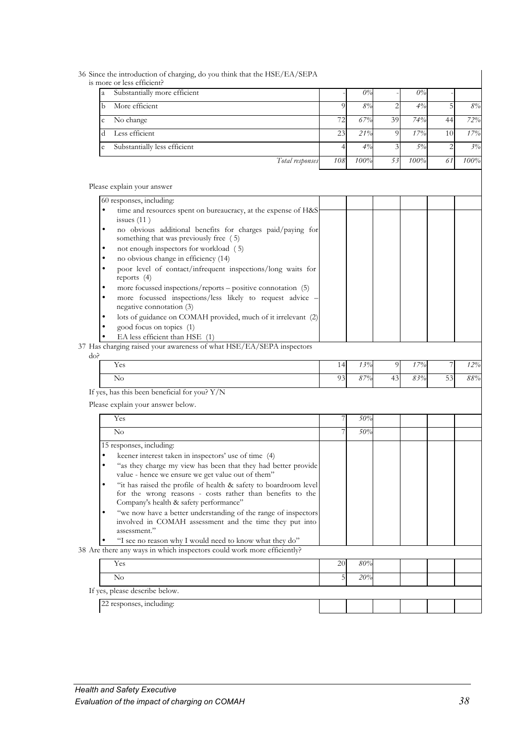36 Since the introduction of charging, do you think that the HSE/EA/SEPA is more or less efficient?

| | | | | | | | |
|---|---|---|---|---|---|---|---|
| a | Substantially more efficient | - | *0%* | - | *0%* | - | |
| b | More efficient | 9 | *8%* | 2 | *4%* | 5 | *8%* |
| c | No change | 72 | *67%* | 39 | *74%* | 44 | *72%* |
| d | Less efficient | 23 | *21%* | 9 | *17%* | 10 | *17%* |
| e | Substantially less efficient | 4 | *4%* | 3 | *5%* | 2 | *3%* |
| | *Total responses* | *108* | *100%* | *53* | *100%* | *61* | *100%* |

Please explain your answer

60 responses, including:

- time and resources spent on bureaucracy, at the expense of H&S issues (11 )
- no obvious additional benefits for charges paid/paying for something that was previously free ( 5)
- not enough inspectors for workload ( 5)
- no obvious change in efficiency (14)
- poor level of contact/infrequent inspections/long waits for reports (4)
- more focussed inspections/reports – positive connotation (5)
- more focussed inspections/less likely to request advice – negative connotation (3)
- lots of guidance on COMAH provided, much of it irrelevant (2)
- good focus on topics (1)
- EA less efficient than HSE (1)

37 Has charging raised your awareness of what HSE/EA/SEPA inspectors do?

| | | | | | | |
|---|---|---|---|---|---|---|
| Yes | 14 | *13%* | 9 | *17%* | 7 | *12%* |
| No | 93 | *87%* | 43 | *83%* | 53 | *88%* |

If yes, has this been beneficial for you? Y/N

Please explain your answer below.

| | | |
|---|---|---|
| Yes | 7 | *50%* |
| No | 7 | *50%* |

15 responses, including:

- keener interest taken in inspectors' use of time (4)
- "as they charge my view has been that they had better provide value - hence we ensure we get value out of them"
- "it has raised the profile of health & safety to boardroom level for the wrong reasons - costs rather than benefits to the Company's health & safety performance"
- "we now have a better understanding of the range of inspectors involved in COMAH assessment and the time they put into assessment."
- "I see no reason why I would need to know what they do"

38 Are there any ways in which inspectors could work more efficiently?

| | | |
|---|---|---|
| Yes | 20 | *80%* |
| No | 5 | *20%* |

If yes, please describe below.

22 responses, including: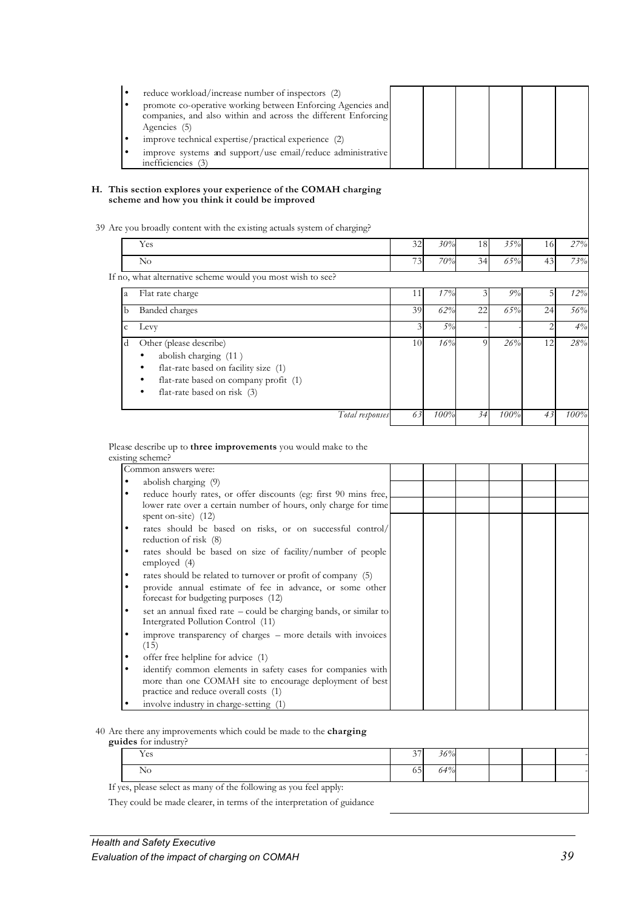| | | | | | | |
|---|---|---|---|---|---|---|
| • reduce workload/increase number of inspectors (2)<br>• promote co-operative working between Enforcing Agencies and companies, and also within and across the different Enforcing Agencies (5)<br>• improve technical expertise/practical experience (2)<br>• improve systems and support/use email/reduce administrative inefficiencies (3) | | | | | | |

## H. This section explores your experience of the COMAH charging scheme and how you think it could be improved

39 Are you broadly content with the existing actuals system of charging?

| | | | | | | |
|---|---|---|---|---|---|---|
| Yes | 32 | *30%* | 18 | *35%* | 16 | *27%* |
| No | 73 | *70%* | 34 | *65%* | 43 | *73%* |

If no, what alternative scheme would you most wish to see?

| | | | | | | |
|---|---|---|---|---|---|---|
| a Flat rate charge | 11 | *17%* | 3 | *9%* | 5 | *12%* |
| b Banded charges | 39 | *62%* | 22 | *65%* | 24 | *56%* |
| c Levy | 3 | *5%* | - | - | 2 | *4%* |
| d Other (please describe)<br>• abolish charging (11)<br>• flat-rate based on facility size (1)<br>• flat-rate based on company profit (1)<br>• flat-rate based on risk (3) | 10 | *16%* | 9 | *26%* | 12 | *28%* |
| *Total responses* | *63* | *100%* | *34* | *100%* | *43* | *100%* |

Please describe up to **three improvements** you would make to the existing scheme?

| | | | | | | |
|---|---|---|---|---|---|---|
| Common answers were:<br>• abolish charging (9)<br>• reduce hourly rates, or offer discounts (eg: first 90 mins free, lower rate over a certain number of hours, only charge for time spent on-site) (12)<br>• rates should be based on risks, or on successful control/ reduction of risk (8)<br>• rates should be based on size of facility/number of people employed (4)<br>• rates should be related to turnover or profit of company (5)<br>• provide annual estimate of fee in advance, or some other forecast for budgeting purposes (12)<br>• set an annual fixed rate – could be charging bands, or similar to Intergrated Pollution Control (11)<br>• improve transparency of charges – more details with invoices (15)<br>• offer free helpline for advice (1)<br>• identify common elements in safety cases for companies with more than one COMAH site to encourage deployment of best practice and reduce overall costs (1)<br>• involve industry in charge-setting (1) | | | | | | |

40 Are there any improvements which could be made to the **charging guides** for industry?

| | | | | | | |
|---|---|---|---|---|---|---|
| Yes | 37 | *36%* | | | | - |
| No | 65 | *64%* | | | | - |

If yes, please select as many of the following as you feel apply:

They could be made clearer, in terms of the interpretation of guidance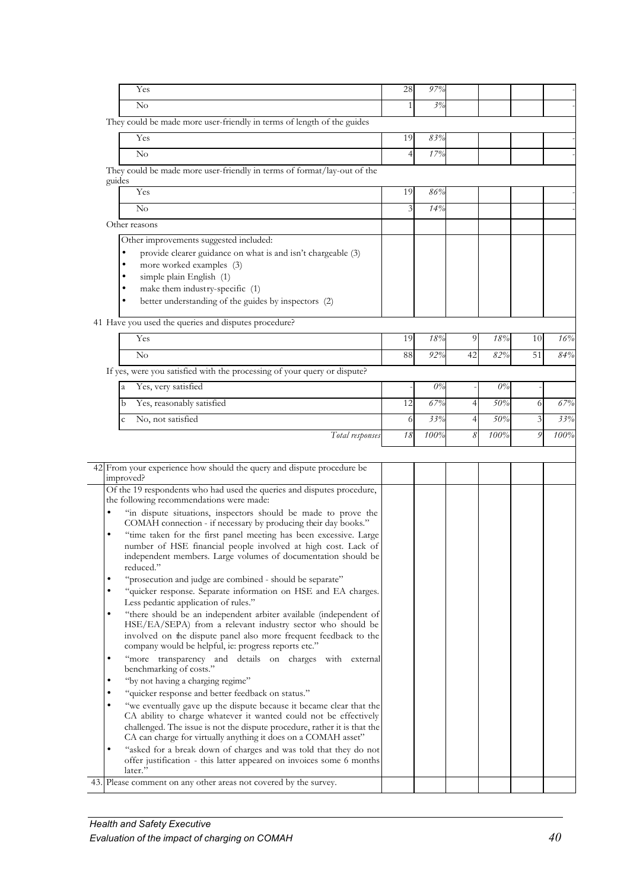| | | | | | | |
|---|---|---|---|---|---|---|
| Yes | 28 | 97% | | | | - |
| No | 1 | 3% | | | | - |
| They could be made more user-friendly in terms of length of the guides | | | | | | |
| Yes | 19 | 83% | | | | - |
| No | 4 | 17% | | | | - |
| They could be made more user-friendly in terms of format/lay-out of the guides | | | | | | |
| Yes | 19 | 86% | | | | - |
| No | 3 | 14% | | | | - |
| Other reasons | | | | | | |
| Other improvements suggested included:<br>• provide clearer guidance on what is and isn't chargeable (3)<br>• more worked examples (3)<br>• simple plain English (1)<br>• make them industry-specific (1)<br>• better understanding of the guides by inspectors (2) | | | | | | |
| 41 Have you used the queries and disputes procedure? | | | | | | |
| Yes | 19 | 18% | 9 | 18% | 10 | 16% |
| No | 88 | 92% | 42 | 82% | 51 | 84% |
| If yes, were you satisfied with the processing of your query or dispute? | | | | | | |
| a Yes, very satisfied | - | 0% | - | 0% | - | |
| b Yes, reasonably satisfied | 12 | 67% | 4 | 50% | 6 | 67% |
| c No, not satisfied | 6 | 33% | 4 | 50% | 3 | 33% |
| *Total responses* | *18* | *100%* | *8* | *100%* | *9* | *100%* |

42 From your experience how should the query and dispute procedure be improved?

Of the 19 respondents who had used the queries and disputes procedure, the following recommendations were made:

- "in dispute situations, inspectors should be made to prove the COMAH connection - if necessary by producing their day books."
- "time taken for the first panel meeting has been excessive. Large number of HSE financial people involved at high cost. Lack of independent members. Large volumes of documentation should be reduced."
- "prosecution and judge are combined - should be separate"
- "quicker response. Separate information on HSE and EA charges. Less pedantic application of rules."
- "there should be an independent arbiter available (independent of HSE/EA/SEPA) from a relevant industry sector who should be involved on the dispute panel also more frequent feedback to the company would be helpful, ie: progress reports etc."
- "more transparency and details on charges with external benchmarking of costs."
- "by not having a charging regime"
- "quicker response and better feedback on status."
- "we eventually gave up the dispute because it became clear that the CA ability to charge whatever it wanted could not be effectively challenged. The issue is not the dispute procedure, rather it is that the CA can charge for virtually anything it does on a COMAH asset"
- "asked for a break down of charges and was told that they do not offer justification - this latter appeared on invoices some 6 months later."

43. Please comment on any other areas not covered by the survey.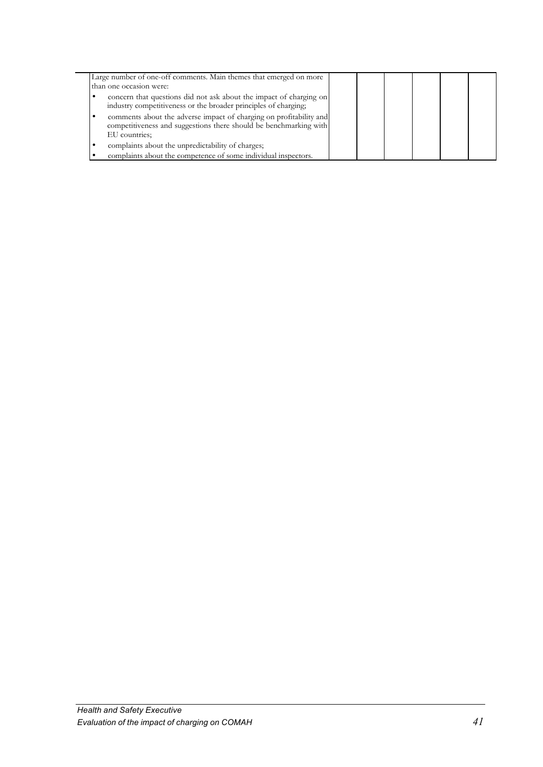| Large number of one-off comments. Main themes that emerged on more than one occasion were:<br>• concern that questions did not ask about the impact of charging on industry competitiveness or the broader principles of charging;<br>• comments about the adverse impact of charging on profitability and competitiveness and suggestions there should be benchmarking with EU countries;<br>• complaints about the unpredictability of charges;<br>• complaints about the competence of some individual inspectors. | | | | | |
|---|---|---|---|---|---|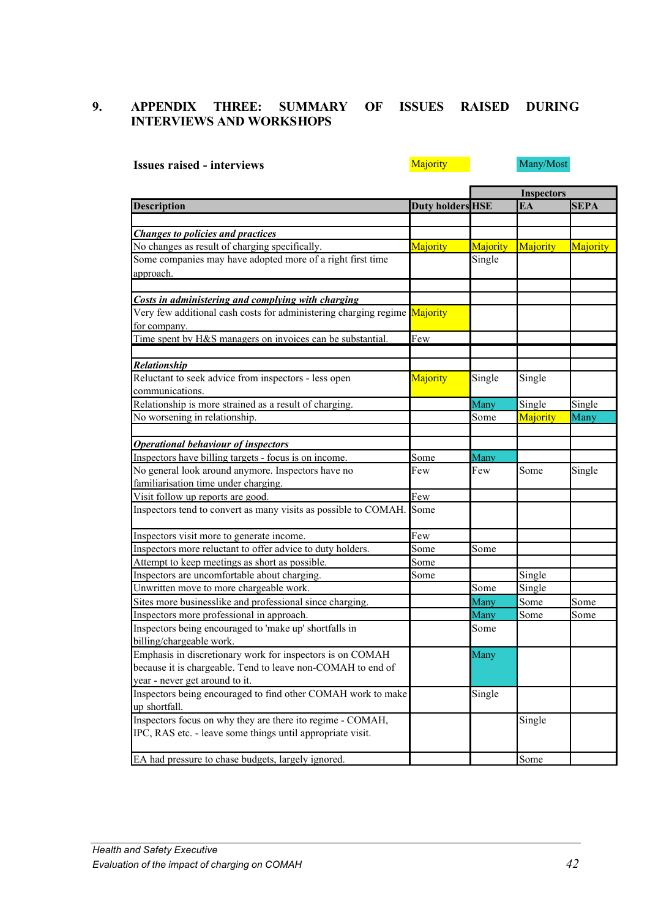# 9. APPENDIX THREE: SUMMARY OF ISSUES RAISED DURING INTERVIEWS AND WORKSHOPS

**Issues raised - interviews**

Majority | Many/Most

| Description | Duty holders | Inspectors | | |
|---|---|---|---|---|
| | | HSE | EA | SEPA |
| ***Changes to policies and practices*** | | | | |
| No changes as result of charging specifically. | Majority | Majority | Majority | Majority |
| Some companies may have adopted more of a right first time approach. | | Single | | |
| ***Costs in administering and complying with charging*** | | | | |
| Very few additional cash costs for administering charging regime for company. | Majority | | | |
| Time spent by H&S managers on invoices can be substantial. | Few | | | |
| ***Relationship*** | | | | |
| Reluctant to seek advice from inspectors - less open communications. | Majority | Single | Single | |
| Relationship is more strained as a result of charging. | | Many | Single | Single |
| No worsening in relationship. | | Some | Majority | Many |
| ***Operational behaviour of inspectors*** | | | | |
| Inspectors have billing targets - focus is on income. | Some | Many | | |
| No general look around anymore. Inspectors have no familiarisation time under charging. | Few | Few | Some | Single |
| Visit follow up reports are good. | Few | | | |
| Inspectors tend to convert as many visits as possible to COMAH. | Some | | | |
| Inspectors visit more to generate income. | Few | | | |
| Inspectors more reluctant to offer advice to duty holders. | Some | Some | | |
| Attempt to keep meetings as short as possible. | Some | | | |
| Inspectors are uncomfortable about charging. | Some | | Single | |
| Unwritten move to more chargeable work. | | Some | Single | |
| Sites more businesslike and professional since charging. | | Many | Some | Some |
| Inspectors more professional in approach. | | Many | Some | Some |
| Inspectors being encouraged to 'make up' shortfalls in billing/chargeable work. | | Some | | |
| Emphasis in discretionary work for inspectors is on COMAH because it is chargeable. Tend to leave non-COMAH to end of year - never get around to it. | | Many | | |
| Inspectors being encouraged to find other COMAH work to make up shortfall. | | Single | | |
| Inspectors focus on why they are there ito regime - COMAH, IPC, RAS etc. - leave some things until appropriate visit. | | | Single | |
| EA had pressure to chase budgets, largely ignored. | | | Some | |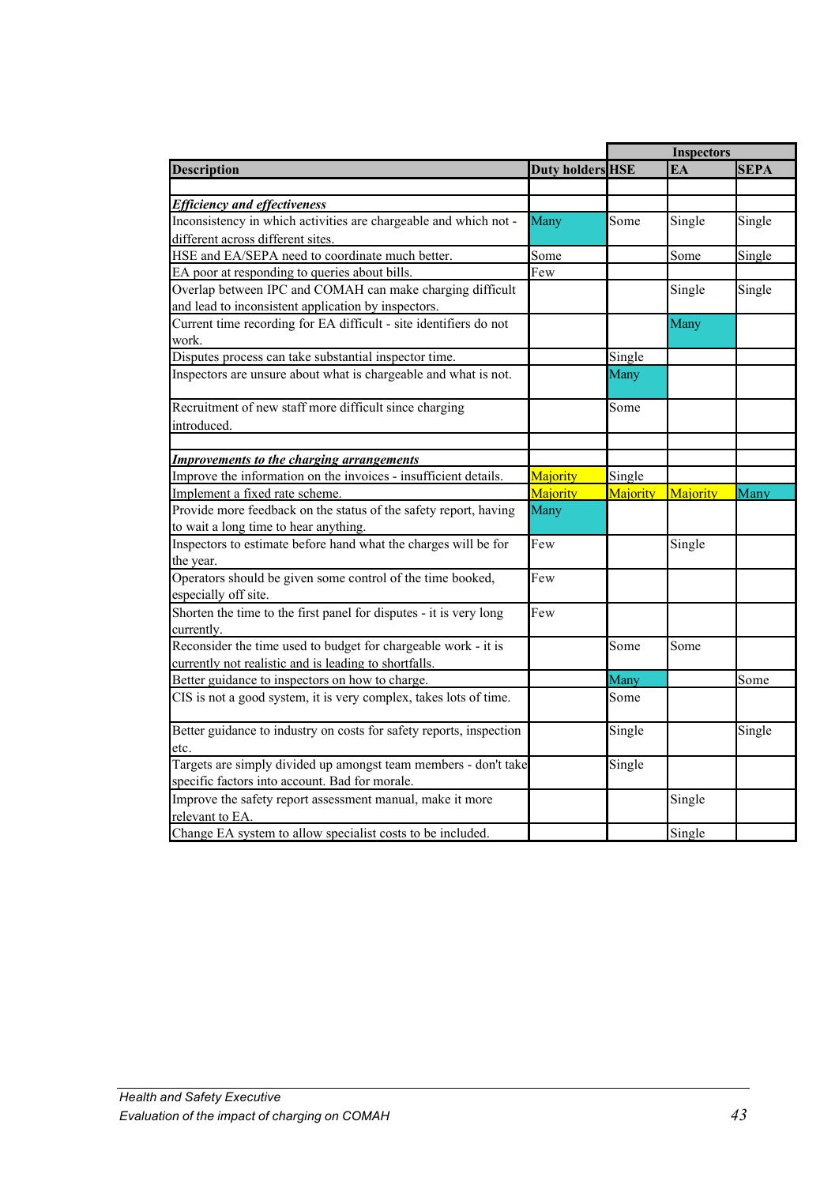| Description | Duty holders | Inspectors | | |
|---|---|---|---|---|
| | | HSE | EA | SEPA |
| | | | | |
| ***Efficiency and effectiveness*** | | | | |
| Inconsistency in which activities are chargeable and which not - different across different sites. | Many | Some | Single | Single |
| HSE and EA/SEPA need to coordinate much better. | Some | | Some | Single |
| EA poor at responding to queries about bills. | Few | | | |
| Overlap between IPC and COMAH can make charging difficult and lead to inconsistent application by inspectors. | | | Single | Single |
| Current time recording for EA difficult - site identifiers do not work. | | | Many | |
| Disputes process can take substantial inspector time. | | Single | | |
| Inspectors are unsure about what is chargeable and what is not. | | Many | | |
| Recruitment of new staff more difficult since charging introduced. | | Some | | |
| | | | | |
| ***Improvements to the charging arrangements*** | | | | |
| Improve the information on the invoices - insufficient details. | Majority | Single | | |
| Implement a fixed rate scheme. | Majority | Majority | Majority | Many |
| Provide more feedback on the status of the safety report, having to wait a long time to hear anything. | Many | | | |
| Inspectors to estimate before hand what the charges will be for the year. | Few | | Single | |
| Operators should be given some control of the time booked, especially off site. | Few | | | |
| Shorten the time to the first panel for disputes - it is very long currently. | Few | | | |
| Reconsider the time used to budget for chargeable work - it is currently not realistic and is leading to shortfalls. | | Some | Some | |
| Better guidance to inspectors on how to charge. | | Many | | Some |
| CIS is not a good system, it is very complex, takes lots of time. | | Some | | |
| Better guidance to industry on costs for safety reports, inspection etc. | | Single | | Single |
| Targets are simply divided up amongst team members - don't take specific factors into account. Bad for morale. | | Single | | |
| Improve the safety report assessment manual, make it more relevant to EA. | | | Single | |
| Change EA system to allow specialist costs to be included. | | | Single | |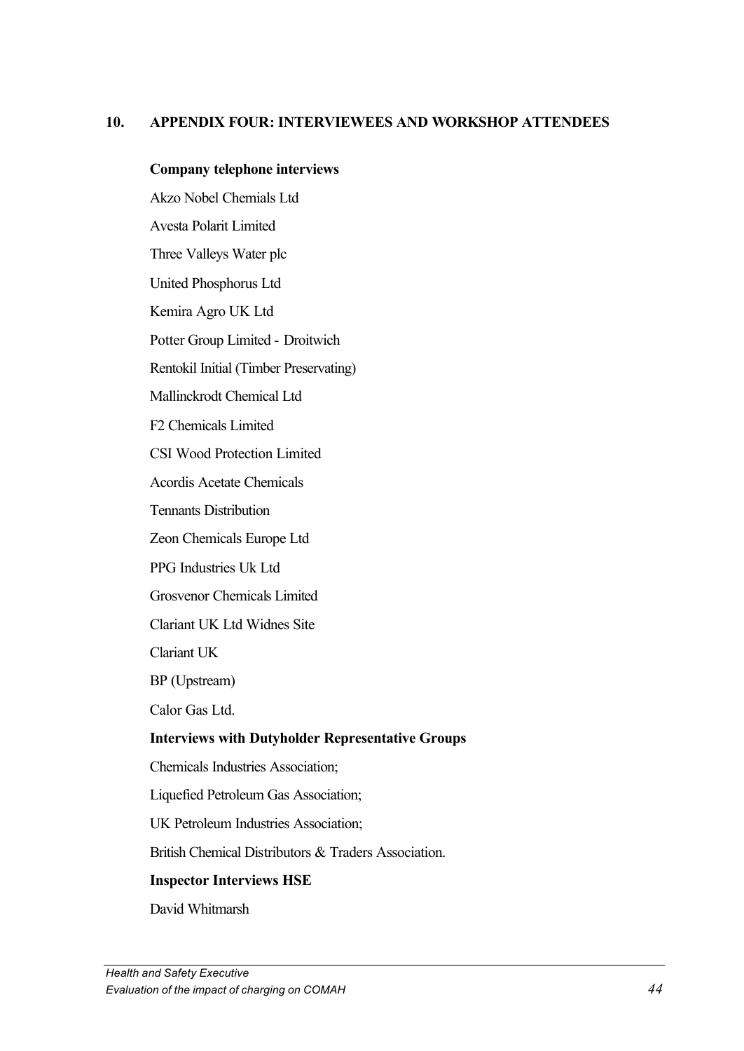## 10. APPENDIX FOUR: INTERVIEWEES AND WORKSHOP ATTENDEES

**Company telephone interviews**

Akzo Nobel Chemials Ltd

Avesta Polarit Limited

Three Valleys Water plc

United Phosphorus Ltd

Kemira Agro UK Ltd

Potter Group Limited - Droitwich

Rentokil Initial (Timber Preservating)

Mallinckrodt Chemical Ltd

F2 Chemicals Limited

CSI Wood Protection Limited

Acordis Acetate Chemicals

Tennants Distribution

Zeon Chemicals Europe Ltd

PPG Industries Uk Ltd

Grosvenor Chemicals Limited

Clariant UK Ltd Widnes Site

Clariant UK

BP (Upstream)

Calor Gas Ltd.

**Interviews with Dutyholder Representative Groups**

Chemicals Industries Association;

Liquefied Petroleum Gas Association;

UK Petroleum Industries Association;

British Chemical Distributors & Traders Association.

**Inspector Interviews HSE**

David Whitmarsh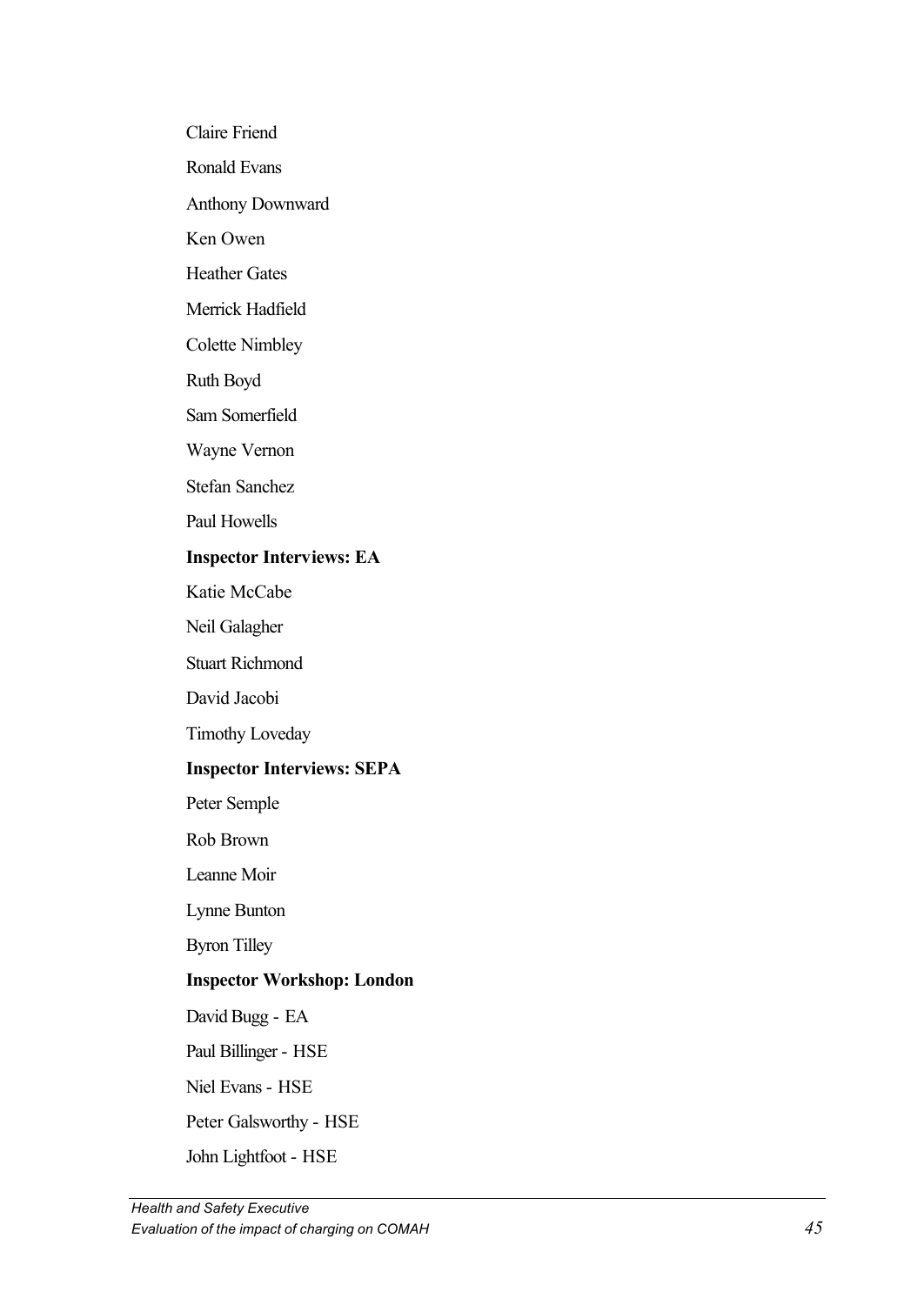Claire Friend

Ronald Evans

Anthony Downward

Ken Owen

Heather Gates

Merrick Hadfield

Colette Nimbley

Ruth Boyd

Sam Somerfield

Wayne Vernon

Stefan Sanchez

Paul Howells

**Inspector Interviews: EA**

Katie McCabe

Neil Galagher

Stuart Richmond

David Jacobi

Timothy Loveday

**Inspector Interviews: SEPA**

Peter Semple

Rob Brown

Leanne Moir

Lynne Bunton

Byron Tilley

**Inspector Workshop: London**

David Bugg - EA

Paul Billinger - HSE

Niel Evans - HSE

Peter Galsworthy - HSE

John Lightfoot - HSE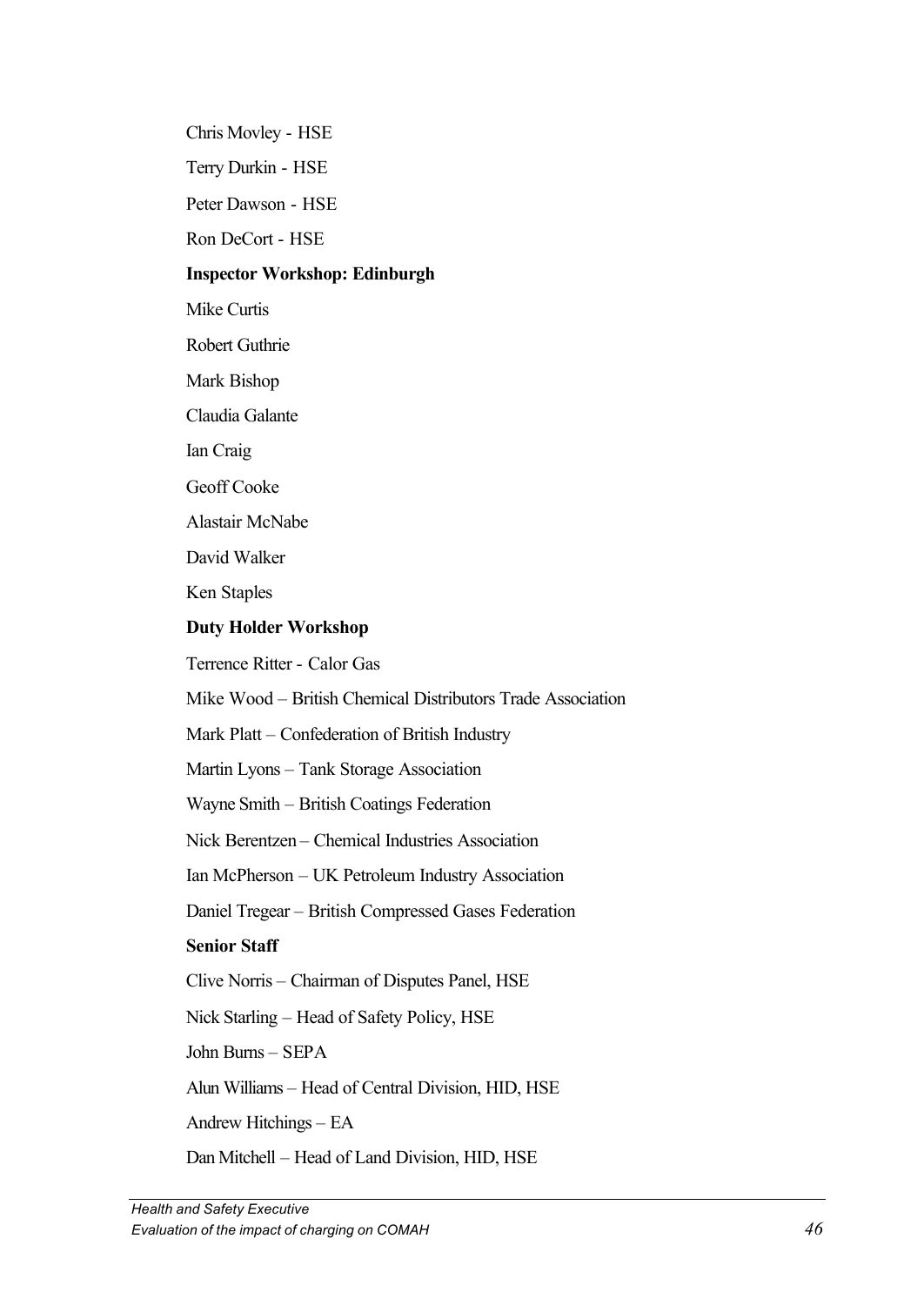Chris Movley - HSE

Terry Durkin - HSE

Peter Dawson - HSE

Ron DeCort - HSE

**Inspector Workshop: Edinburgh**

Mike Curtis

Robert Guthrie

Mark Bishop

Claudia Galante

Ian Craig

Geoff Cooke

Alastair McNabe

David Walker

Ken Staples

**Duty Holder Workshop**

Terrence Ritter - Calor Gas

Mike Wood – British Chemical Distributors Trade Association

Mark Platt – Confederation of British Industry

Martin Lyons – Tank Storage Association

Wayne Smith – British Coatings Federation

Nick Berentzen – Chemical Industries Association

Ian McPherson – UK Petroleum Industry Association

Daniel Tregear – British Compressed Gases Federation

**Senior Staff**

Clive Norris – Chairman of Disputes Panel, HSE

Nick Starling – Head of Safety Policy, HSE

John Burns – SEPA

Alun Williams – Head of Central Division, HID, HSE

Andrew Hitchings – EA

Dan Mitchell – Head of Land Division, HID, HSE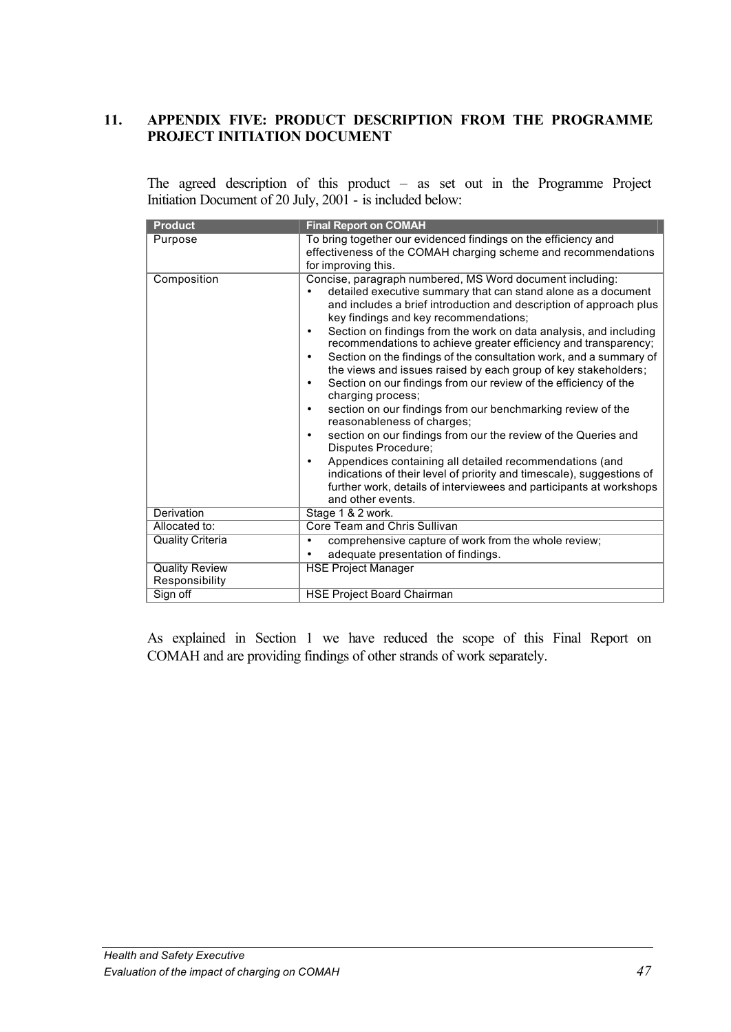## 11. APPENDIX FIVE: PRODUCT DESCRIPTION FROM THE PROGRAMME PROJECT INITIATION DOCUMENT

The agreed description of this product – as set out in the Programme Project Initiation Document of 20 July, 2001 - is included below:

| Product | Final Report on COMAH |
|---|---|
| Purpose | To bring together our evidenced findings on the efficiency and effectiveness of the COMAH charging scheme and recommendations for improving this. |
| Composition | Concise, paragraph numbered, MS Word document including:<br>• detailed executive summary that can stand alone as a document and includes a brief introduction and description of approach plus key findings and key recommendations;<br>• Section on findings from the work on data analysis, and including recommendations to achieve greater efficiency and transparency;<br>• Section on the findings of the consultation work, and a summary of the views and issues raised by each group of key stakeholders;<br>• Section on our findings from our review of the efficiency of the charging process;<br>• section on our findings from our benchmarking review of the reasonableness of charges;<br>• section on our findings from our the review of the Queries and Disputes Procedure;<br>• Appendices containing all detailed recommendations (and indications of their level of priority and timescale), suggestions of further work, details of interviewees and participants at workshops and other events. |
| Derivation | Stage 1 & 2 work. |
| Allocated to: | Core Team and Chris Sullivan |
| Quality Criteria | • comprehensive capture of work from the whole review;<br>• adequate presentation of findings. |
| Quality Review Responsibility | HSE Project Manager |
| Sign off | HSE Project Board Chairman |

As explained in Section 1 we have reduced the scope of this Final Report on COMAH and are providing findings of other strands of work separately.